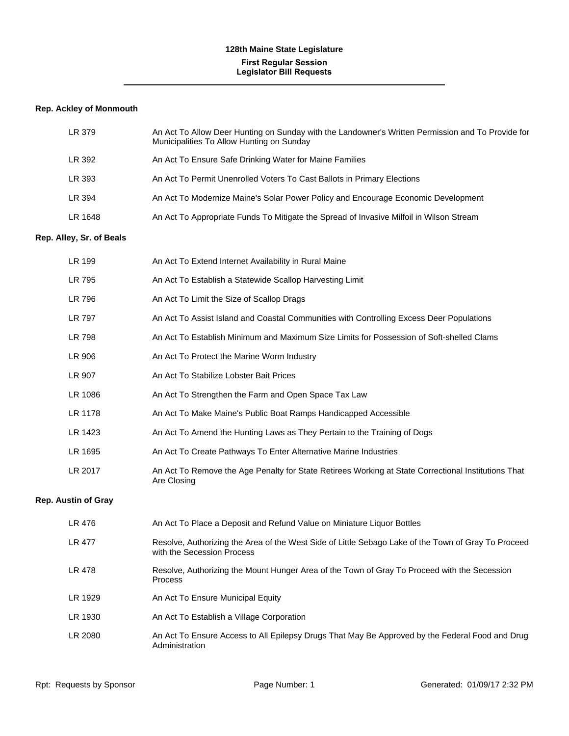# 128th Maine State Legislature

## First Regular Session
## Legislator Bill Requests

### Rep. Ackley of Monmouth

| | |
|---|---|
| LR 379 | An Act To Allow Deer Hunting on Sunday with the Landowner's Written Permission and To Provide for Municipalities To Allow Hunting on Sunday |
| LR 392 | An Act To Ensure Safe Drinking Water for Maine Families |
| LR 393 | An Act To Permit Unenrolled Voters To Cast Ballots in Primary Elections |
| LR 394 | An Act To Modernize Maine's Solar Power Policy and Encourage Economic Development |
| LR 1648 | An Act To Appropriate Funds To Mitigate the Spread of Invasive Milfoil in Wilson Stream |

### Rep. Alley, Sr. of Beals

| | |
|---|---|
| LR 199 | An Act To Extend Internet Availability in Rural Maine |
| LR 795 | An Act To Establish a Statewide Scallop Harvesting Limit |
| LR 796 | An Act To Limit the Size of Scallop Drags |
| LR 797 | An Act To Assist Island and Coastal Communities with Controlling Excess Deer Populations |
| LR 798 | An Act To Establish Minimum and Maximum Size Limits for Possession of Soft-shelled Clams |
| LR 906 | An Act To Protect the Marine Worm Industry |
| LR 907 | An Act To Stabilize Lobster Bait Prices |
| LR 1086 | An Act To Strengthen the Farm and Open Space Tax Law |
| LR 1178 | An Act To Make Maine's Public Boat Ramps Handicapped Accessible |
| LR 1423 | An Act To Amend the Hunting Laws as They Pertain to the Training of Dogs |
| LR 1695 | An Act To Create Pathways To Enter Alternative Marine Industries |
| LR 2017 | An Act To Remove the Age Penalty for State Retirees Working at State Correctional Institutions That Are Closing |

### Rep. Austin of Gray

| | |
|---|---|
| LR 476 | An Act To Place a Deposit and Refund Value on Miniature Liquor Bottles |
| LR 477 | Resolve, Authorizing the Area of the West Side of Little Sebago Lake of the Town of Gray To Proceed with the Secession Process |
| LR 478 | Resolve, Authorizing the Mount Hunger Area of the Town of Gray To Proceed with the Secession Process |
| LR 1929 | An Act To Ensure Municipal Equity |
| LR 1930 | An Act To Establish a Village Corporation |
| LR 2080 | An Act To Ensure Access to All Epilepsy Drugs That May Be Approved by the Federal Food and Drug Administration |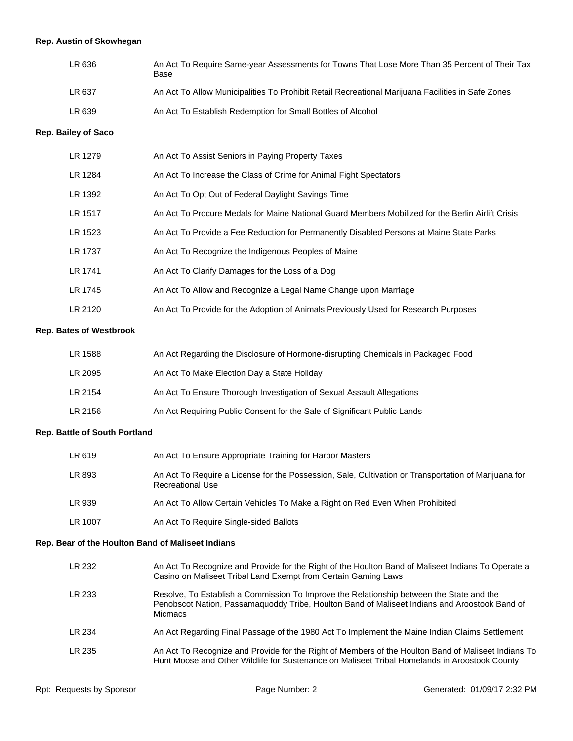**Rep. Austin of Skowhegan**

| | |
|---|---|
| LR 636 | An Act To Require Same-year Assessments for Towns That Lose More Than 35 Percent of Their Tax Base |
| LR 637 | An Act To Allow Municipalities To Prohibit Retail Recreational Marijuana Facilities in Safe Zones |
| LR 639 | An Act To Establish Redemption for Small Bottles of Alcohol |

**Rep. Bailey of Saco**

| | |
|---|---|
| LR 1279 | An Act To Assist Seniors in Paying Property Taxes |
| LR 1284 | An Act To Increase the Class of Crime for Animal Fight Spectators |
| LR 1392 | An Act To Opt Out of Federal Daylight Savings Time |
| LR 1517 | An Act To Procure Medals for Maine National Guard Members Mobilized for the Berlin Airlift Crisis |
| LR 1523 | An Act To Provide a Fee Reduction for Permanently Disabled Persons at Maine State Parks |
| LR 1737 | An Act To Recognize the Indigenous Peoples of Maine |
| LR 1741 | An Act To Clarify Damages for the Loss of a Dog |
| LR 1745 | An Act To Allow and Recognize a Legal Name Change upon Marriage |
| LR 2120 | An Act To Provide for the Adoption of Animals Previously Used for Research Purposes |

**Rep. Bates of Westbrook**

| | |
|---|---|
| LR 1588 | An Act Regarding the Disclosure of Hormone-disrupting Chemicals in Packaged Food |
| LR 2095 | An Act To Make Election Day a State Holiday |
| LR 2154 | An Act To Ensure Thorough Investigation of Sexual Assault Allegations |
| LR 2156 | An Act Requiring Public Consent for the Sale of Significant Public Lands |

**Rep. Battle of South Portland**

| | |
|---|---|
| LR 619 | An Act To Ensure Appropriate Training for Harbor Masters |
| LR 893 | An Act To Require a License for the Possession, Sale, Cultivation or Transportation of Marijuana for Recreational Use |
| LR 939 | An Act To Allow Certain Vehicles To Make a Right on Red Even When Prohibited |
| LR 1007 | An Act To Require Single-sided Ballots |

**Rep. Bear of the Houlton Band of Maliseet Indians**

| | |
|---|---|
| LR 232 | An Act To Recognize and Provide for the Right of the Houlton Band of Maliseet Indians To Operate a Casino on Maliseet Tribal Land Exempt from Certain Gaming Laws |
| LR 233 | Resolve, To Establish a Commission To Improve the Relationship between the State and the Penobscot Nation, Passamaquoddy Tribe, Houlton Band of Maliseet Indians and Aroostook Band of Micmacs |
| LR 234 | An Act Regarding Final Passage of the 1980 Act To Implement the Maine Indian Claims Settlement |
| LR 235 | An Act To Recognize and Provide for the Right of Members of the Houlton Band of Maliseet Indians To Hunt Moose and Other Wildlife for Sustenance on Maliseet Tribal Homelands in Aroostook County |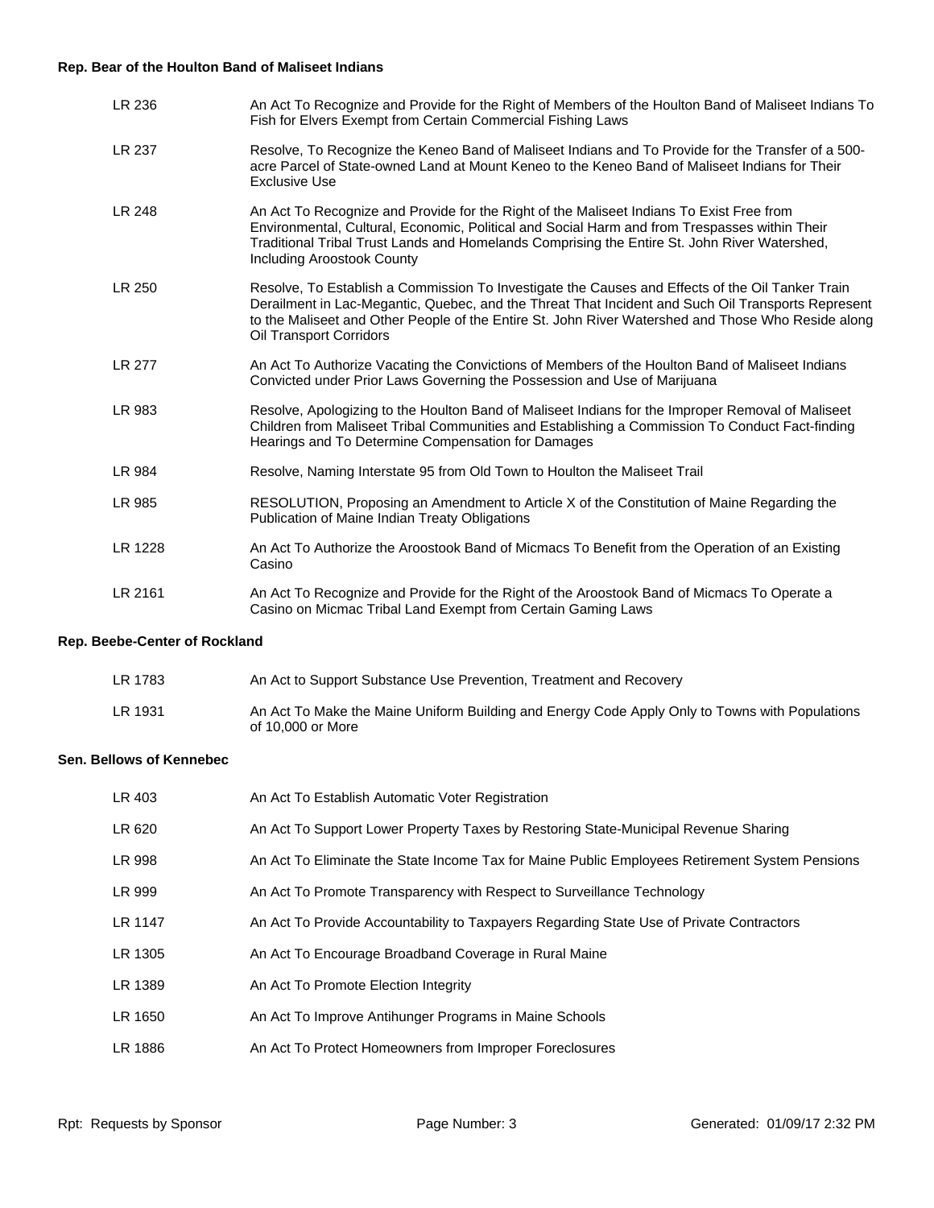**Rep. Bear of the Houlton Band of Maliseet Indians**

| | |
|---|---|
| LR 236 | An Act To Recognize and Provide for the Right of Members of the Houlton Band of Maliseet Indians To Fish for Elvers Exempt from Certain Commercial Fishing Laws |
| LR 237 | Resolve, To Recognize the Keneo Band of Maliseet Indians and To Provide for the Transfer of a 500-acre Parcel of State-owned Land at Mount Keneo to the Keneo Band of Maliseet Indians for Their Exclusive Use |
| LR 248 | An Act To Recognize and Provide for the Right of the Maliseet Indians To Exist Free from Environmental, Cultural, Economic, Political and Social Harm and from Trespasses within Their Traditional Tribal Trust Lands and Homelands Comprising the Entire St. John River Watershed, Including Aroostook County |
| LR 250 | Resolve, To Establish a Commission To Investigate the Causes and Effects of the Oil Tanker Train Derailment in Lac-Megantic, Quebec, and the Threat That Incident and Such Oil Transports Represent to the Maliseet and Other People of the Entire St. John River Watershed and Those Who Reside along Oil Transport Corridors |
| LR 277 | An Act To Authorize Vacating the Convictions of Members of the Houlton Band of Maliseet Indians Convicted under Prior Laws Governing the Possession and Use of Marijuana |
| LR 983 | Resolve, Apologizing to the Houlton Band of Maliseet Indians for the Improper Removal of Maliseet Children from Maliseet Tribal Communities and Establishing a Commission To Conduct Fact-finding Hearings and To Determine Compensation for Damages |
| LR 984 | Resolve, Naming Interstate 95 from Old Town to Houlton the Maliseet Trail |
| LR 985 | RESOLUTION, Proposing an Amendment to Article X of the Constitution of Maine Regarding the Publication of Maine Indian Treaty Obligations |
| LR 1228 | An Act To Authorize the Aroostook Band of Micmacs To Benefit from the Operation of an Existing Casino |
| LR 2161 | An Act To Recognize and Provide for the Right of the Aroostook Band of Micmacs To Operate a Casino on Micmac Tribal Land Exempt from Certain Gaming Laws |

**Rep. Beebe-Center of Rockland**

| | |
|---|---|
| LR 1783 | An Act to Support Substance Use Prevention, Treatment and Recovery |
| LR 1931 | An Act To Make the Maine Uniform Building and Energy Code Apply Only to Towns with Populations of 10,000 or More |

**Sen. Bellows of Kennebec**

| | |
|---|---|
| LR 403 | An Act To Establish Automatic Voter Registration |
| LR 620 | An Act To Support Lower Property Taxes by Restoring State-Municipal Revenue Sharing |
| LR 998 | An Act To Eliminate the State Income Tax for Maine Public Employees Retirement System Pensions |
| LR 999 | An Act To Promote Transparency with Respect to Surveillance Technology |
| LR 1147 | An Act To Provide Accountability to Taxpayers Regarding State Use of Private Contractors |
| LR 1305 | An Act To Encourage Broadband Coverage in Rural Maine |
| LR 1389 | An Act To Promote Election Integrity |
| LR 1650 | An Act To Improve Antihunger Programs in Maine Schools |
| LR 1886 | An Act To Protect Homeowners from Improper Foreclosures |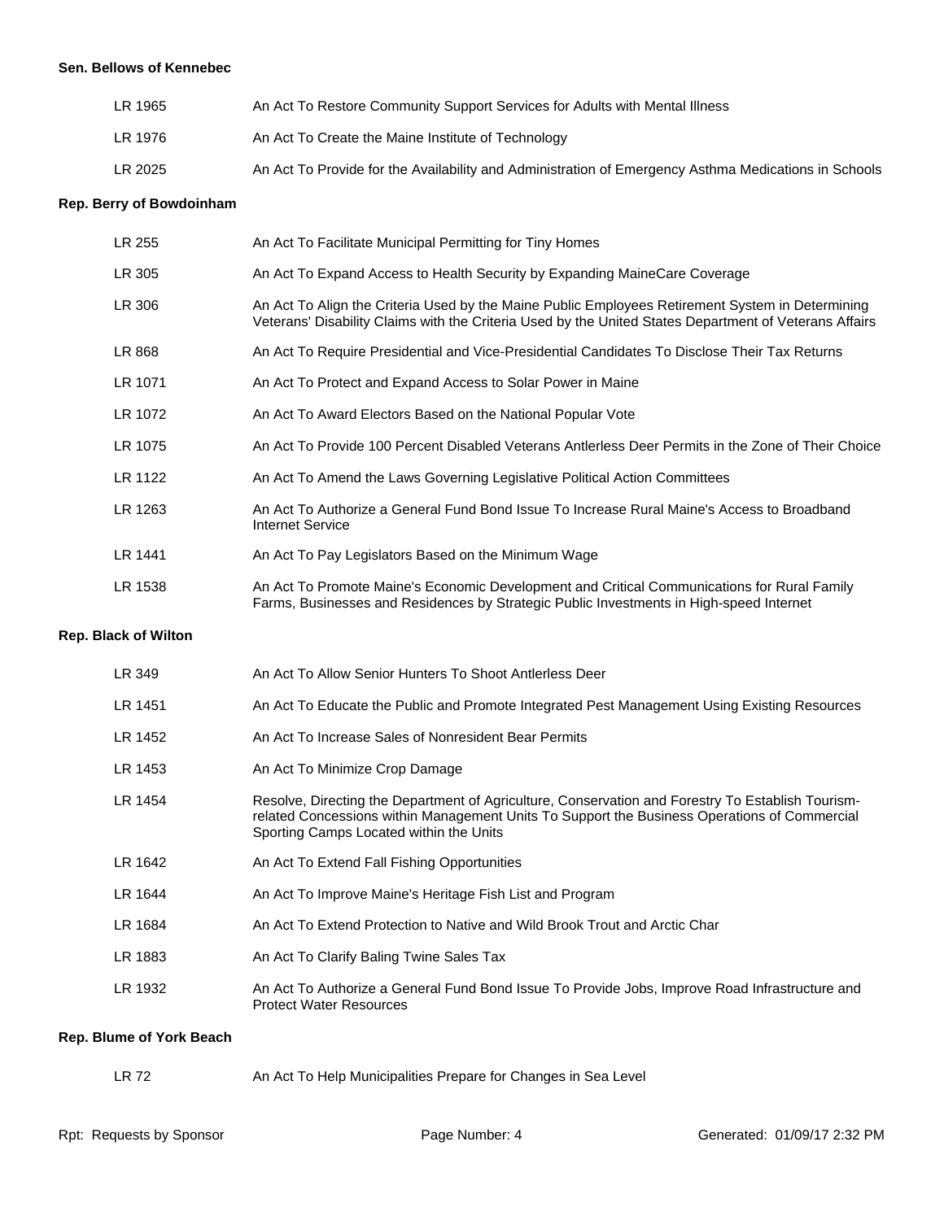**Sen. Bellows of Kennebec**

| | |
|---|---|
| LR 1965 | An Act To Restore Community Support Services for Adults with Mental Illness |
| LR 1976 | An Act To Create the Maine Institute of Technology |
| LR 2025 | An Act To Provide for the Availability and Administration of Emergency Asthma Medications in Schools |

**Rep. Berry of Bowdoinham**

| | |
|---|---|
| LR 255 | An Act To Facilitate Municipal Permitting for Tiny Homes |
| LR 305 | An Act To Expand Access to Health Security by Expanding MaineCare Coverage |
| LR 306 | An Act To Align the Criteria Used by the Maine Public Employees Retirement System in Determining Veterans' Disability Claims with the Criteria Used by the United States Department of Veterans Affairs |
| LR 868 | An Act To Require Presidential and Vice-Presidential Candidates To Disclose Their Tax Returns |
| LR 1071 | An Act To Protect and Expand Access to Solar Power in Maine |
| LR 1072 | An Act To Award Electors Based on the National Popular Vote |
| LR 1075 | An Act To Provide 100 Percent Disabled Veterans Antlerless Deer Permits in the Zone of Their Choice |
| LR 1122 | An Act To Amend the Laws Governing Legislative Political Action Committees |
| LR 1263 | An Act To Authorize a General Fund Bond Issue To Increase Rural Maine's Access to Broadband Internet Service |
| LR 1441 | An Act To Pay Legislators Based on the Minimum Wage |
| LR 1538 | An Act To Promote Maine's Economic Development and Critical Communications for Rural Family Farms, Businesses and Residences by Strategic Public Investments in High-speed Internet |

**Rep. Black of Wilton**

| | |
|---|---|
| LR 349 | An Act To Allow Senior Hunters To Shoot Antlerless Deer |
| LR 1451 | An Act To Educate the Public and Promote Integrated Pest Management Using Existing Resources |
| LR 1452 | An Act To Increase Sales of Nonresident Bear Permits |
| LR 1453 | An Act To Minimize Crop Damage |
| LR 1454 | Resolve, Directing the Department of Agriculture, Conservation and Forestry To Establish Tourism-related Concessions within Management Units To Support the Business Operations of Commercial Sporting Camps Located within the Units |
| LR 1642 | An Act To Extend Fall Fishing Opportunities |
| LR 1644 | An Act To Improve Maine's Heritage Fish List and Program |
| LR 1684 | An Act To Extend Protection to Native and Wild Brook Trout and Arctic Char |
| LR 1883 | An Act To Clarify Baling Twine Sales Tax |
| LR 1932 | An Act To Authorize a General Fund Bond Issue To Provide Jobs, Improve Road Infrastructure and Protect Water Resources |

**Rep. Blume of York Beach**

| | |
|---|---|
| LR 72 | An Act To Help Municipalities Prepare for Changes in Sea Level |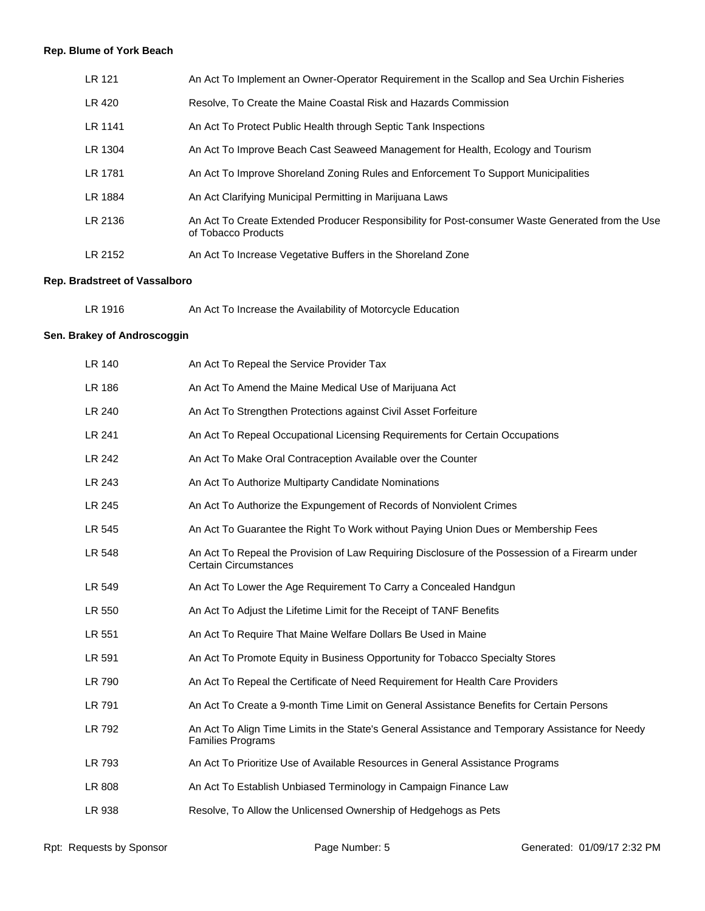**Rep. Blume of York Beach**

| | |
|---|---|
| LR 121 | An Act To Implement an Owner-Operator Requirement in the Scallop and Sea Urchin Fisheries |
| LR 420 | Resolve, To Create the Maine Coastal Risk and Hazards Commission |
| LR 1141 | An Act To Protect Public Health through Septic Tank Inspections |
| LR 1304 | An Act To Improve Beach Cast Seaweed Management for Health, Ecology and Tourism |
| LR 1781 | An Act To Improve Shoreland Zoning Rules and Enforcement To Support Municipalities |
| LR 1884 | An Act Clarifying Municipal Permitting in Marijuana Laws |
| LR 2136 | An Act To Create Extended Producer Responsibility for Post-consumer Waste Generated from the Use of Tobacco Products |
| LR 2152 | An Act To Increase Vegetative Buffers in the Shoreland Zone |

**Rep. Bradstreet of Vassalboro**

| | |
|---|---|
| LR 1916 | An Act To Increase the Availability of Motorcycle Education |

**Sen. Brakey of Androscoggin**

| | |
|---|---|
| LR 140 | An Act To Repeal the Service Provider Tax |
| LR 186 | An Act To Amend the Maine Medical Use of Marijuana Act |
| LR 240 | An Act To Strengthen Protections against Civil Asset Forfeiture |
| LR 241 | An Act To Repeal Occupational Licensing Requirements for Certain Occupations |
| LR 242 | An Act To Make Oral Contraception Available over the Counter |
| LR 243 | An Act To Authorize Multiparty Candidate Nominations |
| LR 245 | An Act To Authorize the Expungement of Records of Nonviolent Crimes |
| LR 545 | An Act To Guarantee the Right To Work without Paying Union Dues or Membership Fees |
| LR 548 | An Act To Repeal the Provision of Law Requiring Disclosure of the Possession of a Firearm under Certain Circumstances |
| LR 549 | An Act To Lower the Age Requirement To Carry a Concealed Handgun |
| LR 550 | An Act To Adjust the Lifetime Limit for the Receipt of TANF Benefits |
| LR 551 | An Act To Require That Maine Welfare Dollars Be Used in Maine |
| LR 591 | An Act To Promote Equity in Business Opportunity for Tobacco Specialty Stores |
| LR 790 | An Act To Repeal the Certificate of Need Requirement for Health Care Providers |
| LR 791 | An Act To Create a 9-month Time Limit on General Assistance Benefits for Certain Persons |
| LR 792 | An Act To Align Time Limits in the State's General Assistance and Temporary Assistance for Needy Families Programs |
| LR 793 | An Act To Prioritize Use of Available Resources in General Assistance Programs |
| LR 808 | An Act To Establish Unbiased Terminology in Campaign Finance Law |
| LR 938 | Resolve, To Allow the Unlicensed Ownership of Hedgehogs as Pets |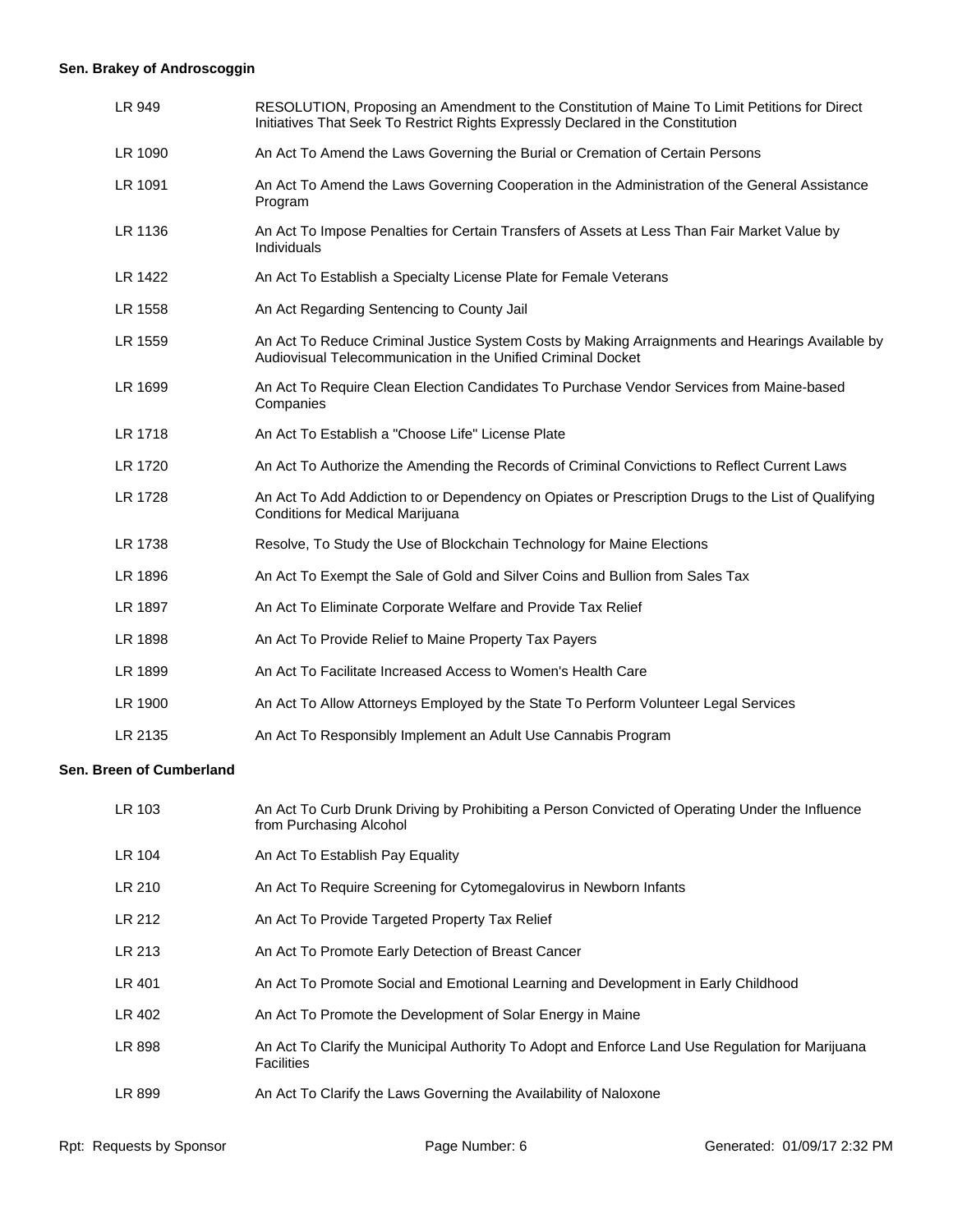**Sen. Brakey of Androscoggin**

| | |
|---|---|
| LR 949 | RESOLUTION, Proposing an Amendment to the Constitution of Maine To Limit Petitions for Direct Initiatives That Seek To Restrict Rights Expressly Declared in the Constitution |
| LR 1090 | An Act To Amend the Laws Governing the Burial or Cremation of Certain Persons |
| LR 1091 | An Act To Amend the Laws Governing Cooperation in the Administration of the General Assistance Program |
| LR 1136 | An Act To Impose Penalties for Certain Transfers of Assets at Less Than Fair Market Value by Individuals |
| LR 1422 | An Act To Establish a Specialty License Plate for Female Veterans |
| LR 1558 | An Act Regarding Sentencing to County Jail |
| LR 1559 | An Act To Reduce Criminal Justice System Costs by Making Arraignments and Hearings Available by Audiovisual Telecommunication in the Unified Criminal Docket |
| LR 1699 | An Act To Require Clean Election Candidates To Purchase Vendor Services from Maine-based Companies |
| LR 1718 | An Act To Establish a "Choose Life" License Plate |
| LR 1720 | An Act To Authorize the Amending the Records of Criminal Convictions to Reflect Current Laws |
| LR 1728 | An Act To Add Addiction to or Dependency on Opiates or Prescription Drugs to the List of Qualifying Conditions for Medical Marijuana |
| LR 1738 | Resolve, To Study the Use of Blockchain Technology for Maine Elections |
| LR 1896 | An Act To Exempt the Sale of Gold and Silver Coins and Bullion from Sales Tax |
| LR 1897 | An Act To Eliminate Corporate Welfare and Provide Tax Relief |
| LR 1898 | An Act To Provide Relief to Maine Property Tax Payers |
| LR 1899 | An Act To Facilitate Increased Access to Women's Health Care |
| LR 1900 | An Act To Allow Attorneys Employed by the State To Perform Volunteer Legal Services |
| LR 2135 | An Act To Responsibly Implement an Adult Use Cannabis Program |

**Sen. Breen of Cumberland**

| | |
|---|---|
| LR 103 | An Act To Curb Drunk Driving by Prohibiting a Person Convicted of Operating Under the Influence from Purchasing Alcohol |
| LR 104 | An Act To Establish Pay Equality |
| LR 210 | An Act To Require Screening for Cytomegalovirus in Newborn Infants |
| LR 212 | An Act To Provide Targeted Property Tax Relief |
| LR 213 | An Act To Promote Early Detection of Breast Cancer |
| LR 401 | An Act To Promote Social and Emotional Learning and Development in Early Childhood |
| LR 402 | An Act To Promote the Development of Solar Energy in Maine |
| LR 898 | An Act To Clarify the Municipal Authority To Adopt and Enforce Land Use Regulation for Marijuana Facilities |
| LR 899 | An Act To Clarify the Laws Governing the Availability of Naloxone |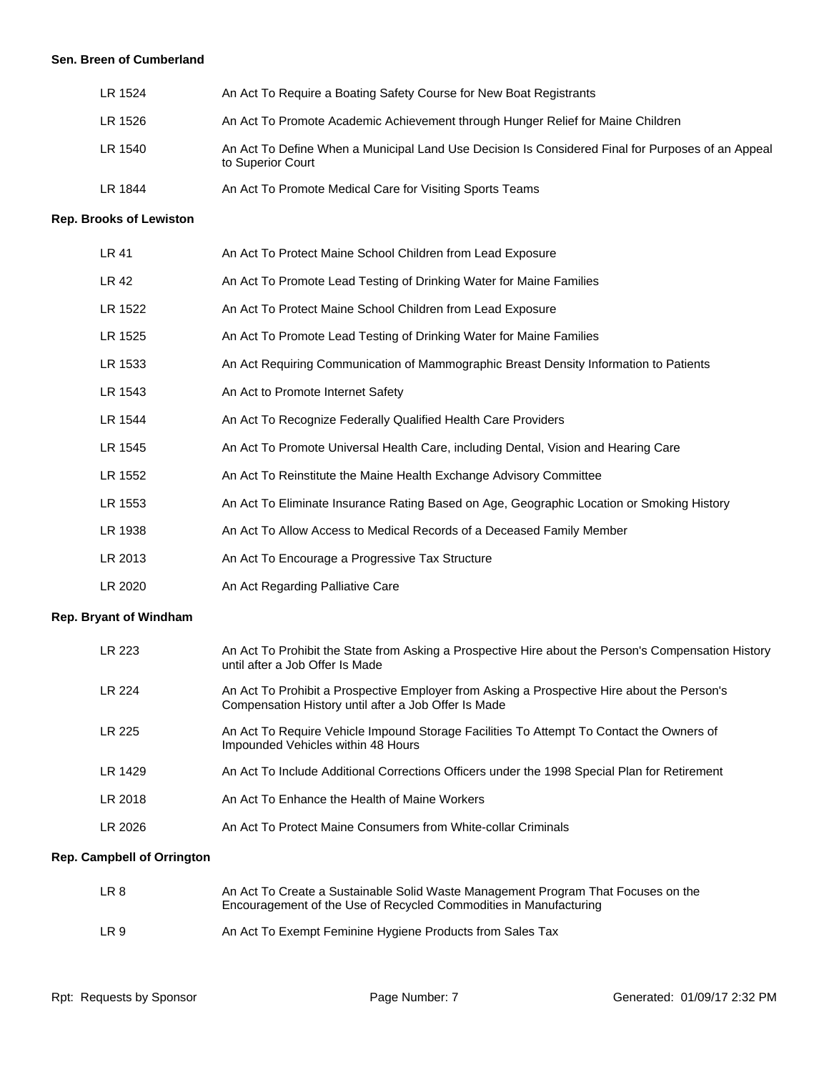**Sen. Breen of Cumberland**

| | |
|---|---|
| LR 1524 | An Act To Require a Boating Safety Course for New Boat Registrants |
| LR 1526 | An Act To Promote Academic Achievement through Hunger Relief for Maine Children |
| LR 1540 | An Act To Define When a Municipal Land Use Decision Is Considered Final for Purposes of an Appeal to Superior Court |
| LR 1844 | An Act To Promote Medical Care for Visiting Sports Teams |

**Rep. Brooks of Lewiston**

| | |
|---|---|
| LR 41 | An Act To Protect Maine School Children from Lead Exposure |
| LR 42 | An Act To Promote Lead Testing of Drinking Water for Maine Families |
| LR 1522 | An Act To Protect Maine School Children from Lead Exposure |
| LR 1525 | An Act To Promote Lead Testing of Drinking Water for Maine Families |
| LR 1533 | An Act Requiring Communication of Mammographic Breast Density Information to Patients |
| LR 1543 | An Act to Promote Internet Safety |
| LR 1544 | An Act To Recognize Federally Qualified Health Care Providers |
| LR 1545 | An Act To Promote Universal Health Care, including Dental, Vision and Hearing Care |
| LR 1552 | An Act To Reinstitute the Maine Health Exchange Advisory Committee |
| LR 1553 | An Act To Eliminate Insurance Rating Based on Age, Geographic Location or Smoking History |
| LR 1938 | An Act To Allow Access to Medical Records of a Deceased Family Member |
| LR 2013 | An Act To Encourage a Progressive Tax Structure |
| LR 2020 | An Act Regarding Palliative Care |

**Rep. Bryant of Windham**

| | |
|---|---|
| LR 223 | An Act To Prohibit the State from Asking a Prospective Hire about the Person's Compensation History until after a Job Offer Is Made |
| LR 224 | An Act To Prohibit a Prospective Employer from Asking a Prospective Hire about the Person's Compensation History until after a Job Offer Is Made |
| LR 225 | An Act To Require Vehicle Impound Storage Facilities To Attempt To Contact the Owners of Impounded Vehicles within 48 Hours |
| LR 1429 | An Act To Include Additional Corrections Officers under the 1998 Special Plan for Retirement |
| LR 2018 | An Act To Enhance the Health of Maine Workers |
| LR 2026 | An Act To Protect Maine Consumers from White-collar Criminals |

**Rep. Campbell of Orrington**

| | |
|---|---|
| LR 8 | An Act To Create a Sustainable Solid Waste Management Program That Focuses on the Encouragement of the Use of Recycled Commodities in Manufacturing |
| LR 9 | An Act To Exempt Feminine Hygiene Products from Sales Tax |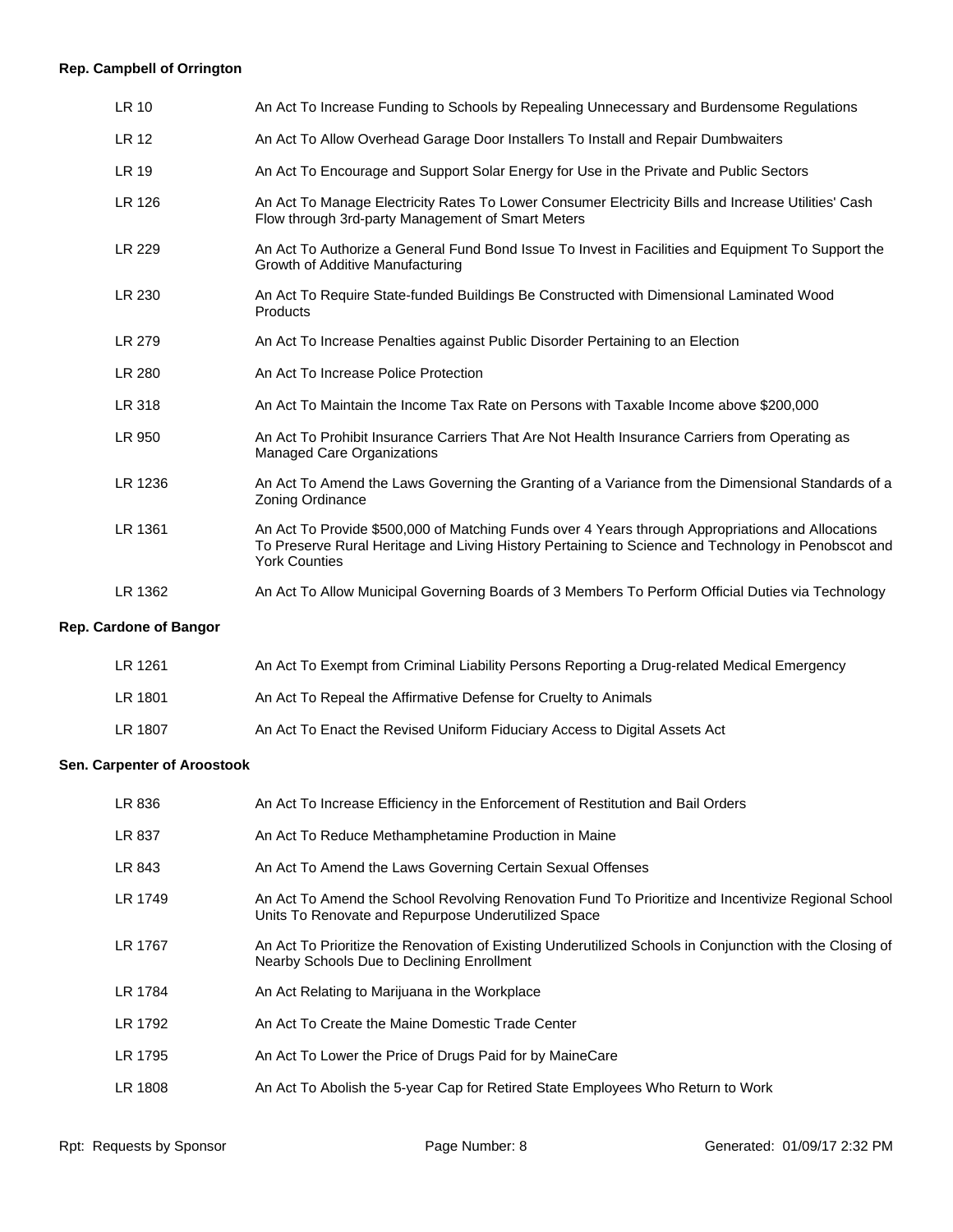**Rep. Campbell of Orrington**

| | |
|---|---|
| LR 10 | An Act To Increase Funding to Schools by Repealing Unnecessary and Burdensome Regulations |
| LR 12 | An Act To Allow Overhead Garage Door Installers To Install and Repair Dumbwaiters |
| LR 19 | An Act To Encourage and Support Solar Energy for Use in the Private and Public Sectors |
| LR 126 | An Act To Manage Electricity Rates To Lower Consumer Electricity Bills and Increase Utilities' Cash Flow through 3rd-party Management of Smart Meters |
| LR 229 | An Act To Authorize a General Fund Bond Issue To Invest in Facilities and Equipment To Support the Growth of Additive Manufacturing |
| LR 230 | An Act To Require State-funded Buildings Be Constructed with Dimensional Laminated Wood Products |
| LR 279 | An Act To Increase Penalties against Public Disorder Pertaining to an Election |
| LR 280 | An Act To Increase Police Protection |
| LR 318 | An Act To Maintain the Income Tax Rate on Persons with Taxable Income above $200,000 |
| LR 950 | An Act To Prohibit Insurance Carriers That Are Not Health Insurance Carriers from Operating as Managed Care Organizations |
| LR 1236 | An Act To Amend the Laws Governing the Granting of a Variance from the Dimensional Standards of a Zoning Ordinance |
| LR 1361 | An Act To Provide $500,000 of Matching Funds over 4 Years through Appropriations and Allocations To Preserve Rural Heritage and Living History Pertaining to Science and Technology in Penobscot and York Counties |
| LR 1362 | An Act To Allow Municipal Governing Boards of 3 Members To Perform Official Duties via Technology |

**Rep. Cardone of Bangor**

| | |
|---|---|
| LR 1261 | An Act To Exempt from Criminal Liability Persons Reporting a Drug-related Medical Emergency |
| LR 1801 | An Act To Repeal the Affirmative Defense for Cruelty to Animals |
| LR 1807 | An Act To Enact the Revised Uniform Fiduciary Access to Digital Assets Act |

**Sen. Carpenter of Aroostook**

| | |
|---|---|
| LR 836 | An Act To Increase Efficiency in the Enforcement of Restitution and Bail Orders |
| LR 837 | An Act To Reduce Methamphetamine Production in Maine |
| LR 843 | An Act To Amend the Laws Governing Certain Sexual Offenses |
| LR 1749 | An Act To Amend the School Revolving Renovation Fund To Prioritize and Incentivize Regional School Units To Renovate and Repurpose Underutilized Space |
| LR 1767 | An Act To Prioritize the Renovation of Existing Underutilized Schools in Conjunction with the Closing of Nearby Schools Due to Declining Enrollment |
| LR 1784 | An Act Relating to Marijuana in the Workplace |
| LR 1792 | An Act To Create the Maine Domestic Trade Center |
| LR 1795 | An Act To Lower the Price of Drugs Paid for by MaineCare |
| LR 1808 | An Act To Abolish the 5-year Cap for Retired State Employees Who Return to Work |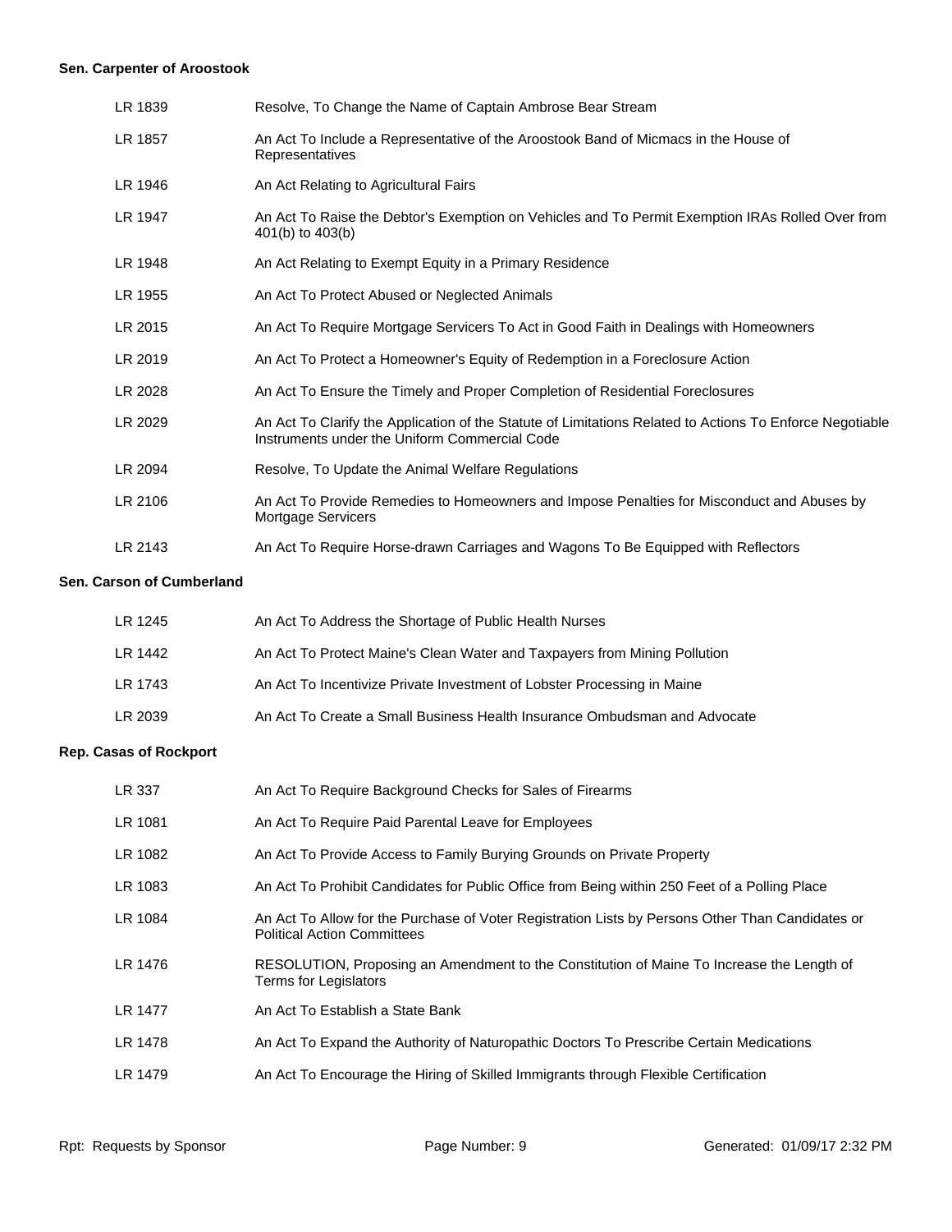**Sen. Carpenter of Aroostook**

| | |
|---|---|
| LR 1839 | Resolve, To Change the Name of Captain Ambrose Bear Stream |
| LR 1857 | An Act To Include a Representative of the Aroostook Band of Micmacs in the House of Representatives |
| LR 1946 | An Act Relating to Agricultural Fairs |
| LR 1947 | An Act To Raise the Debtor's Exemption on Vehicles and To Permit Exemption IRAs Rolled Over from 401(b) to 403(b) |
| LR 1948 | An Act Relating to Exempt Equity in a Primary Residence |
| LR 1955 | An Act To Protect Abused or Neglected Animals |
| LR 2015 | An Act To Require Mortgage Servicers To Act in Good Faith in Dealings with Homeowners |
| LR 2019 | An Act To Protect a Homeowner's Equity of Redemption in a Foreclosure Action |
| LR 2028 | An Act To Ensure the Timely and Proper Completion of Residential Foreclosures |
| LR 2029 | An Act To Clarify the Application of the Statute of Limitations Related to Actions To Enforce Negotiable Instruments under the Uniform Commercial Code |
| LR 2094 | Resolve, To Update the Animal Welfare Regulations |
| LR 2106 | An Act To Provide Remedies to Homeowners and Impose Penalties for Misconduct and Abuses by Mortgage Servicers |
| LR 2143 | An Act To Require Horse-drawn Carriages and Wagons To Be Equipped with Reflectors |

**Sen. Carson of Cumberland**

| | |
|---|---|
| LR 1245 | An Act To Address the Shortage of Public Health Nurses |
| LR 1442 | An Act To Protect Maine's Clean Water and Taxpayers from Mining Pollution |
| LR 1743 | An Act To Incentivize Private Investment of Lobster Processing in Maine |
| LR 2039 | An Act To Create a Small Business Health Insurance Ombudsman and Advocate |

**Rep. Casas of Rockport**

| | |
|---|---|
| LR 337 | An Act To Require Background Checks for Sales of Firearms |
| LR 1081 | An Act To Require Paid Parental Leave for Employees |
| LR 1082 | An Act To Provide Access to Family Burying Grounds on Private Property |
| LR 1083 | An Act To Prohibit Candidates for Public Office from Being within 250 Feet of a Polling Place |
| LR 1084 | An Act To Allow for the Purchase of Voter Registration Lists by Persons Other Than Candidates or Political Action Committees |
| LR 1476 | RESOLUTION, Proposing an Amendment to the Constitution of Maine To Increase the Length of Terms for Legislators |
| LR 1477 | An Act To Establish a State Bank |
| LR 1478 | An Act To Expand the Authority of Naturopathic Doctors To Prescribe Certain Medications |
| LR 1479 | An Act To Encourage the Hiring of Skilled Immigrants through Flexible Certification |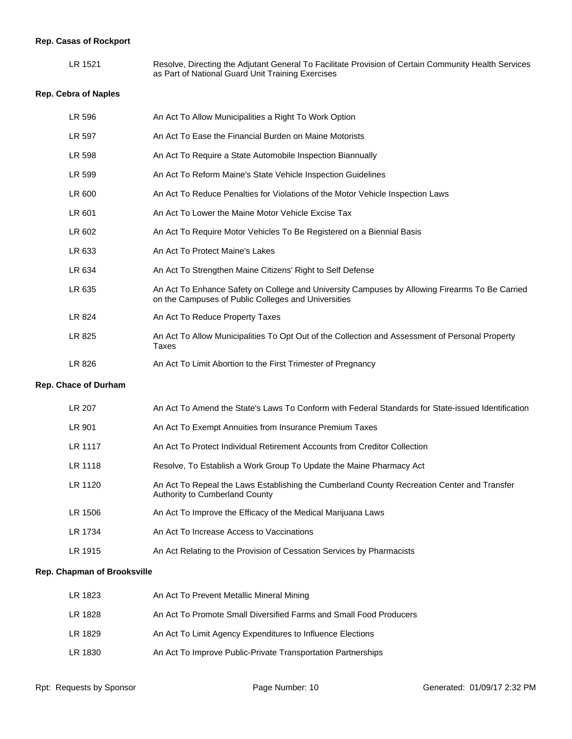**Rep. Casas of Rockport**

| | |
|---|---|
| LR 1521 | Resolve, Directing the Adjutant General To Facilitate Provision of Certain Community Health Services as Part of National Guard Unit Training Exercises |

**Rep. Cebra of Naples**

| | |
|---|---|
| LR 596 | An Act To Allow Municipalities a Right To Work Option |
| LR 597 | An Act To Ease the Financial Burden on Maine Motorists |
| LR 598 | An Act To Require a State Automobile Inspection Biannually |
| LR 599 | An Act To Reform Maine's State Vehicle Inspection Guidelines |
| LR 600 | An Act To Reduce Penalties for Violations of the Motor Vehicle Inspection Laws |
| LR 601 | An Act To Lower the Maine Motor Vehicle Excise Tax |
| LR 602 | An Act To Require Motor Vehicles To Be Registered on a Biennial Basis |
| LR 633 | An Act To Protect Maine's Lakes |
| LR 634 | An Act To Strengthen Maine Citizens' Right to Self Defense |
| LR 635 | An Act To Enhance Safety on College and University Campuses by Allowing Firearms To Be Carried on the Campuses of Public Colleges and Universities |
| LR 824 | An Act To Reduce Property Taxes |
| LR 825 | An Act To Allow Municipalities To Opt Out of the Collection and Assessment of Personal Property Taxes |
| LR 826 | An Act To Limit Abortion to the First Trimester of Pregnancy |

**Rep. Chace of Durham**

| | |
|---|---|
| LR 207 | An Act To Amend the State's Laws To Conform with Federal Standards for State-issued Identification |
| LR 901 | An Act To Exempt Annuities from Insurance Premium Taxes |
| LR 1117 | An Act To Protect Individual Retirement Accounts from Creditor Collection |
| LR 1118 | Resolve, To Establish a Work Group To Update the Maine Pharmacy Act |
| LR 1120 | An Act To Repeal the Laws Establishing the Cumberland County Recreation Center and Transfer Authority to Cumberland County |
| LR 1506 | An Act To Improve the Efficacy of the Medical Marijuana Laws |
| LR 1734 | An Act To Increase Access to Vaccinations |
| LR 1915 | An Act Relating to the Provision of Cessation Services by Pharmacists |

**Rep. Chapman of Brooksville**

| | |
|---|---|
| LR 1823 | An Act To Prevent Metallic Mineral Mining |
| LR 1828 | An Act To Promote Small Diversified Farms and Small Food Producers |
| LR 1829 | An Act To Limit Agency Expenditures to Influence Elections |
| LR 1830 | An Act To Improve Public-Private Transportation Partnerships |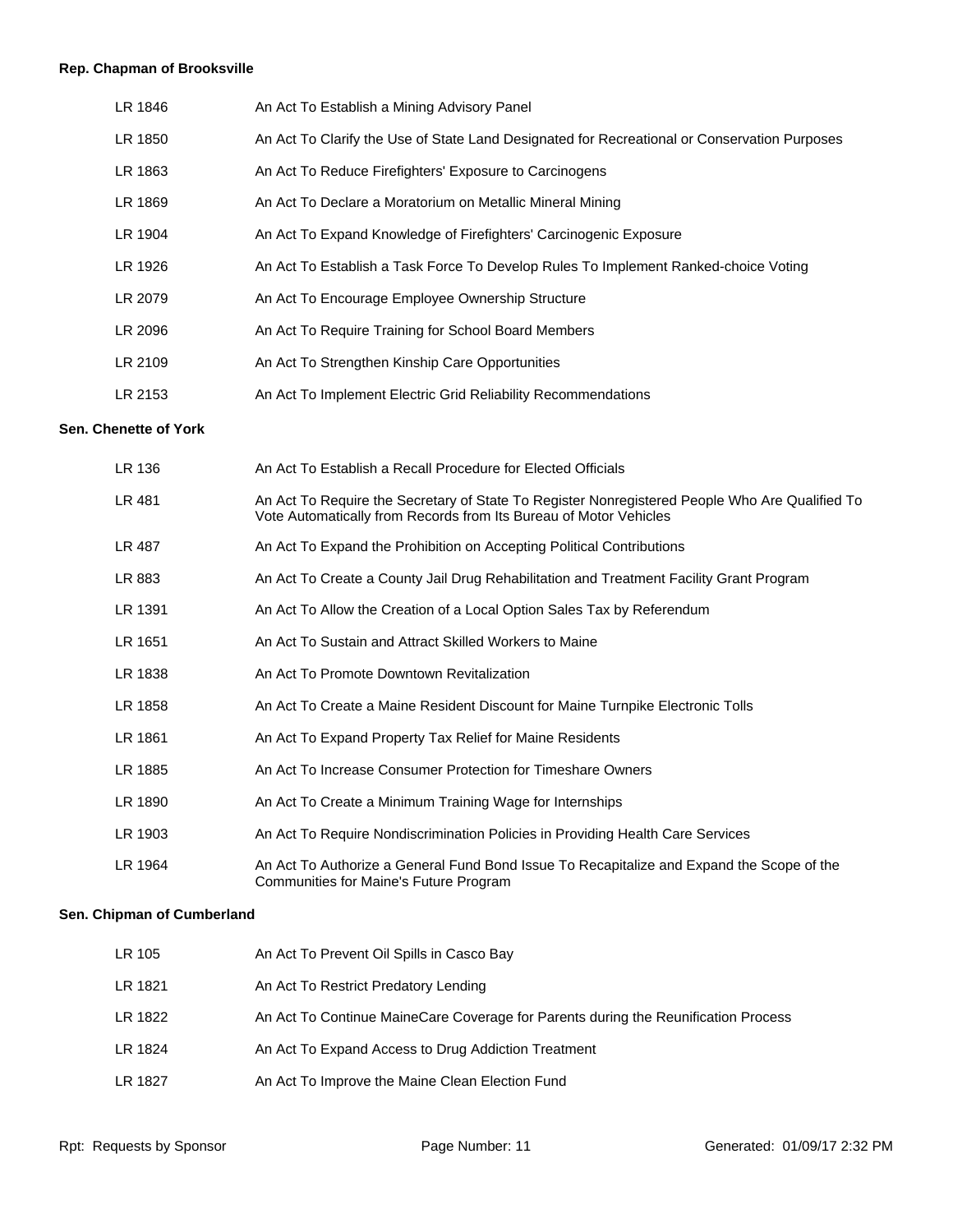**Rep. Chapman of Brooksville**

| | |
|---|---|
| LR 1846 | An Act To Establish a Mining Advisory Panel |
| LR 1850 | An Act To Clarify the Use of State Land Designated for Recreational or Conservation Purposes |
| LR 1863 | An Act To Reduce Firefighters' Exposure to Carcinogens |
| LR 1869 | An Act To Declare a Moratorium on Metallic Mineral Mining |
| LR 1904 | An Act To Expand Knowledge of Firefighters' Carcinogenic Exposure |
| LR 1926 | An Act To Establish a Task Force To Develop Rules To Implement Ranked-choice Voting |
| LR 2079 | An Act To Encourage Employee Ownership Structure |
| LR 2096 | An Act To Require Training for School Board Members |
| LR 2109 | An Act To Strengthen Kinship Care Opportunities |
| LR 2153 | An Act To Implement Electric Grid Reliability Recommendations |

**Sen. Chenette of York**

| | |
|---|---|
| LR 136 | An Act To Establish a Recall Procedure for Elected Officials |
| LR 481 | An Act To Require the Secretary of State To Register Nonregistered People Who Are Qualified To Vote Automatically from Records from Its Bureau of Motor Vehicles |
| LR 487 | An Act To Expand the Prohibition on Accepting Political Contributions |
| LR 883 | An Act To Create a County Jail Drug Rehabilitation and Treatment Facility Grant Program |
| LR 1391 | An Act To Allow the Creation of a Local Option Sales Tax by Referendum |
| LR 1651 | An Act To Sustain and Attract Skilled Workers to Maine |
| LR 1838 | An Act To Promote Downtown Revitalization |
| LR 1858 | An Act To Create a Maine Resident Discount for Maine Turnpike Electronic Tolls |
| LR 1861 | An Act To Expand Property Tax Relief for Maine Residents |
| LR 1885 | An Act To Increase Consumer Protection for Timeshare Owners |
| LR 1890 | An Act To Create a Minimum Training Wage for Internships |
| LR 1903 | An Act To Require Nondiscrimination Policies in Providing Health Care Services |
| LR 1964 | An Act To Authorize a General Fund Bond Issue To Recapitalize and Expand the Scope of the Communities for Maine's Future Program |

**Sen. Chipman of Cumberland**

| | |
|---|---|
| LR 105 | An Act To Prevent Oil Spills in Casco Bay |
| LR 1821 | An Act To Restrict Predatory Lending |
| LR 1822 | An Act To Continue MaineCare Coverage for Parents during the Reunification Process |
| LR 1824 | An Act To Expand Access to Drug Addiction Treatment |
| LR 1827 | An Act To Improve the Maine Clean Election Fund |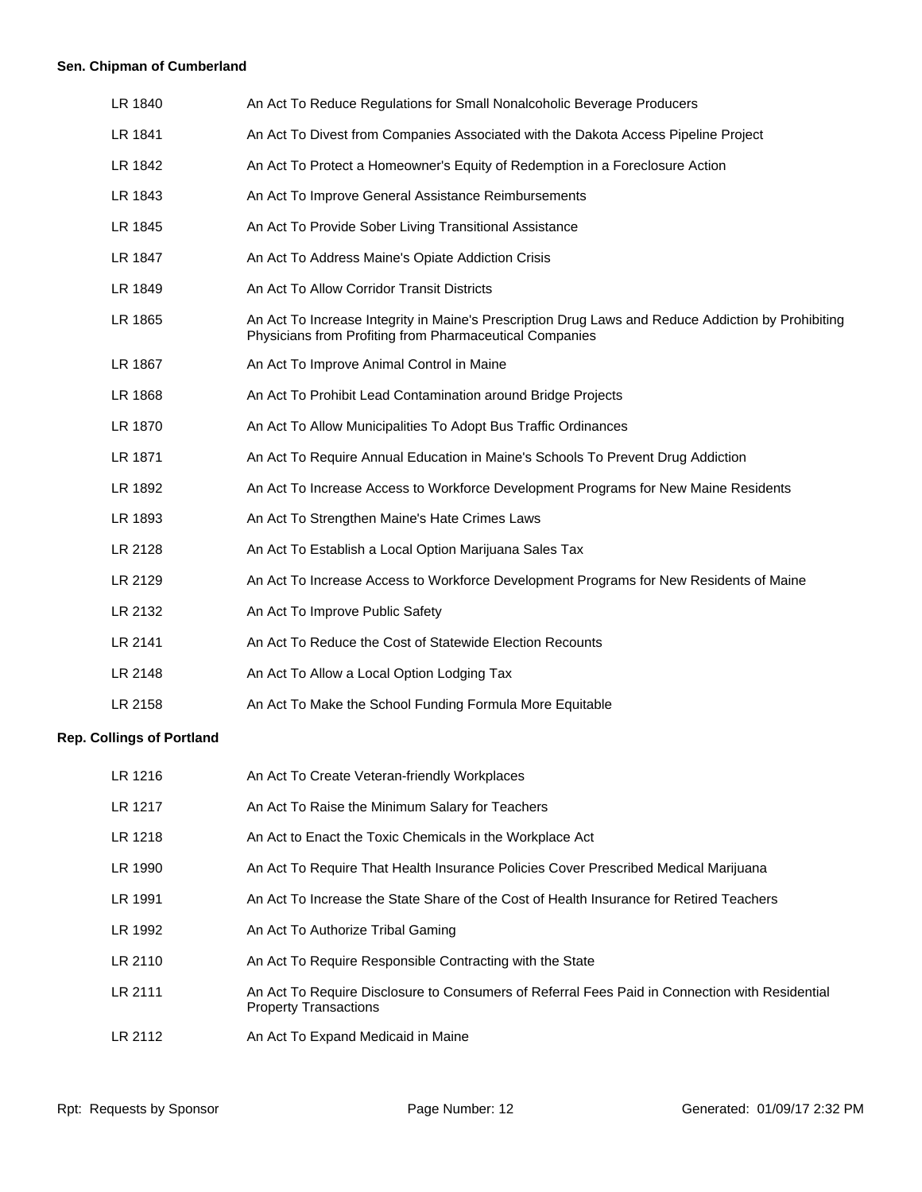**Sen. Chipman of Cumberland**

| | |
|---|---|
| LR 1840 | An Act To Reduce Regulations for Small Nonalcoholic Beverage Producers |
| LR 1841 | An Act To Divest from Companies Associated with the Dakota Access Pipeline Project |
| LR 1842 | An Act To Protect a Homeowner's Equity of Redemption in a Foreclosure Action |
| LR 1843 | An Act To Improve General Assistance Reimbursements |
| LR 1845 | An Act To Provide Sober Living Transitional Assistance |
| LR 1847 | An Act To Address Maine's Opiate Addiction Crisis |
| LR 1849 | An Act To Allow Corridor Transit Districts |
| LR 1865 | An Act To Increase Integrity in Maine's Prescription Drug Laws and Reduce Addiction by Prohibiting Physicians from Profiting from Pharmaceutical Companies |
| LR 1867 | An Act To Improve Animal Control in Maine |
| LR 1868 | An Act To Prohibit Lead Contamination around Bridge Projects |
| LR 1870 | An Act To Allow Municipalities To Adopt Bus Traffic Ordinances |
| LR 1871 | An Act To Require Annual Education in Maine's Schools To Prevent Drug Addiction |
| LR 1892 | An Act To Increase Access to Workforce Development Programs for New Maine Residents |
| LR 1893 | An Act To Strengthen Maine's Hate Crimes Laws |
| LR 2128 | An Act To Establish a Local Option Marijuana Sales Tax |
| LR 2129 | An Act To Increase Access to Workforce Development Programs for New Residents of Maine |
| LR 2132 | An Act To Improve Public Safety |
| LR 2141 | An Act To Reduce the Cost of Statewide Election Recounts |
| LR 2148 | An Act To Allow a Local Option Lodging Tax |
| LR 2158 | An Act To Make the School Funding Formula More Equitable |

**Rep. Collings of Portland**

| | |
|---|---|
| LR 1216 | An Act To Create Veteran-friendly Workplaces |
| LR 1217 | An Act To Raise the Minimum Salary for Teachers |
| LR 1218 | An Act to Enact the Toxic Chemicals in the Workplace Act |
| LR 1990 | An Act To Require That Health Insurance Policies Cover Prescribed Medical Marijuana |
| LR 1991 | An Act To Increase the State Share of the Cost of Health Insurance for Retired Teachers |
| LR 1992 | An Act To Authorize Tribal Gaming |
| LR 2110 | An Act To Require Responsible Contracting with the State |
| LR 2111 | An Act To Require Disclosure to Consumers of Referral Fees Paid in Connection with Residential Property Transactions |
| LR 2112 | An Act To Expand Medicaid in Maine |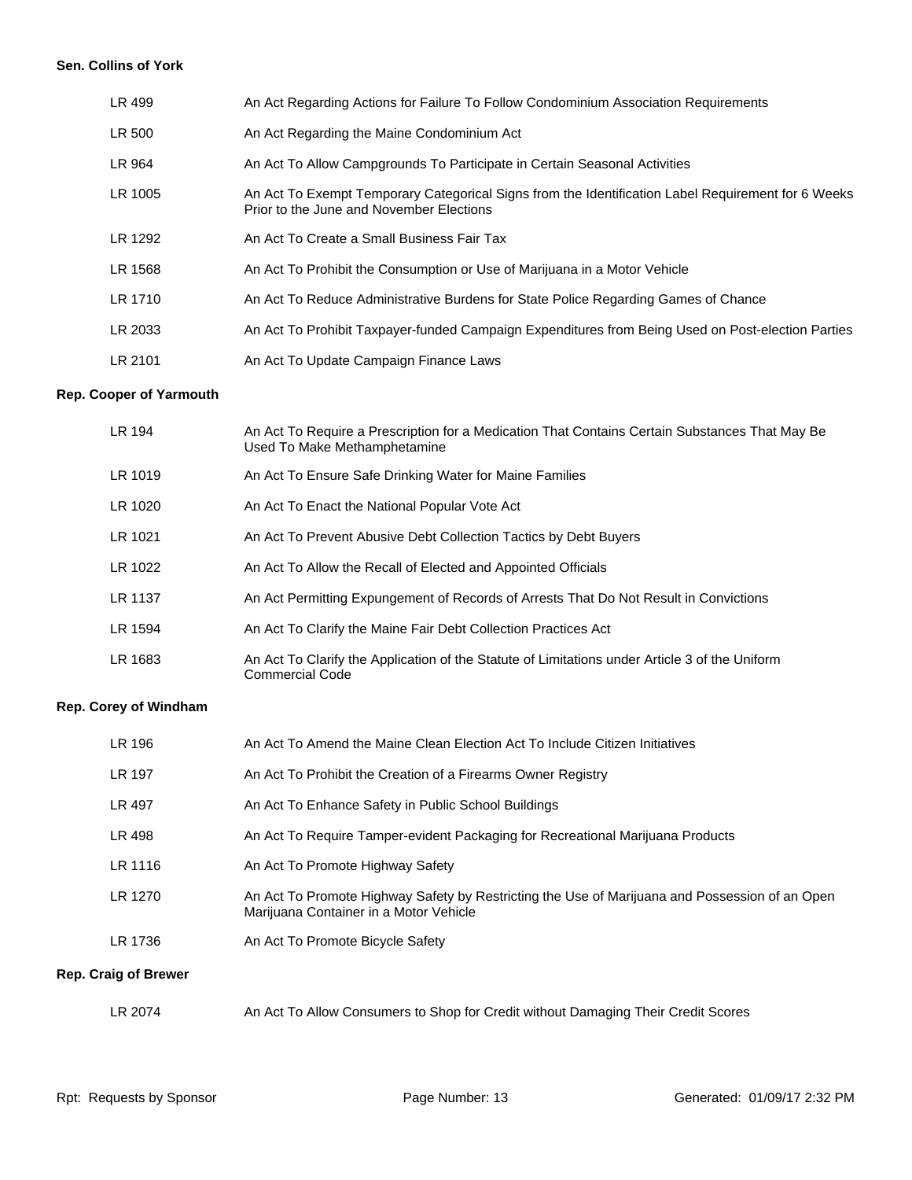**Sen. Collins of York**

| | |
|---|---|
| LR 499 | An Act Regarding Actions for Failure To Follow Condominium Association Requirements |
| LR 500 | An Act Regarding the Maine Condominium Act |
| LR 964 | An Act To Allow Campgrounds To Participate in Certain Seasonal Activities |
| LR 1005 | An Act To Exempt Temporary Categorical Signs from the Identification Label Requirement for 6 Weeks Prior to the June and November Elections |
| LR 1292 | An Act To Create a Small Business Fair Tax |
| LR 1568 | An Act To Prohibit the Consumption or Use of Marijuana in a Motor Vehicle |
| LR 1710 | An Act To Reduce Administrative Burdens for State Police Regarding Games of Chance |
| LR 2033 | An Act To Prohibit Taxpayer-funded Campaign Expenditures from Being Used on Post-election Parties |
| LR 2101 | An Act To Update Campaign Finance Laws |

**Rep. Cooper of Yarmouth**

| | |
|---|---|
| LR 194 | An Act To Require a Prescription for a Medication That Contains Certain Substances That May Be Used To Make Methamphetamine |
| LR 1019 | An Act To Ensure Safe Drinking Water for Maine Families |
| LR 1020 | An Act To Enact the National Popular Vote Act |
| LR 1021 | An Act To Prevent Abusive Debt Collection Tactics by Debt Buyers |
| LR 1022 | An Act To Allow the Recall of Elected and Appointed Officials |
| LR 1137 | An Act Permitting Expungement of Records of Arrests That Do Not Result in Convictions |
| LR 1594 | An Act To Clarify the Maine Fair Debt Collection Practices Act |
| LR 1683 | An Act To Clarify the Application of the Statute of Limitations under Article 3 of the Uniform Commercial Code |

**Rep. Corey of Windham**

| | |
|---|---|
| LR 196 | An Act To Amend the Maine Clean Election Act To Include Citizen Initiatives |
| LR 197 | An Act To Prohibit the Creation of a Firearms Owner Registry |
| LR 497 | An Act To Enhance Safety in Public School Buildings |
| LR 498 | An Act To Require Tamper-evident Packaging for Recreational Marijuana Products |
| LR 1116 | An Act To Promote Highway Safety |
| LR 1270 | An Act To Promote Highway Safety by Restricting the Use of Marijuana and Possession of an Open Marijuana Container in a Motor Vehicle |
| LR 1736 | An Act To Promote Bicycle Safety |

**Rep. Craig of Brewer**

| | |
|---|---|
| LR 2074 | An Act To Allow Consumers to Shop for Credit without Damaging Their Credit Scores |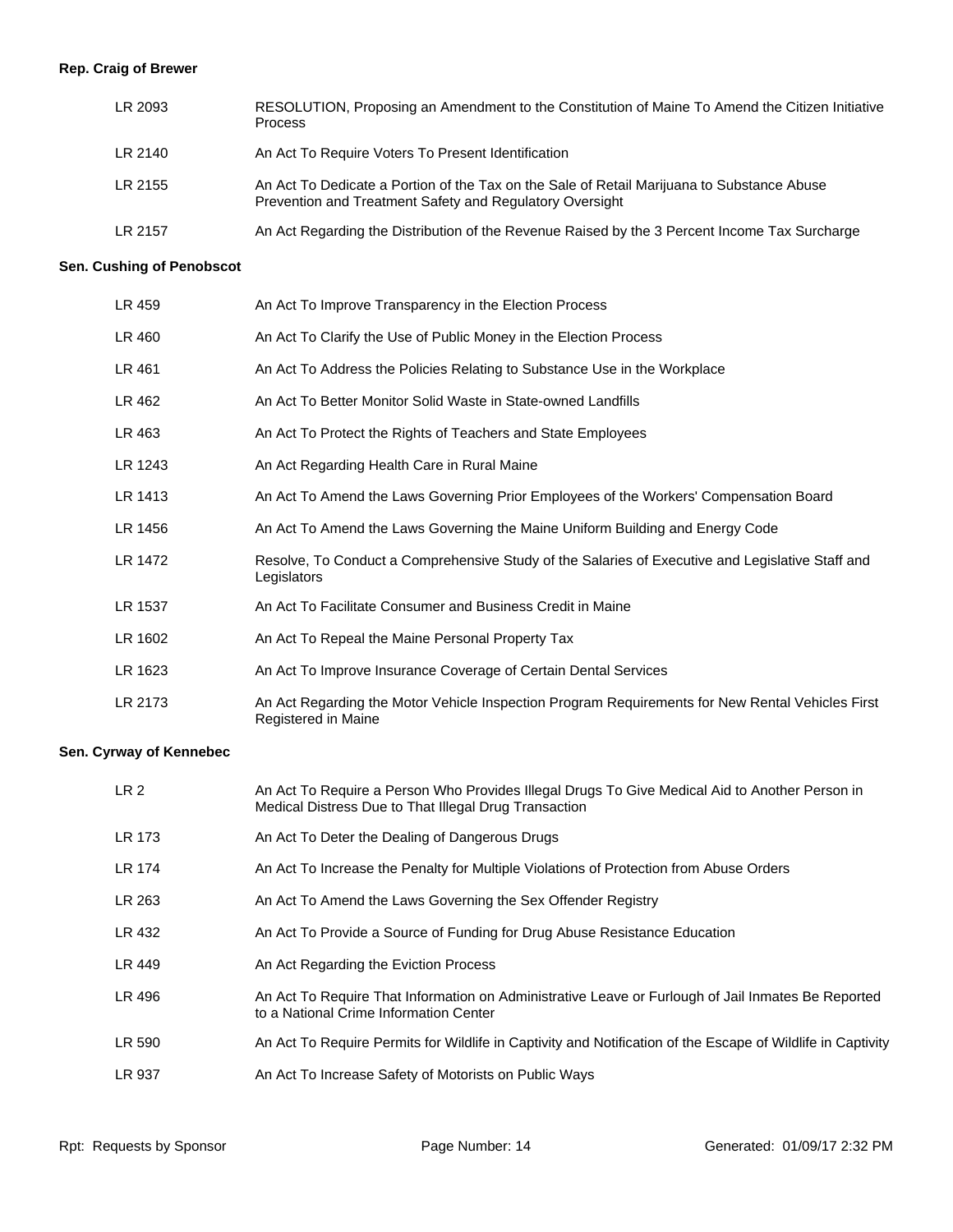**Rep. Craig of Brewer**

| | |
|---|---|
| LR 2093 | RESOLUTION, Proposing an Amendment to the Constitution of Maine To Amend the Citizen Initiative Process |
| LR 2140 | An Act To Require Voters To Present Identification |
| LR 2155 | An Act To Dedicate a Portion of the Tax on the Sale of Retail Marijuana to Substance Abuse Prevention and Treatment Safety and Regulatory Oversight |
| LR 2157 | An Act Regarding the Distribution of the Revenue Raised by the 3 Percent Income Tax Surcharge |

**Sen. Cushing of Penobscot**

| | |
|---|---|
| LR 459 | An Act To Improve Transparency in the Election Process |
| LR 460 | An Act To Clarify the Use of Public Money in the Election Process |
| LR 461 | An Act To Address the Policies Relating to Substance Use in the Workplace |
| LR 462 | An Act To Better Monitor Solid Waste in State-owned Landfills |
| LR 463 | An Act To Protect the Rights of Teachers and State Employees |
| LR 1243 | An Act Regarding Health Care in Rural Maine |
| LR 1413 | An Act To Amend the Laws Governing Prior Employees of the Workers' Compensation Board |
| LR 1456 | An Act To Amend the Laws Governing the Maine Uniform Building and Energy Code |
| LR 1472 | Resolve, To Conduct a Comprehensive Study of the Salaries of Executive and Legislative Staff and Legislators |
| LR 1537 | An Act To Facilitate Consumer and Business Credit in Maine |
| LR 1602 | An Act To Repeal the Maine Personal Property Tax |
| LR 1623 | An Act To Improve Insurance Coverage of Certain Dental Services |
| LR 2173 | An Act Regarding the Motor Vehicle Inspection Program Requirements for New Rental Vehicles First Registered in Maine |

**Sen. Cyrway of Kennebec**

| | |
|---|---|
| LR 2 | An Act To Require a Person Who Provides Illegal Drugs To Give Medical Aid to Another Person in Medical Distress Due to That Illegal Drug Transaction |
| LR 173 | An Act To Deter the Dealing of Dangerous Drugs |
| LR 174 | An Act To Increase the Penalty for Multiple Violations of Protection from Abuse Orders |
| LR 263 | An Act To Amend the Laws Governing the Sex Offender Registry |
| LR 432 | An Act To Provide a Source of Funding for Drug Abuse Resistance Education |
| LR 449 | An Act Regarding the Eviction Process |
| LR 496 | An Act To Require That Information on Administrative Leave or Furlough of Jail Inmates Be Reported to a National Crime Information Center |
| LR 590 | An Act To Require Permits for Wildlife in Captivity and Notification of the Escape of Wildlife in Captivity |
| LR 937 | An Act To Increase Safety of Motorists on Public Ways |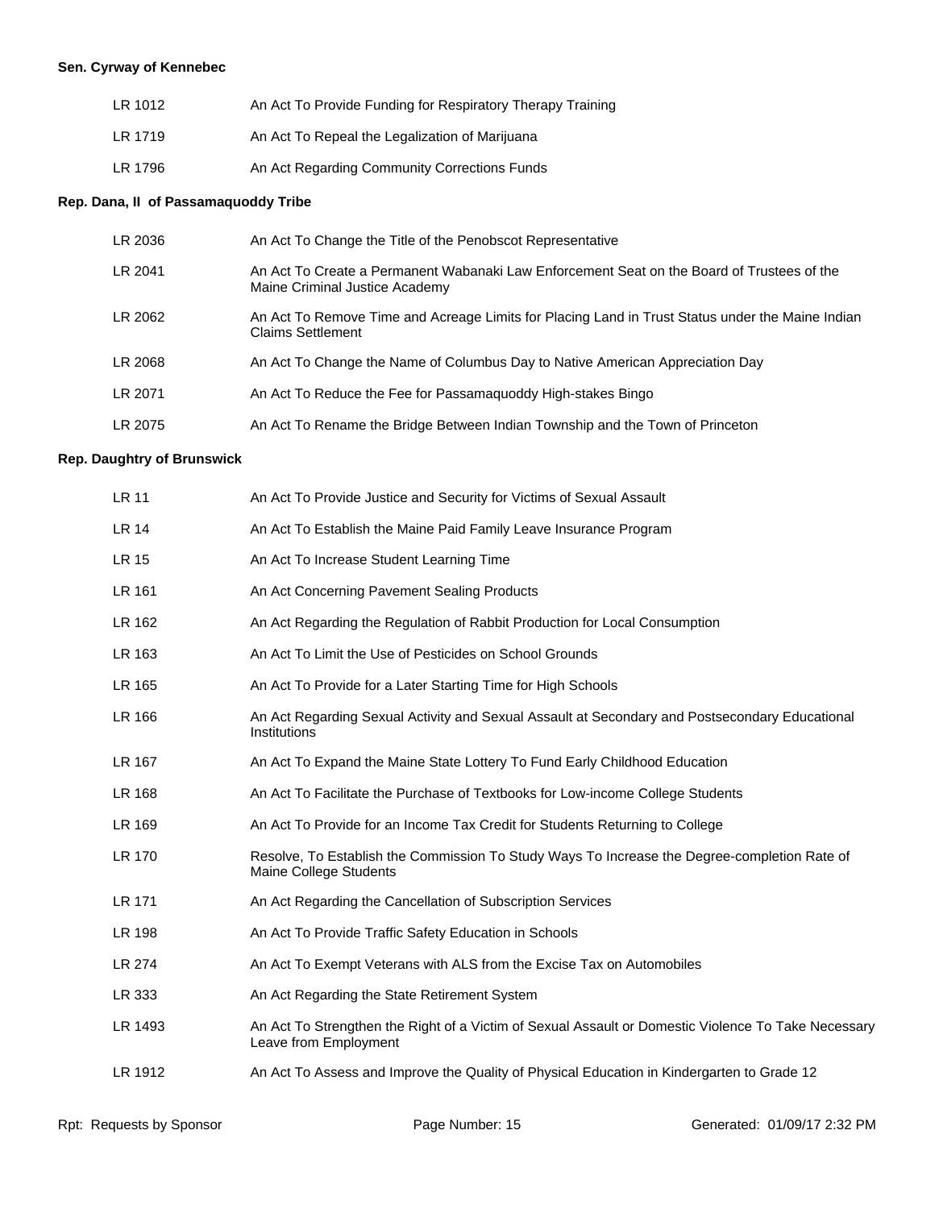**Sen. Cyrway of Kennebec**

| | |
|---|---|
| LR 1012 | An Act To Provide Funding for Respiratory Therapy Training |
| LR 1719 | An Act To Repeal the Legalization of Marijuana |
| LR 1796 | An Act Regarding Community Corrections Funds |

**Rep. Dana, II of Passamaquoddy Tribe**

| | |
|---|---|
| LR 2036 | An Act To Change the Title of the Penobscot Representative |
| LR 2041 | An Act To Create a Permanent Wabanaki Law Enforcement Seat on the Board of Trustees of the Maine Criminal Justice Academy |
| LR 2062 | An Act To Remove Time and Acreage Limits for Placing Land in Trust Status under the Maine Indian Claims Settlement |
| LR 2068 | An Act To Change the Name of Columbus Day to Native American Appreciation Day |
| LR 2071 | An Act To Reduce the Fee for Passamaquoddy High-stakes Bingo |
| LR 2075 | An Act To Rename the Bridge Between Indian Township and the Town of Princeton |

**Rep. Daughtry of Brunswick**

| | |
|---|---|
| LR 11 | An Act To Provide Justice and Security for Victims of Sexual Assault |
| LR 14 | An Act To Establish the Maine Paid Family Leave Insurance Program |
| LR 15 | An Act To Increase Student Learning Time |
| LR 161 | An Act Concerning Pavement Sealing Products |
| LR 162 | An Act Regarding the Regulation of Rabbit Production for Local Consumption |
| LR 163 | An Act To Limit the Use of Pesticides on School Grounds |
| LR 165 | An Act To Provide for a Later Starting Time for High Schools |
| LR 166 | An Act Regarding Sexual Activity and Sexual Assault at Secondary and Postsecondary Educational Institutions |
| LR 167 | An Act To Expand the Maine State Lottery To Fund Early Childhood Education |
| LR 168 | An Act To Facilitate the Purchase of Textbooks for Low-income College Students |
| LR 169 | An Act To Provide for an Income Tax Credit for Students Returning to College |
| LR 170 | Resolve, To Establish the Commission To Study Ways To Increase the Degree-completion Rate of Maine College Students |
| LR 171 | An Act Regarding the Cancellation of Subscription Services |
| LR 198 | An Act To Provide Traffic Safety Education in Schools |
| LR 274 | An Act To Exempt Veterans with ALS from the Excise Tax on Automobiles |
| LR 333 | An Act Regarding the State Retirement System |
| LR 1493 | An Act To Strengthen the Right of a Victim of Sexual Assault or Domestic Violence To Take Necessary Leave from Employment |
| LR 1912 | An Act To Assess and Improve the Quality of Physical Education in Kindergarten to Grade 12 |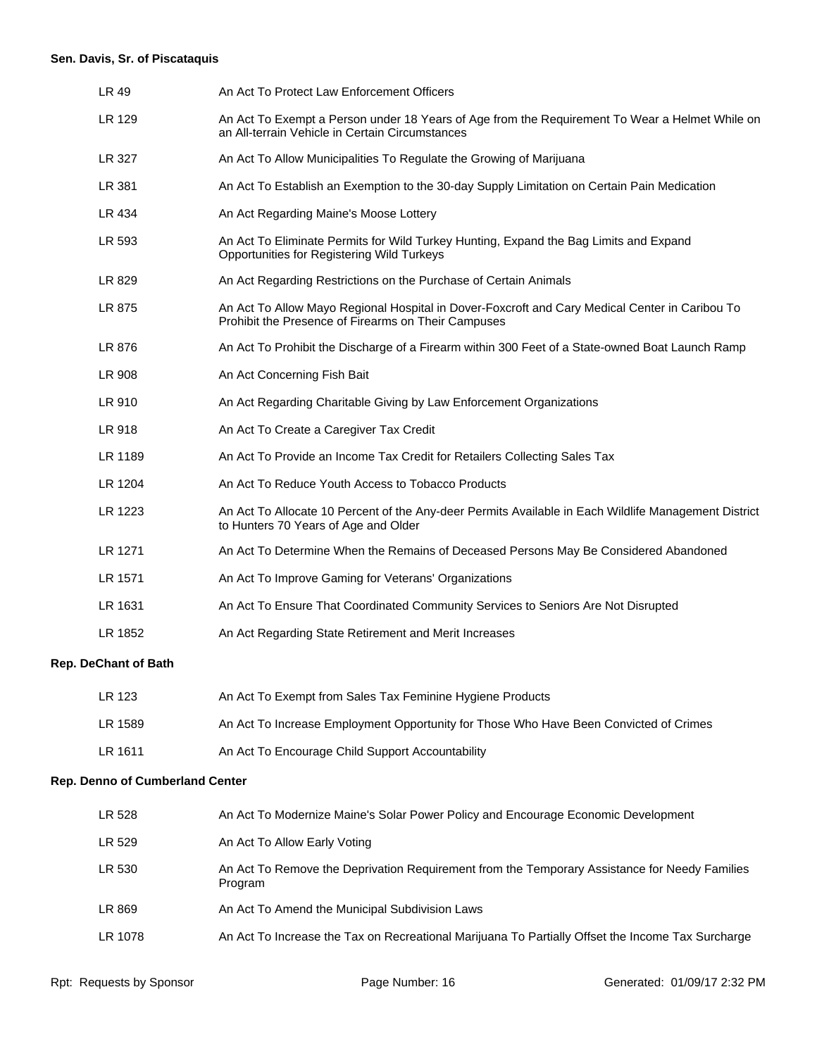**Sen. Davis, Sr. of Piscataquis**

| | |
|---|---|
| LR 49 | An Act To Protect Law Enforcement Officers |
| LR 129 | An Act To Exempt a Person under 18 Years of Age from the Requirement To Wear a Helmet While on an All-terrain Vehicle in Certain Circumstances |
| LR 327 | An Act To Allow Municipalities To Regulate the Growing of Marijuana |
| LR 381 | An Act To Establish an Exemption to the 30-day Supply Limitation on Certain Pain Medication |
| LR 434 | An Act Regarding Maine's Moose Lottery |
| LR 593 | An Act To Eliminate Permits for Wild Turkey Hunting, Expand the Bag Limits and Expand Opportunities for Registering Wild Turkeys |
| LR 829 | An Act Regarding Restrictions on the Purchase of Certain Animals |
| LR 875 | An Act To Allow Mayo Regional Hospital in Dover-Foxcroft and Cary Medical Center in Caribou To Prohibit the Presence of Firearms on Their Campuses |
| LR 876 | An Act To Prohibit the Discharge of a Firearm within 300 Feet of a State-owned Boat Launch Ramp |
| LR 908 | An Act Concerning Fish Bait |
| LR 910 | An Act Regarding Charitable Giving by Law Enforcement Organizations |
| LR 918 | An Act To Create a Caregiver Tax Credit |
| LR 1189 | An Act To Provide an Income Tax Credit for Retailers Collecting Sales Tax |
| LR 1204 | An Act To Reduce Youth Access to Tobacco Products |
| LR 1223 | An Act To Allocate 10 Percent of the Any-deer Permits Available in Each Wildlife Management District to Hunters 70 Years of Age and Older |
| LR 1271 | An Act To Determine When the Remains of Deceased Persons May Be Considered Abandoned |
| LR 1571 | An Act To Improve Gaming for Veterans' Organizations |
| LR 1631 | An Act To Ensure That Coordinated Community Services to Seniors Are Not Disrupted |
| LR 1852 | An Act Regarding State Retirement and Merit Increases |

**Rep. DeChant of Bath**

| | |
|---|---|
| LR 123 | An Act To Exempt from Sales Tax Feminine Hygiene Products |
| LR 1589 | An Act To Increase Employment Opportunity for Those Who Have Been Convicted of Crimes |
| LR 1611 | An Act To Encourage Child Support Accountability |

**Rep. Denno of Cumberland Center**

| | |
|---|---|
| LR 528 | An Act To Modernize Maine's Solar Power Policy and Encourage Economic Development |
| LR 529 | An Act To Allow Early Voting |
| LR 530 | An Act To Remove the Deprivation Requirement from the Temporary Assistance for Needy Families Program |
| LR 869 | An Act To Amend the Municipal Subdivision Laws |
| LR 1078 | An Act To Increase the Tax on Recreational Marijuana To Partially Offset the Income Tax Surcharge |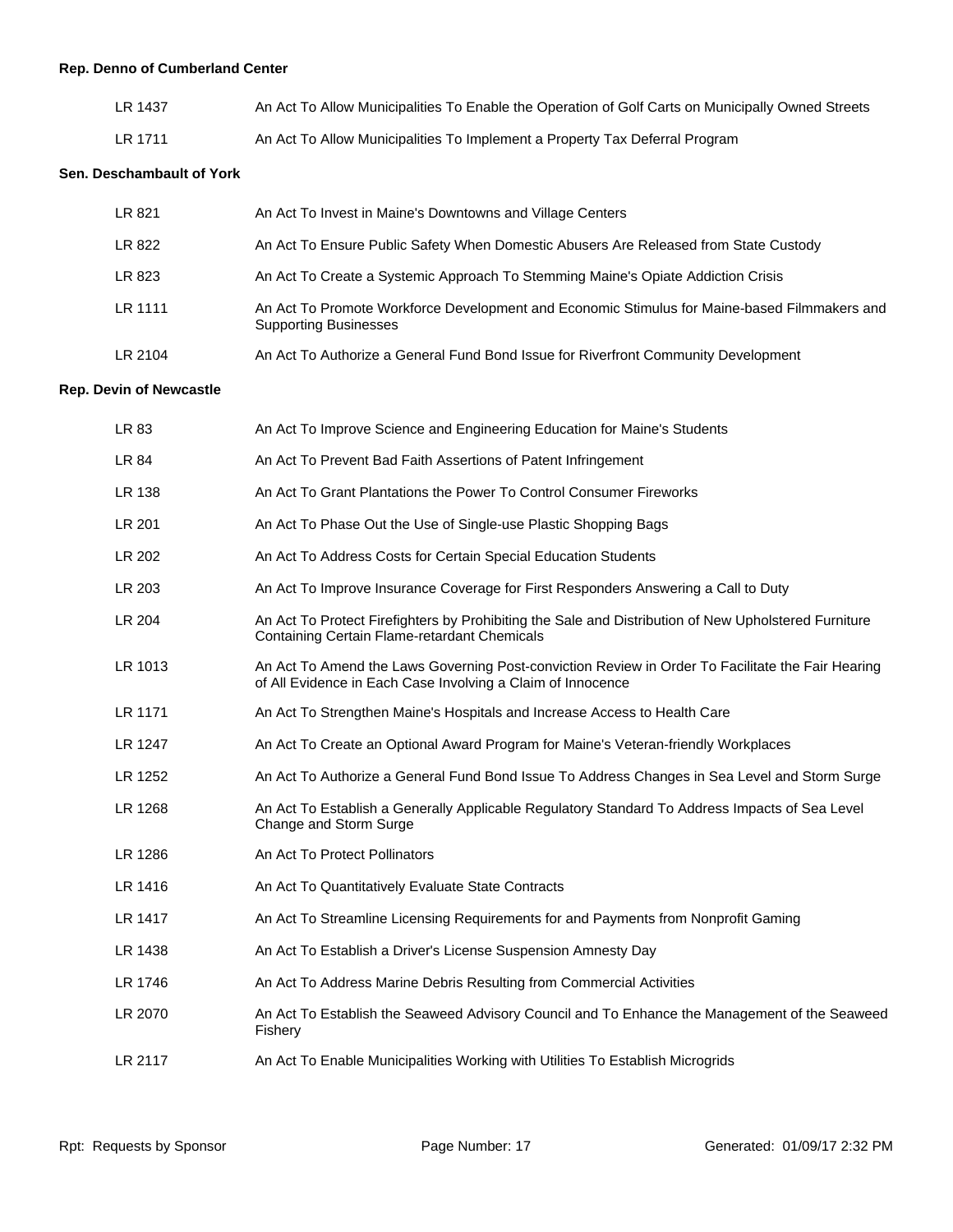**Rep. Denno of Cumberland Center**

| | |
|---|---|
| LR 1437 | An Act To Allow Municipalities To Enable the Operation of Golf Carts on Municipally Owned Streets |
| LR 1711 | An Act To Allow Municipalities To Implement a Property Tax Deferral Program |

**Sen. Deschambault of York**

| | |
|---|---|
| LR 821 | An Act To Invest in Maine's Downtowns and Village Centers |
| LR 822 | An Act To Ensure Public Safety When Domestic Abusers Are Released from State Custody |
| LR 823 | An Act To Create a Systemic Approach To Stemming Maine's Opiate Addiction Crisis |
| LR 1111 | An Act To Promote Workforce Development and Economic Stimulus for Maine-based Filmmakers and Supporting Businesses |
| LR 2104 | An Act To Authorize a General Fund Bond Issue for Riverfront Community Development |

**Rep. Devin of Newcastle**

| | |
|---|---|
| LR 83 | An Act To Improve Science and Engineering Education for Maine's Students |
| LR 84 | An Act To Prevent Bad Faith Assertions of Patent Infringement |
| LR 138 | An Act To Grant Plantations the Power To Control Consumer Fireworks |
| LR 201 | An Act To Phase Out the Use of Single-use Plastic Shopping Bags |
| LR 202 | An Act To Address Costs for Certain Special Education Students |
| LR 203 | An Act To Improve Insurance Coverage for First Responders Answering a Call to Duty |
| LR 204 | An Act To Protect Firefighters by Prohibiting the Sale and Distribution of New Upholstered Furniture Containing Certain Flame-retardant Chemicals |
| LR 1013 | An Act To Amend the Laws Governing Post-conviction Review in Order To Facilitate the Fair Hearing of All Evidence in Each Case Involving a Claim of Innocence |
| LR 1171 | An Act To Strengthen Maine's Hospitals and Increase Access to Health Care |
| LR 1247 | An Act To Create an Optional Award Program for Maine's Veteran-friendly Workplaces |
| LR 1252 | An Act To Authorize a General Fund Bond Issue To Address Changes in Sea Level and Storm Surge |
| LR 1268 | An Act To Establish a Generally Applicable Regulatory Standard To Address Impacts of Sea Level Change and Storm Surge |
| LR 1286 | An Act To Protect Pollinators |
| LR 1416 | An Act To Quantitatively Evaluate State Contracts |
| LR 1417 | An Act To Streamline Licensing Requirements for and Payments from Nonprofit Gaming |
| LR 1438 | An Act To Establish a Driver's License Suspension Amnesty Day |
| LR 1746 | An Act To Address Marine Debris Resulting from Commercial Activities |
| LR 2070 | An Act To Establish the Seaweed Advisory Council and To Enhance the Management of the Seaweed Fishery |
| LR 2117 | An Act To Enable Municipalities Working with Utilities To Establish Microgrids |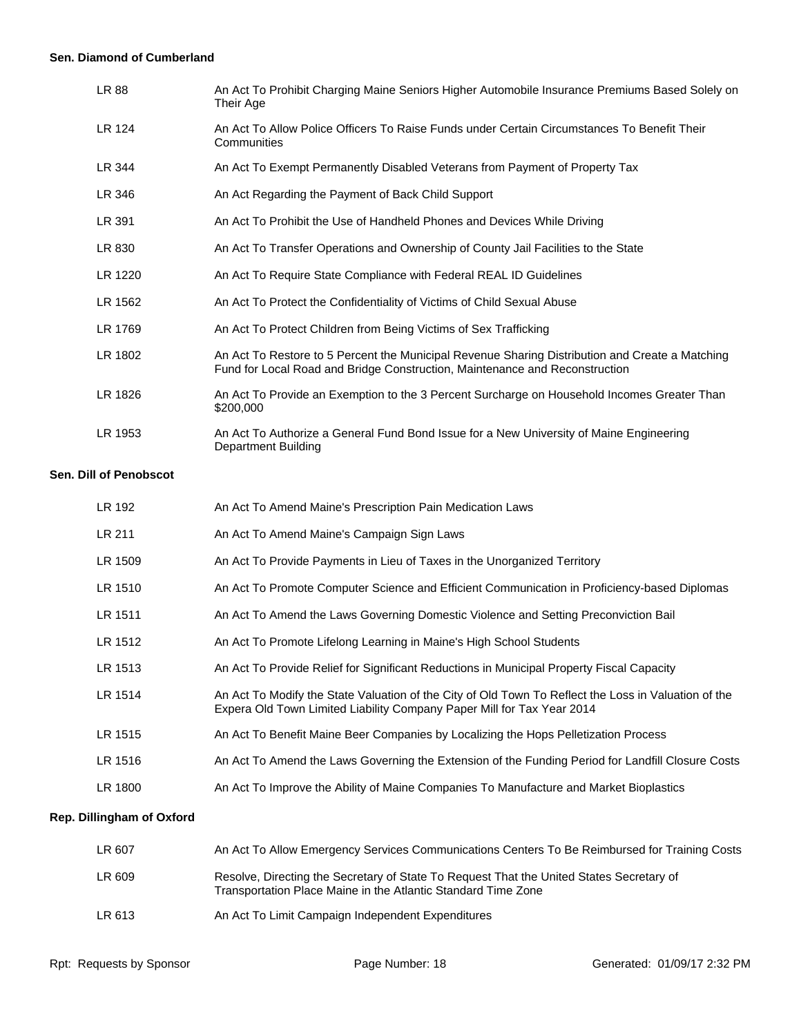**Sen. Diamond of Cumberland**

| | |
|---|---|
| LR 88 | An Act To Prohibit Charging Maine Seniors Higher Automobile Insurance Premiums Based Solely on Their Age |
| LR 124 | An Act To Allow Police Officers To Raise Funds under Certain Circumstances To Benefit Their Communities |
| LR 344 | An Act To Exempt Permanently Disabled Veterans from Payment of Property Tax |
| LR 346 | An Act Regarding the Payment of Back Child Support |
| LR 391 | An Act To Prohibit the Use of Handheld Phones and Devices While Driving |
| LR 830 | An Act To Transfer Operations and Ownership of County Jail Facilities to the State |
| LR 1220 | An Act To Require State Compliance with Federal REAL ID Guidelines |
| LR 1562 | An Act To Protect the Confidentiality of Victims of Child Sexual Abuse |
| LR 1769 | An Act To Protect Children from Being Victims of Sex Trafficking |
| LR 1802 | An Act To Restore to 5 Percent the Municipal Revenue Sharing Distribution and Create a Matching Fund for Local Road and Bridge Construction, Maintenance and Reconstruction |
| LR 1826 | An Act To Provide an Exemption to the 3 Percent Surcharge on Household Incomes Greater Than $200,000 |
| LR 1953 | An Act To Authorize a General Fund Bond Issue for a New University of Maine Engineering Department Building |

**Sen. Dill of Penobscot**

| | |
|---|---|
| LR 192 | An Act To Amend Maine's Prescription Pain Medication Laws |
| LR 211 | An Act To Amend Maine's Campaign Sign Laws |
| LR 1509 | An Act To Provide Payments in Lieu of Taxes in the Unorganized Territory |
| LR 1510 | An Act To Promote Computer Science and Efficient Communication in Proficiency-based Diplomas |
| LR 1511 | An Act To Amend the Laws Governing Domestic Violence and Setting Preconviction Bail |
| LR 1512 | An Act To Promote Lifelong Learning in Maine's High School Students |
| LR 1513 | An Act To Provide Relief for Significant Reductions in Municipal Property Fiscal Capacity |
| LR 1514 | An Act To Modify the State Valuation of the City of Old Town To Reflect the Loss in Valuation of the Expera Old Town Limited Liability Company Paper Mill for Tax Year 2014 |
| LR 1515 | An Act To Benefit Maine Beer Companies by Localizing the Hops Pelletization Process |
| LR 1516 | An Act To Amend the Laws Governing the Extension of the Funding Period for Landfill Closure Costs |
| LR 1800 | An Act To Improve the Ability of Maine Companies To Manufacture and Market Bioplastics |

**Rep. Dillingham of Oxford**

| | |
|---|---|
| LR 607 | An Act To Allow Emergency Services Communications Centers To Be Reimbursed for Training Costs |
| LR 609 | Resolve, Directing the Secretary of State To Request That the United States Secretary of Transportation Place Maine in the Atlantic Standard Time Zone |
| LR 613 | An Act To Limit Campaign Independent Expenditures |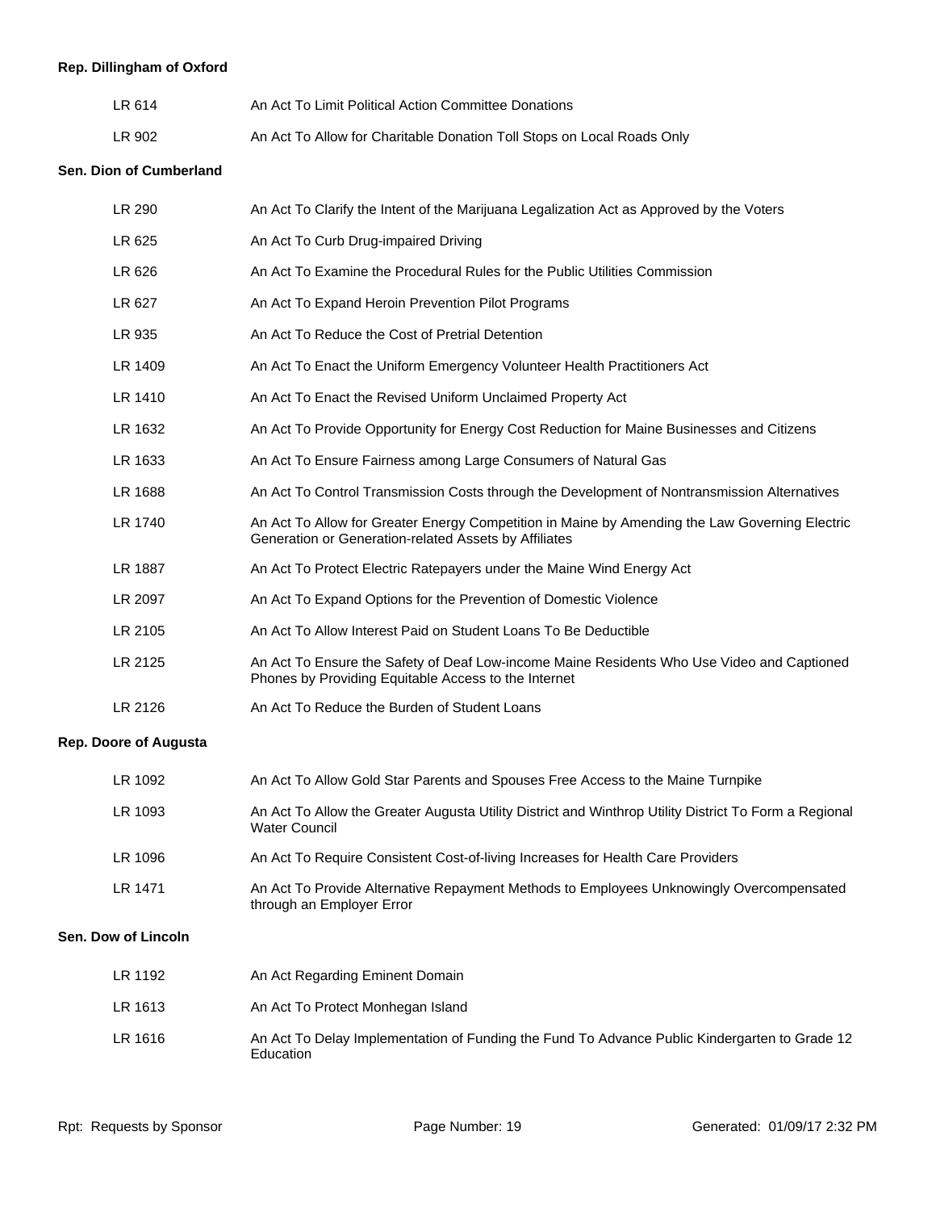**Rep. Dillingham of Oxford**

| | |
|---|---|
| LR 614 | An Act To Limit Political Action Committee Donations |
| LR 902 | An Act To Allow for Charitable Donation Toll Stops on Local Roads Only |

**Sen. Dion of Cumberland**

| | |
|---|---|
| LR 290 | An Act To Clarify the Intent of the Marijuana Legalization Act as Approved by the Voters |
| LR 625 | An Act To Curb Drug-impaired Driving |
| LR 626 | An Act To Examine the Procedural Rules for the Public Utilities Commission |
| LR 627 | An Act To Expand Heroin Prevention Pilot Programs |
| LR 935 | An Act To Reduce the Cost of Pretrial Detention |
| LR 1409 | An Act To Enact the Uniform Emergency Volunteer Health Practitioners Act |
| LR 1410 | An Act To Enact the Revised Uniform Unclaimed Property Act |
| LR 1632 | An Act To Provide Opportunity for Energy Cost Reduction for Maine Businesses and Citizens |
| LR 1633 | An Act To Ensure Fairness among Large Consumers of Natural Gas |
| LR 1688 | An Act To Control Transmission Costs through the Development of Nontransmission Alternatives |
| LR 1740 | An Act To Allow for Greater Energy Competition in Maine by Amending the Law Governing Electric Generation or Generation-related Assets by Affiliates |
| LR 1887 | An Act To Protect Electric Ratepayers under the Maine Wind Energy Act |
| LR 2097 | An Act To Expand Options for the Prevention of Domestic Violence |
| LR 2105 | An Act To Allow Interest Paid on Student Loans To Be Deductible |
| LR 2125 | An Act To Ensure the Safety of Deaf Low-income Maine Residents Who Use Video and Captioned Phones by Providing Equitable Access to the Internet |
| LR 2126 | An Act To Reduce the Burden of Student Loans |

**Rep. Doore of Augusta**

| | |
|---|---|
| LR 1092 | An Act To Allow Gold Star Parents and Spouses Free Access to the Maine Turnpike |
| LR 1093 | An Act To Allow the Greater Augusta Utility District and Winthrop Utility District To Form a Regional Water Council |
| LR 1096 | An Act To Require Consistent Cost-of-living Increases for Health Care Providers |
| LR 1471 | An Act To Provide Alternative Repayment Methods to Employees Unknowingly Overcompensated through an Employer Error |

**Sen. Dow of Lincoln**

| | |
|---|---|
| LR 1192 | An Act Regarding Eminent Domain |
| LR 1613 | An Act To Protect Monhegan Island |
| LR 1616 | An Act To Delay Implementation of Funding the Fund To Advance Public Kindergarten to Grade 12 Education |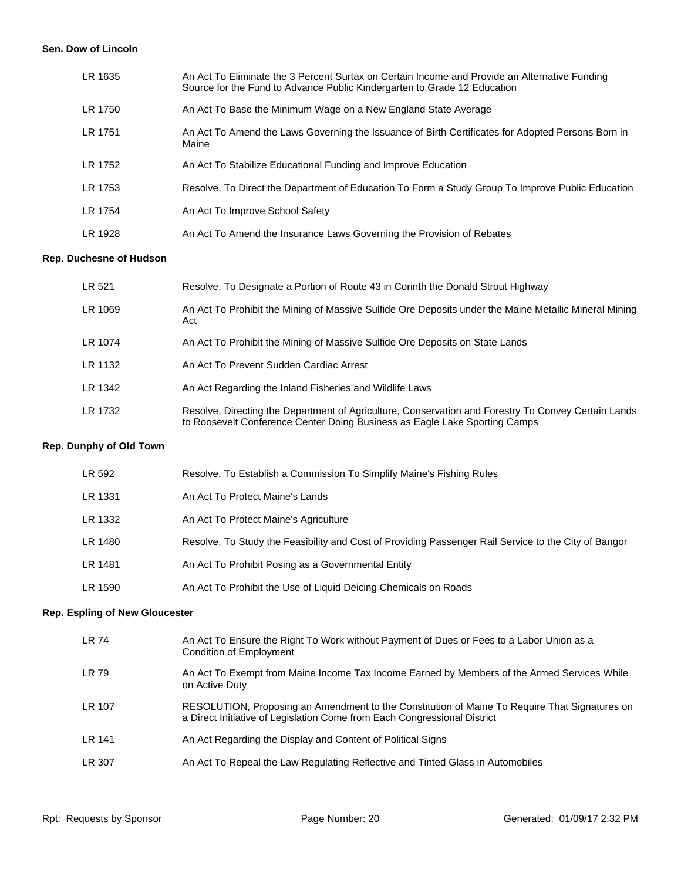**Sen. Dow of Lincoln**

| | |
|---|---|
| LR 1635 | An Act To Eliminate the 3 Percent Surtax on Certain Income and Provide an Alternative Funding Source for the Fund to Advance Public Kindergarten to Grade 12 Education |
| LR 1750 | An Act To Base the Minimum Wage on a New England State Average |
| LR 1751 | An Act To Amend the Laws Governing the Issuance of Birth Certificates for Adopted Persons Born in Maine |
| LR 1752 | An Act To Stabilize Educational Funding and Improve Education |
| LR 1753 | Resolve, To Direct the Department of Education To Form a Study Group To Improve Public Education |
| LR 1754 | An Act To Improve School Safety |
| LR 1928 | An Act To Amend the Insurance Laws Governing the Provision of Rebates |

**Rep. Duchesne of Hudson**

| | |
|---|---|
| LR 521 | Resolve, To Designate a Portion of Route 43 in Corinth the Donald Strout Highway |
| LR 1069 | An Act To Prohibit the Mining of Massive Sulfide Ore Deposits under the Maine Metallic Mineral Mining Act |
| LR 1074 | An Act To Prohibit the Mining of Massive Sulfide Ore Deposits on State Lands |
| LR 1132 | An Act To Prevent Sudden Cardiac Arrest |
| LR 1342 | An Act Regarding the Inland Fisheries and Wildlife Laws |
| LR 1732 | Resolve, Directing the Department of Agriculture, Conservation and Forestry To Convey Certain Lands to Roosevelt Conference Center Doing Business as Eagle Lake Sporting Camps |

**Rep. Dunphy of Old Town**

| | |
|---|---|
| LR 592 | Resolve, To Establish a Commission To Simplify Maine's Fishing Rules |
| LR 1331 | An Act To Protect Maine's Lands |
| LR 1332 | An Act To Protect Maine's Agriculture |
| LR 1480 | Resolve, To Study the Feasibility and Cost of Providing Passenger Rail Service to the City of Bangor |
| LR 1481 | An Act To Prohibit Posing as a Governmental Entity |
| LR 1590 | An Act To Prohibit the Use of Liquid Deicing Chemicals on Roads |

**Rep. Espling of New Gloucester**

| | |
|---|---|
| LR 74 | An Act To Ensure the Right To Work without Payment of Dues or Fees to a Labor Union as a Condition of Employment |
| LR 79 | An Act To Exempt from Maine Income Tax Income Earned by Members of the Armed Services While on Active Duty |
| LR 107 | RESOLUTION, Proposing an Amendment to the Constitution of Maine To Require That Signatures on a Direct Initiative of Legislation Come from Each Congressional District |
| LR 141 | An Act Regarding the Display and Content of Political Signs |
| LR 307 | An Act To Repeal the Law Regulating Reflective and Tinted Glass in Automobiles |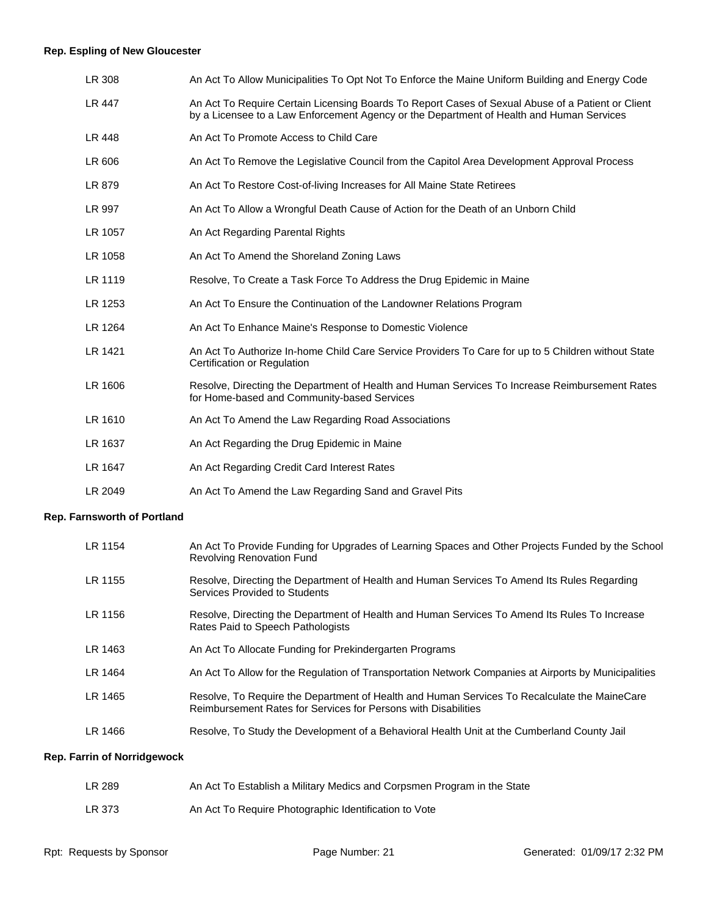**Rep. Espling of New Gloucester**

| | |
|---|---|
| LR 308 | An Act To Allow Municipalities To Opt Not To Enforce the Maine Uniform Building and Energy Code |
| LR 447 | An Act To Require Certain Licensing Boards To Report Cases of Sexual Abuse of a Patient or Client by a Licensee to a Law Enforcement Agency or the Department of Health and Human Services |
| LR 448 | An Act To Promote Access to Child Care |
| LR 606 | An Act To Remove the Legislative Council from the Capitol Area Development Approval Process |
| LR 879 | An Act To Restore Cost-of-living Increases for All Maine State Retirees |
| LR 997 | An Act To Allow a Wrongful Death Cause of Action for the Death of an Unborn Child |
| LR 1057 | An Act Regarding Parental Rights |
| LR 1058 | An Act To Amend the Shoreland Zoning Laws |
| LR 1119 | Resolve, To Create a Task Force To Address the Drug Epidemic in Maine |
| LR 1253 | An Act To Ensure the Continuation of the Landowner Relations Program |
| LR 1264 | An Act To Enhance Maine's Response to Domestic Violence |
| LR 1421 | An Act To Authorize In-home Child Care Service Providers To Care for up to 5 Children without State Certification or Regulation |
| LR 1606 | Resolve, Directing the Department of Health and Human Services To Increase Reimbursement Rates for Home-based and Community-based Services |
| LR 1610 | An Act To Amend the Law Regarding Road Associations |
| LR 1637 | An Act Regarding the Drug Epidemic in Maine |
| LR 1647 | An Act Regarding Credit Card Interest Rates |
| LR 2049 | An Act To Amend the Law Regarding Sand and Gravel Pits |

**Rep. Farnsworth of Portland**

| | |
|---|---|
| LR 1154 | An Act To Provide Funding for Upgrades of Learning Spaces and Other Projects Funded by the School Revolving Renovation Fund |
| LR 1155 | Resolve, Directing the Department of Health and Human Services To Amend Its Rules Regarding Services Provided to Students |
| LR 1156 | Resolve, Directing the Department of Health and Human Services To Amend Its Rules To Increase Rates Paid to Speech Pathologists |
| LR 1463 | An Act To Allocate Funding for Prekindergarten Programs |
| LR 1464 | An Act To Allow for the Regulation of Transportation Network Companies at Airports by Municipalities |
| LR 1465 | Resolve, To Require the Department of Health and Human Services To Recalculate the MaineCare Reimbursement Rates for Services for Persons with Disabilities |
| LR 1466 | Resolve, To Study the Development of a Behavioral Health Unit at the Cumberland County Jail |

**Rep. Farrin of Norridgewock**

| | |
|---|---|
| LR 289 | An Act To Establish a Military Medics and Corpsmen Program in the State |
| LR 373 | An Act To Require Photographic Identification to Vote |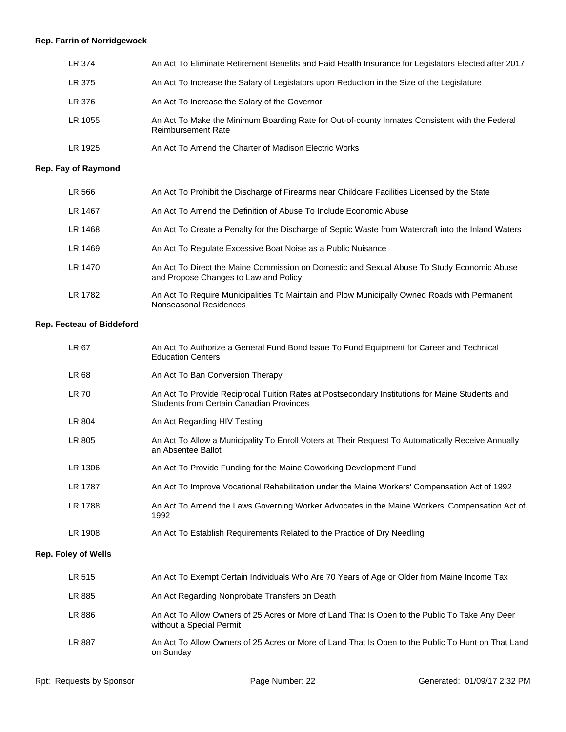**Rep. Farrin of Norridgewock**

| | |
|---|---|
| LR 374 | An Act To Eliminate Retirement Benefits and Paid Health Insurance for Legislators Elected after 2017 |
| LR 375 | An Act To Increase the Salary of Legislators upon Reduction in the Size of the Legislature |
| LR 376 | An Act To Increase the Salary of the Governor |
| LR 1055 | An Act To Make the Minimum Boarding Rate for Out-of-county Inmates Consistent with the Federal Reimbursement Rate |
| LR 1925 | An Act To Amend the Charter of Madison Electric Works |

**Rep. Fay of Raymond**

| | |
|---|---|
| LR 566 | An Act To Prohibit the Discharge of Firearms near Childcare Facilities Licensed by the State |
| LR 1467 | An Act To Amend the Definition of Abuse To Include Economic Abuse |
| LR 1468 | An Act To Create a Penalty for the Discharge of Septic Waste from Watercraft into the Inland Waters |
| LR 1469 | An Act To Regulate Excessive Boat Noise as a Public Nuisance |
| LR 1470 | An Act To Direct the Maine Commission on Domestic and Sexual Abuse To Study Economic Abuse and Propose Changes to Law and Policy |
| LR 1782 | An Act To Require Municipalities To Maintain and Plow Municipally Owned Roads with Permanent Nonseasonal Residences |

**Rep. Fecteau of Biddeford**

| | |
|---|---|
| LR 67 | An Act To Authorize a General Fund Bond Issue To Fund Equipment for Career and Technical Education Centers |
| LR 68 | An Act To Ban Conversion Therapy |
| LR 70 | An Act To Provide Reciprocal Tuition Rates at Postsecondary Institutions for Maine Students and Students from Certain Canadian Provinces |
| LR 804 | An Act Regarding HIV Testing |
| LR 805 | An Act To Allow a Municipality To Enroll Voters at Their Request To Automatically Receive Annually an Absentee Ballot |
| LR 1306 | An Act To Provide Funding for the Maine Coworking Development Fund |
| LR 1787 | An Act To Improve Vocational Rehabilitation under the Maine Workers' Compensation Act of 1992 |
| LR 1788 | An Act To Amend the Laws Governing Worker Advocates in the Maine Workers' Compensation Act of 1992 |
| LR 1908 | An Act To Establish Requirements Related to the Practice of Dry Needling |

**Rep. Foley of Wells**

| | |
|---|---|
| LR 515 | An Act To Exempt Certain Individuals Who Are 70 Years of Age or Older from Maine Income Tax |
| LR 885 | An Act Regarding Nonprobate Transfers on Death |
| LR 886 | An Act To Allow Owners of 25 Acres or More of Land That Is Open to the Public To Take Any Deer without a Special Permit |
| LR 887 | An Act To Allow Owners of 25 Acres or More of Land That Is Open to the Public To Hunt on That Land on Sunday |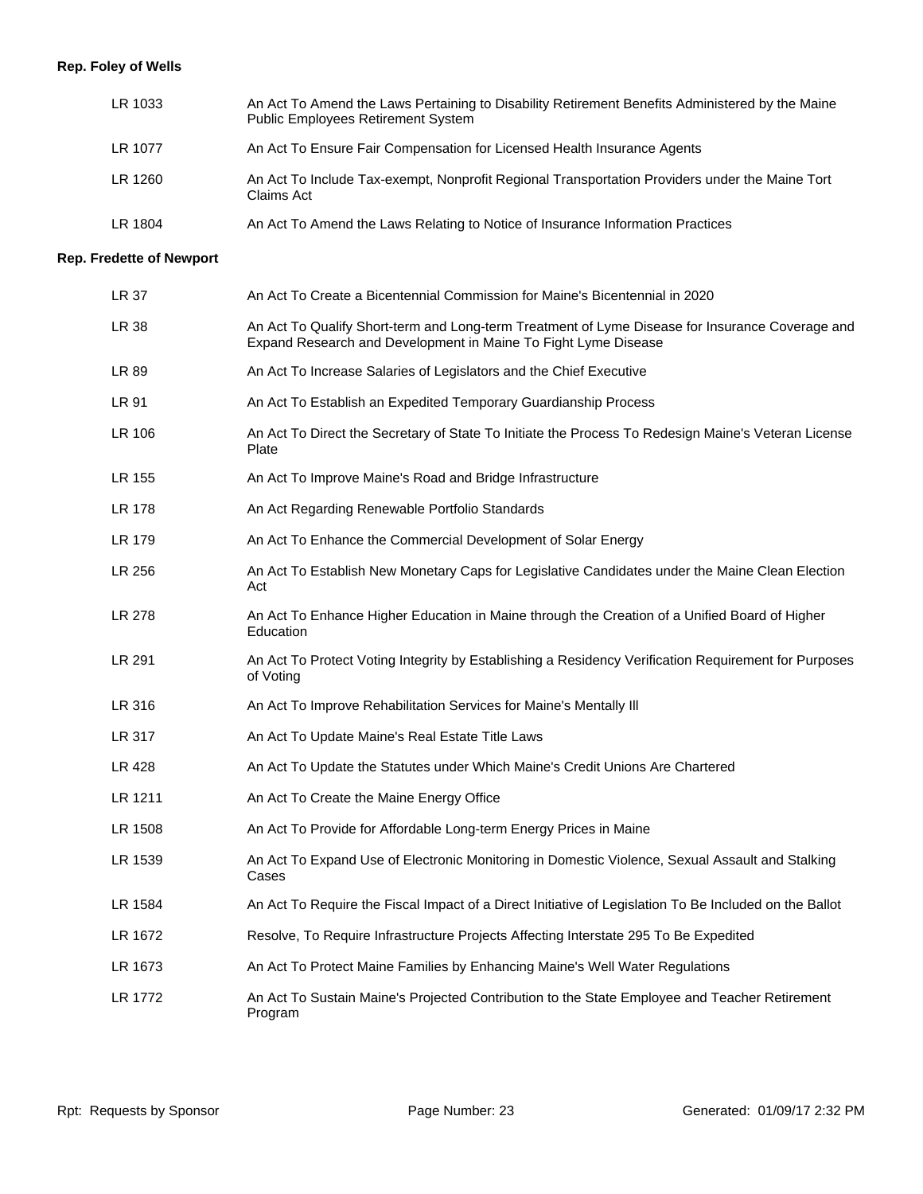**Rep. Foley of Wells**

| | |
|---|---|
| LR 1033 | An Act To Amend the Laws Pertaining to Disability Retirement Benefits Administered by the Maine Public Employees Retirement System |
| LR 1077 | An Act To Ensure Fair Compensation for Licensed Health Insurance Agents |
| LR 1260 | An Act To Include Tax-exempt, Nonprofit Regional Transportation Providers under the Maine Tort Claims Act |
| LR 1804 | An Act To Amend the Laws Relating to Notice of Insurance Information Practices |

**Rep. Fredette of Newport**

| | |
|---|---|
| LR 37 | An Act To Create a Bicentennial Commission for Maine's Bicentennial in 2020 |
| LR 38 | An Act To Qualify Short-term and Long-term Treatment of Lyme Disease for Insurance Coverage and Expand Research and Development in Maine To Fight Lyme Disease |
| LR 89 | An Act To Increase Salaries of Legislators and the Chief Executive |
| LR 91 | An Act To Establish an Expedited Temporary Guardianship Process |
| LR 106 | An Act To Direct the Secretary of State To Initiate the Process To Redesign Maine's Veteran License Plate |
| LR 155 | An Act To Improve Maine's Road and Bridge Infrastructure |
| LR 178 | An Act Regarding Renewable Portfolio Standards |
| LR 179 | An Act To Enhance the Commercial Development of Solar Energy |
| LR 256 | An Act To Establish New Monetary Caps for Legislative Candidates under the Maine Clean Election Act |
| LR 278 | An Act To Enhance Higher Education in Maine through the Creation of a Unified Board of Higher Education |
| LR 291 | An Act To Protect Voting Integrity by Establishing a Residency Verification Requirement for Purposes of Voting |
| LR 316 | An Act To Improve Rehabilitation Services for Maine's Mentally Ill |
| LR 317 | An Act To Update Maine's Real Estate Title Laws |
| LR 428 | An Act To Update the Statutes under Which Maine's Credit Unions Are Chartered |
| LR 1211 | An Act To Create the Maine Energy Office |
| LR 1508 | An Act To Provide for Affordable Long-term Energy Prices in Maine |
| LR 1539 | An Act To Expand Use of Electronic Monitoring in Domestic Violence, Sexual Assault and Stalking Cases |
| LR 1584 | An Act To Require the Fiscal Impact of a Direct Initiative of Legislation To Be Included on the Ballot |
| LR 1672 | Resolve, To Require Infrastructure Projects Affecting Interstate 295 To Be Expedited |
| LR 1673 | An Act To Protect Maine Families by Enhancing Maine's Well Water Regulations |
| LR 1772 | An Act To Sustain Maine's Projected Contribution to the State Employee and Teacher Retirement Program |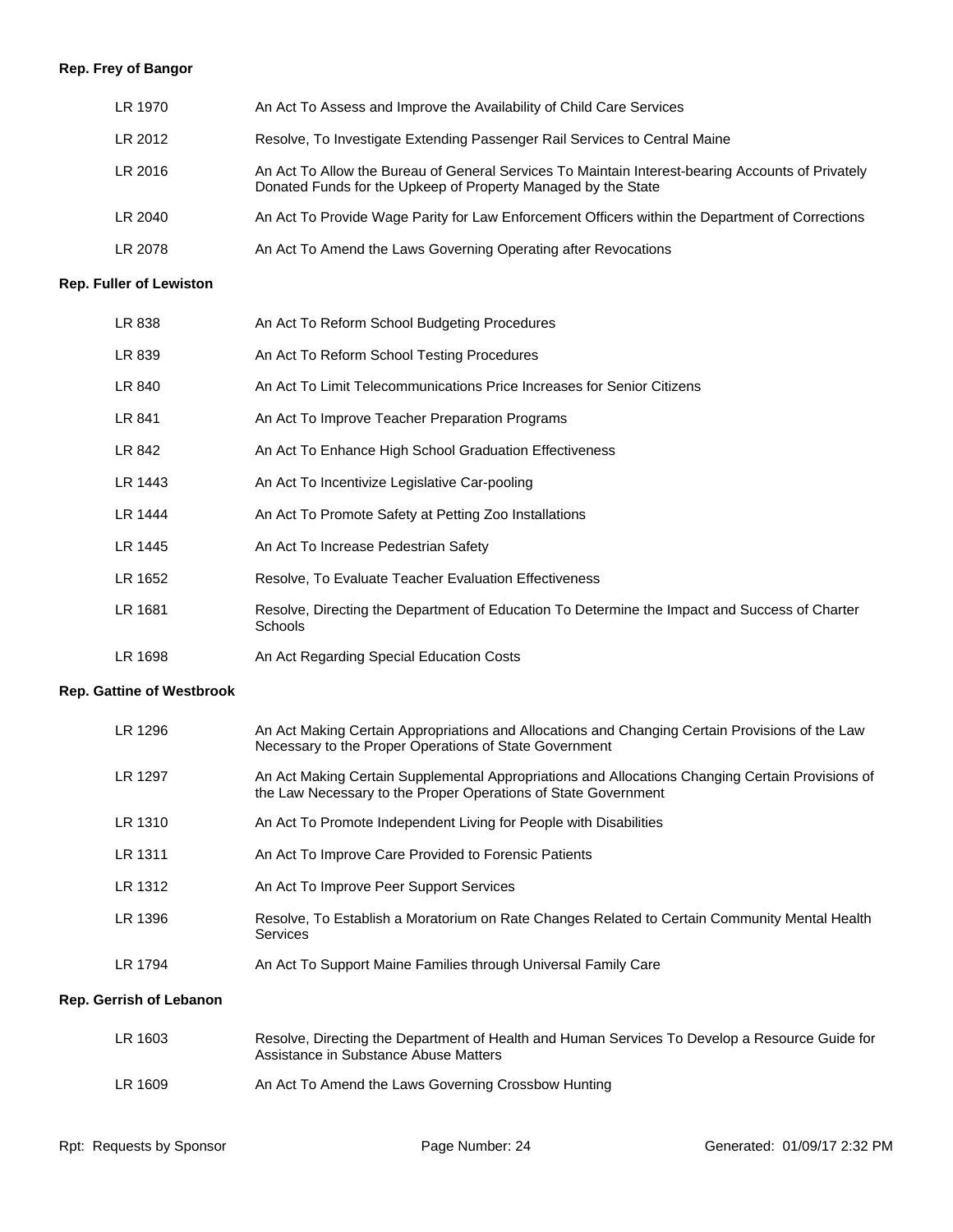**Rep. Frey of Bangor**

| | |
|---|---|
| LR 1970 | An Act To Assess and Improve the Availability of Child Care Services |
| LR 2012 | Resolve, To Investigate Extending Passenger Rail Services to Central Maine |
| LR 2016 | An Act To Allow the Bureau of General Services To Maintain Interest-bearing Accounts of Privately Donated Funds for the Upkeep of Property Managed by the State |
| LR 2040 | An Act To Provide Wage Parity for Law Enforcement Officers within the Department of Corrections |
| LR 2078 | An Act To Amend the Laws Governing Operating after Revocations |

**Rep. Fuller of Lewiston**

| | |
|---|---|
| LR 838 | An Act To Reform School Budgeting Procedures |
| LR 839 | An Act To Reform School Testing Procedures |
| LR 840 | An Act To Limit Telecommunications Price Increases for Senior Citizens |
| LR 841 | An Act To Improve Teacher Preparation Programs |
| LR 842 | An Act To Enhance High School Graduation Effectiveness |
| LR 1443 | An Act To Incentivize Legislative Car-pooling |
| LR 1444 | An Act To Promote Safety at Petting Zoo Installations |
| LR 1445 | An Act To Increase Pedestrian Safety |
| LR 1652 | Resolve, To Evaluate Teacher Evaluation Effectiveness |
| LR 1681 | Resolve, Directing the Department of Education To Determine the Impact and Success of Charter Schools |
| LR 1698 | An Act Regarding Special Education Costs |

**Rep. Gattine of Westbrook**

| | |
|---|---|
| LR 1296 | An Act Making Certain Appropriations and Allocations and Changing Certain Provisions of the Law Necessary to the Proper Operations of State Government |
| LR 1297 | An Act Making Certain Supplemental Appropriations and Allocations Changing Certain Provisions of the Law Necessary to the Proper Operations of State Government |
| LR 1310 | An Act To Promote Independent Living for People with Disabilities |
| LR 1311 | An Act To Improve Care Provided to Forensic Patients |
| LR 1312 | An Act To Improve Peer Support Services |
| LR 1396 | Resolve, To Establish a Moratorium on Rate Changes Related to Certain Community Mental Health Services |
| LR 1794 | An Act To Support Maine Families through Universal Family Care |

**Rep. Gerrish of Lebanon**

| | |
|---|---|
| LR 1603 | Resolve, Directing the Department of Health and Human Services To Develop a Resource Guide for Assistance in Substance Abuse Matters |
| LR 1609 | An Act To Amend the Laws Governing Crossbow Hunting |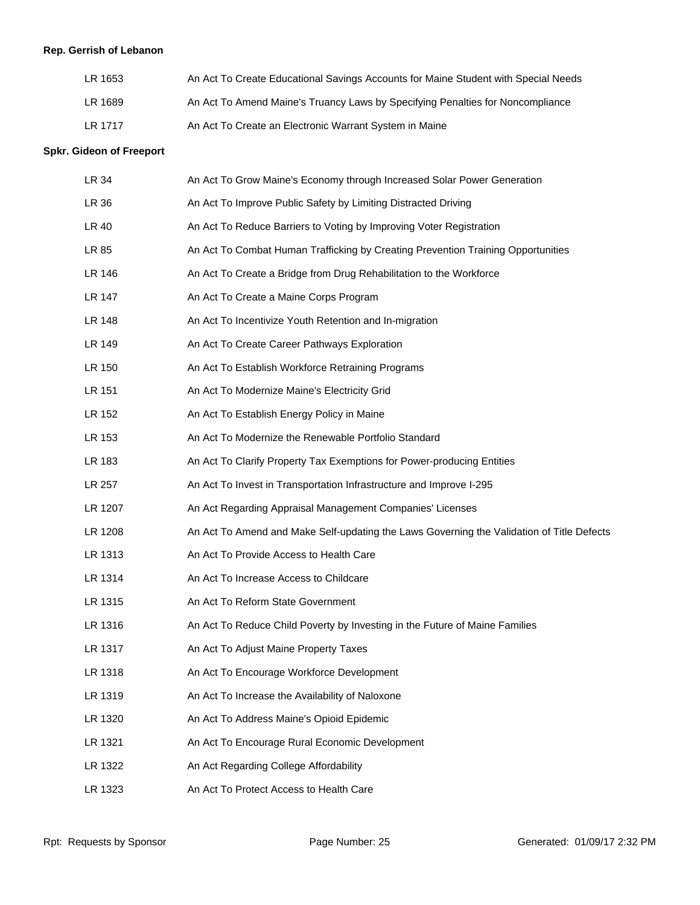**Rep. Gerrish of Lebanon**

| | |
|---|---|
| LR 1653 | An Act To Create Educational Savings Accounts for Maine Student with Special Needs |
| LR 1689 | An Act To Amend Maine's Truancy Laws by Specifying Penalties for Noncompliance |
| LR 1717 | An Act To Create an Electronic Warrant System in Maine |

**Spkr. Gideon of Freeport**

| | |
|---|---|
| LR 34 | An Act To Grow Maine's Economy through Increased Solar Power Generation |
| LR 36 | An Act To Improve Public Safety by Limiting Distracted Driving |
| LR 40 | An Act To Reduce Barriers to Voting by Improving Voter Registration |
| LR 85 | An Act To Combat Human Trafficking by Creating Prevention Training Opportunities |
| LR 146 | An Act To Create a Bridge from Drug Rehabilitation to the Workforce |
| LR 147 | An Act To Create a Maine Corps Program |
| LR 148 | An Act To Incentivize Youth Retention and In-migration |
| LR 149 | An Act To Create Career Pathways Exploration |
| LR 150 | An Act To Establish Workforce Retraining Programs |
| LR 151 | An Act To Modernize Maine's Electricity Grid |
| LR 152 | An Act To Establish Energy Policy in Maine |
| LR 153 | An Act To Modernize the Renewable Portfolio Standard |
| LR 183 | An Act To Clarify Property Tax Exemptions for Power-producing Entities |
| LR 257 | An Act To Invest in Transportation Infrastructure and Improve I-295 |
| LR 1207 | An Act Regarding Appraisal Management Companies' Licenses |
| LR 1208 | An Act To Amend and Make Self-updating the Laws Governing the Validation of Title Defects |
| LR 1313 | An Act To Provide Access to Health Care |
| LR 1314 | An Act To Increase Access to Childcare |
| LR 1315 | An Act To Reform State Government |
| LR 1316 | An Act To Reduce Child Poverty by Investing in the Future of Maine Families |
| LR 1317 | An Act To Adjust Maine Property Taxes |
| LR 1318 | An Act To Encourage Workforce Development |
| LR 1319 | An Act To Increase the Availability of Naloxone |
| LR 1320 | An Act To Address Maine's Opioid Epidemic |
| LR 1321 | An Act To Encourage Rural Economic Development |
| LR 1322 | An Act Regarding College Affordability |
| LR 1323 | An Act To Protect Access to Health Care |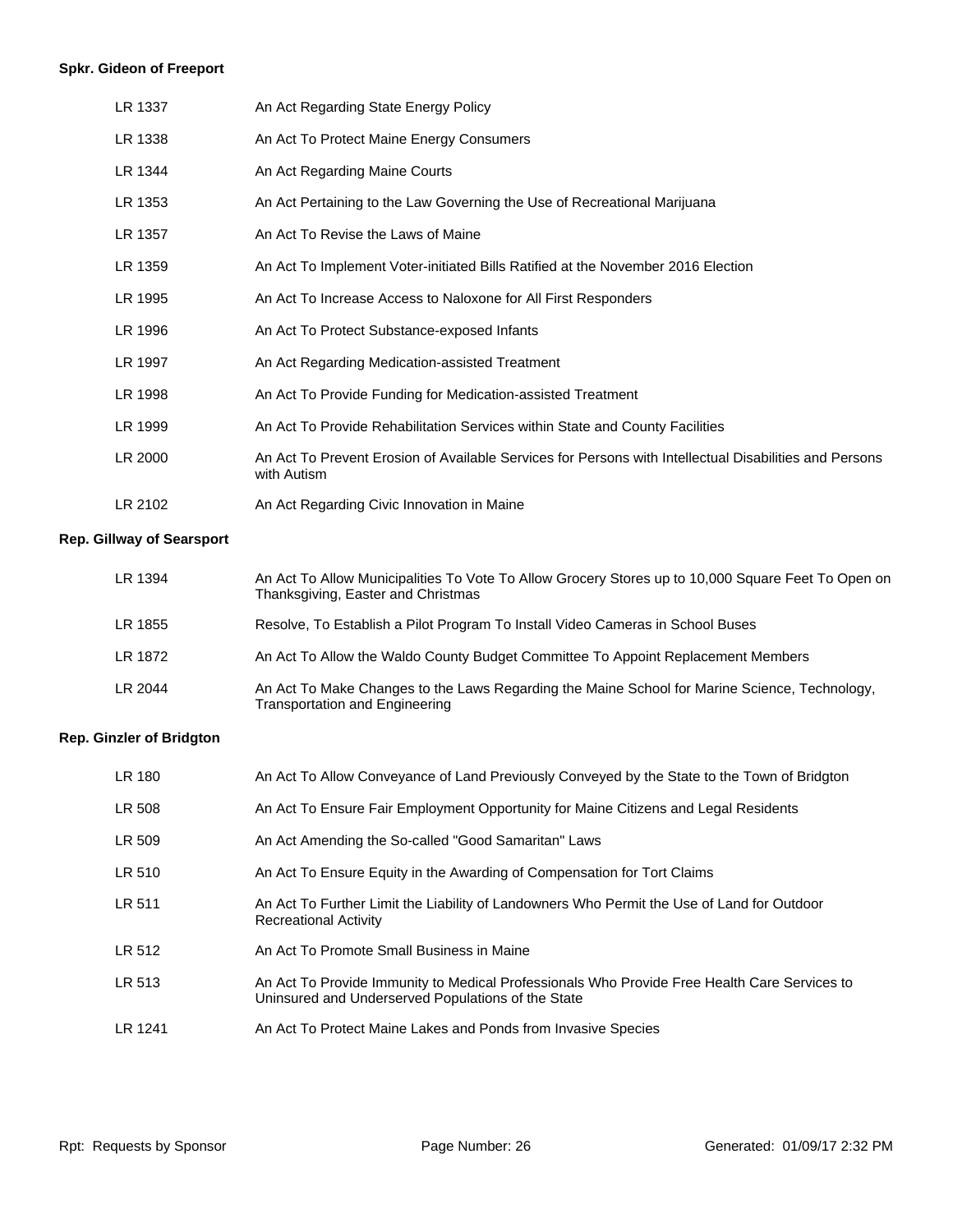**Spkr. Gideon of Freeport**

| | |
|---|---|
| LR 1337 | An Act Regarding State Energy Policy |
| LR 1338 | An Act To Protect Maine Energy Consumers |
| LR 1344 | An Act Regarding Maine Courts |
| LR 1353 | An Act Pertaining to the Law Governing the Use of Recreational Marijuana |
| LR 1357 | An Act To Revise the Laws of Maine |
| LR 1359 | An Act To Implement Voter-initiated Bills Ratified at the November 2016 Election |
| LR 1995 | An Act To Increase Access to Naloxone for All First Responders |
| LR 1996 | An Act To Protect Substance-exposed Infants |
| LR 1997 | An Act Regarding Medication-assisted Treatment |
| LR 1998 | An Act To Provide Funding for Medication-assisted Treatment |
| LR 1999 | An Act To Provide Rehabilitation Services within State and County Facilities |
| LR 2000 | An Act To Prevent Erosion of Available Services for Persons with Intellectual Disabilities and Persons with Autism |
| LR 2102 | An Act Regarding Civic Innovation in Maine |

**Rep. Gillway of Searsport**

| | |
|---|---|
| LR 1394 | An Act To Allow Municipalities To Vote To Allow Grocery Stores up to 10,000 Square Feet To Open on Thanksgiving, Easter and Christmas |
| LR 1855 | Resolve, To Establish a Pilot Program To Install Video Cameras in School Buses |
| LR 1872 | An Act To Allow the Waldo County Budget Committee To Appoint Replacement Members |
| LR 2044 | An Act To Make Changes to the Laws Regarding the Maine School for Marine Science, Technology, Transportation and Engineering |

**Rep. Ginzler of Bridgton**

| | |
|---|---|
| LR 180 | An Act To Allow Conveyance of Land Previously Conveyed by the State to the Town of Bridgton |
| LR 508 | An Act To Ensure Fair Employment Opportunity for Maine Citizens and Legal Residents |
| LR 509 | An Act Amending the So-called "Good Samaritan" Laws |
| LR 510 | An Act To Ensure Equity in the Awarding of Compensation for Tort Claims |
| LR 511 | An Act To Further Limit the Liability of Landowners Who Permit the Use of Land for Outdoor Recreational Activity |
| LR 512 | An Act To Promote Small Business in Maine |
| LR 513 | An Act To Provide Immunity to Medical Professionals Who Provide Free Health Care Services to Uninsured and Underserved Populations of the State |
| LR 1241 | An Act To Protect Maine Lakes and Ponds from Invasive Species |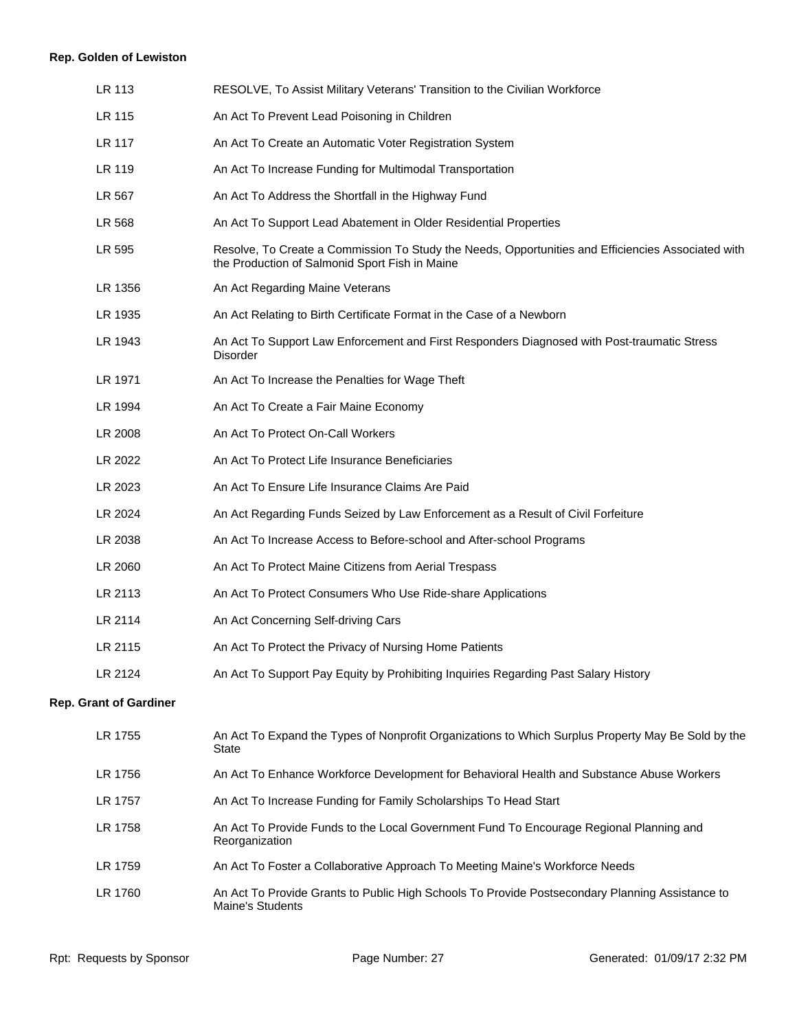**Rep. Golden of Lewiston**

| | |
|---|---|
| LR 113 | RESOLVE, To Assist Military Veterans' Transition to the Civilian Workforce |
| LR 115 | An Act To Prevent Lead Poisoning in Children |
| LR 117 | An Act To Create an Automatic Voter Registration System |
| LR 119 | An Act To Increase Funding for Multimodal Transportation |
| LR 567 | An Act To Address the Shortfall in the Highway Fund |
| LR 568 | An Act To Support Lead Abatement in Older Residential Properties |
| LR 595 | Resolve, To Create a Commission To Study the Needs, Opportunities and Efficiencies Associated with the Production of Salmonid Sport Fish in Maine |
| LR 1356 | An Act Regarding Maine Veterans |
| LR 1935 | An Act Relating to Birth Certificate Format in the Case of a Newborn |
| LR 1943 | An Act To Support Law Enforcement and First Responders Diagnosed with Post-traumatic Stress Disorder |
| LR 1971 | An Act To Increase the Penalties for Wage Theft |
| LR 1994 | An Act To Create a Fair Maine Economy |
| LR 2008 | An Act To Protect On-Call Workers |
| LR 2022 | An Act To Protect Life Insurance Beneficiaries |
| LR 2023 | An Act To Ensure Life Insurance Claims Are Paid |
| LR 2024 | An Act Regarding Funds Seized by Law Enforcement as a Result of Civil Forfeiture |
| LR 2038 | An Act To Increase Access to Before-school and After-school Programs |
| LR 2060 | An Act To Protect Maine Citizens from Aerial Trespass |
| LR 2113 | An Act To Protect Consumers Who Use Ride-share Applications |
| LR 2114 | An Act Concerning Self-driving Cars |
| LR 2115 | An Act To Protect the Privacy of Nursing Home Patients |
| LR 2124 | An Act To Support Pay Equity by Prohibiting Inquiries Regarding Past Salary History |

**Rep. Grant of Gardiner**

| | |
|---|---|
| LR 1755 | An Act To Expand the Types of Nonprofit Organizations to Which Surplus Property May Be Sold by the State |
| LR 1756 | An Act To Enhance Workforce Development for Behavioral Health and Substance Abuse Workers |
| LR 1757 | An Act To Increase Funding for Family Scholarships To Head Start |
| LR 1758 | An Act To Provide Funds to the Local Government Fund To Encourage Regional Planning and Reorganization |
| LR 1759 | An Act To Foster a Collaborative Approach To Meeting Maine's Workforce Needs |
| LR 1760 | An Act To Provide Grants to Public High Schools To Provide Postsecondary Planning Assistance to Maine's Students |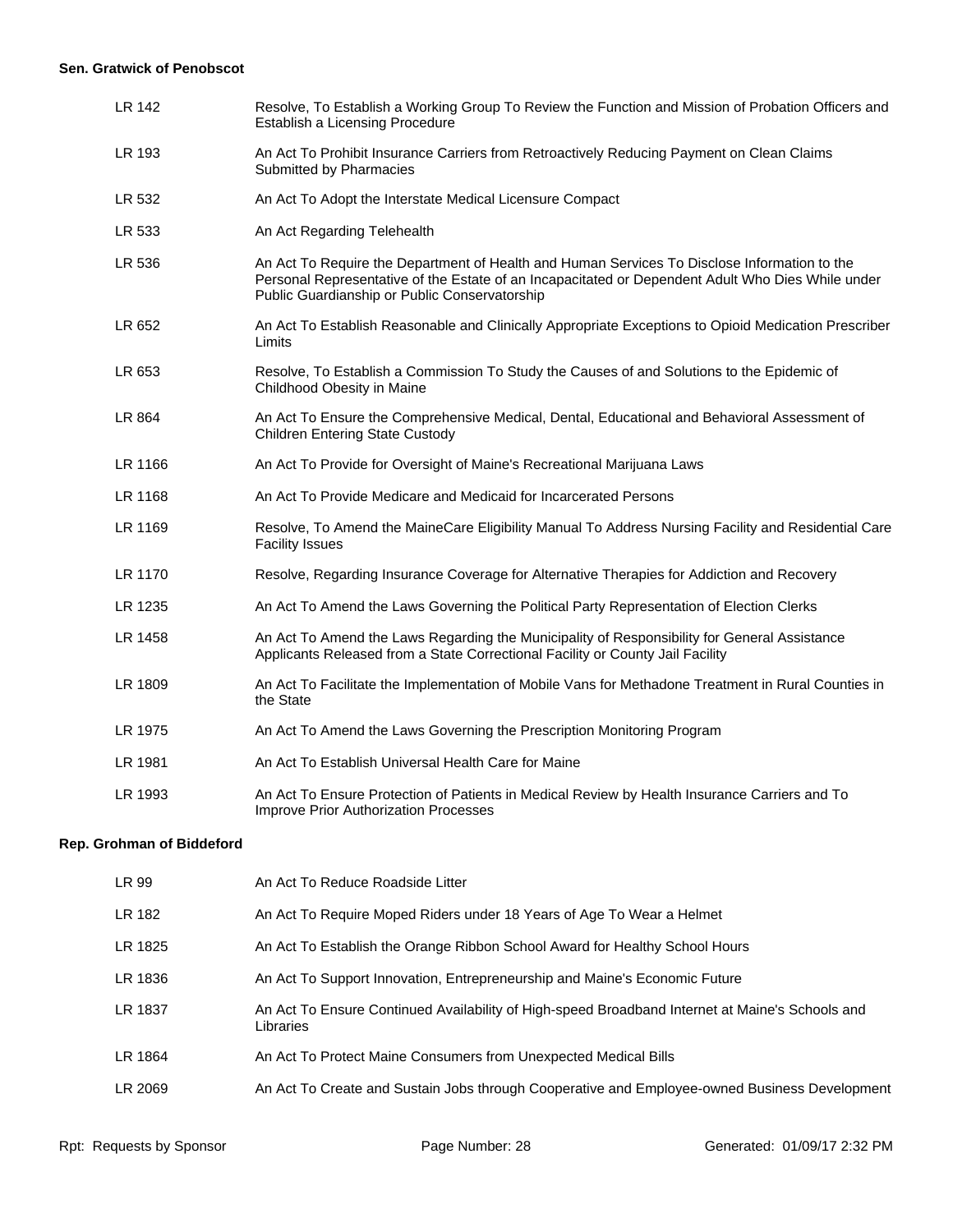**Sen. Gratwick of Penobscot**

| | |
|---|---|
| LR 142 | Resolve, To Establish a Working Group To Review the Function and Mission of Probation Officers and Establish a Licensing Procedure |
| LR 193 | An Act To Prohibit Insurance Carriers from Retroactively Reducing Payment on Clean Claims Submitted by Pharmacies |
| LR 532 | An Act To Adopt the Interstate Medical Licensure Compact |
| LR 533 | An Act Regarding Telehealth |
| LR 536 | An Act To Require the Department of Health and Human Services To Disclose Information to the Personal Representative of the Estate of an Incapacitated or Dependent Adult Who Dies While under Public Guardianship or Public Conservatorship |
| LR 652 | An Act To Establish Reasonable and Clinically Appropriate Exceptions to Opioid Medication Prescriber Limits |
| LR 653 | Resolve, To Establish a Commission To Study the Causes of and Solutions to the Epidemic of Childhood Obesity in Maine |
| LR 864 | An Act To Ensure the Comprehensive Medical, Dental, Educational and Behavioral Assessment of Children Entering State Custody |
| LR 1166 | An Act To Provide for Oversight of Maine's Recreational Marijuana Laws |
| LR 1168 | An Act To Provide Medicare and Medicaid for Incarcerated Persons |
| LR 1169 | Resolve, To Amend the MaineCare Eligibility Manual To Address Nursing Facility and Residential Care Facility Issues |
| LR 1170 | Resolve, Regarding Insurance Coverage for Alternative Therapies for Addiction and Recovery |
| LR 1235 | An Act To Amend the Laws Governing the Political Party Representation of Election Clerks |
| LR 1458 | An Act To Amend the Laws Regarding the Municipality of Responsibility for General Assistance Applicants Released from a State Correctional Facility or County Jail Facility |
| LR 1809 | An Act To Facilitate the Implementation of Mobile Vans for Methadone Treatment in Rural Counties in the State |
| LR 1975 | An Act To Amend the Laws Governing the Prescription Monitoring Program |
| LR 1981 | An Act To Establish Universal Health Care for Maine |
| LR 1993 | An Act To Ensure Protection of Patients in Medical Review by Health Insurance Carriers and To Improve Prior Authorization Processes |

**Rep. Grohman of Biddeford**

| | |
|---|---|
| LR 99 | An Act To Reduce Roadside Litter |
| LR 182 | An Act To Require Moped Riders under 18 Years of Age To Wear a Helmet |
| LR 1825 | An Act To Establish the Orange Ribbon School Award for Healthy School Hours |
| LR 1836 | An Act To Support Innovation, Entrepreneurship and Maine's Economic Future |
| LR 1837 | An Act To Ensure Continued Availability of High-speed Broadband Internet at Maine's Schools and Libraries |
| LR 1864 | An Act To Protect Maine Consumers from Unexpected Medical Bills |
| LR 2069 | An Act To Create and Sustain Jobs through Cooperative and Employee-owned Business Development |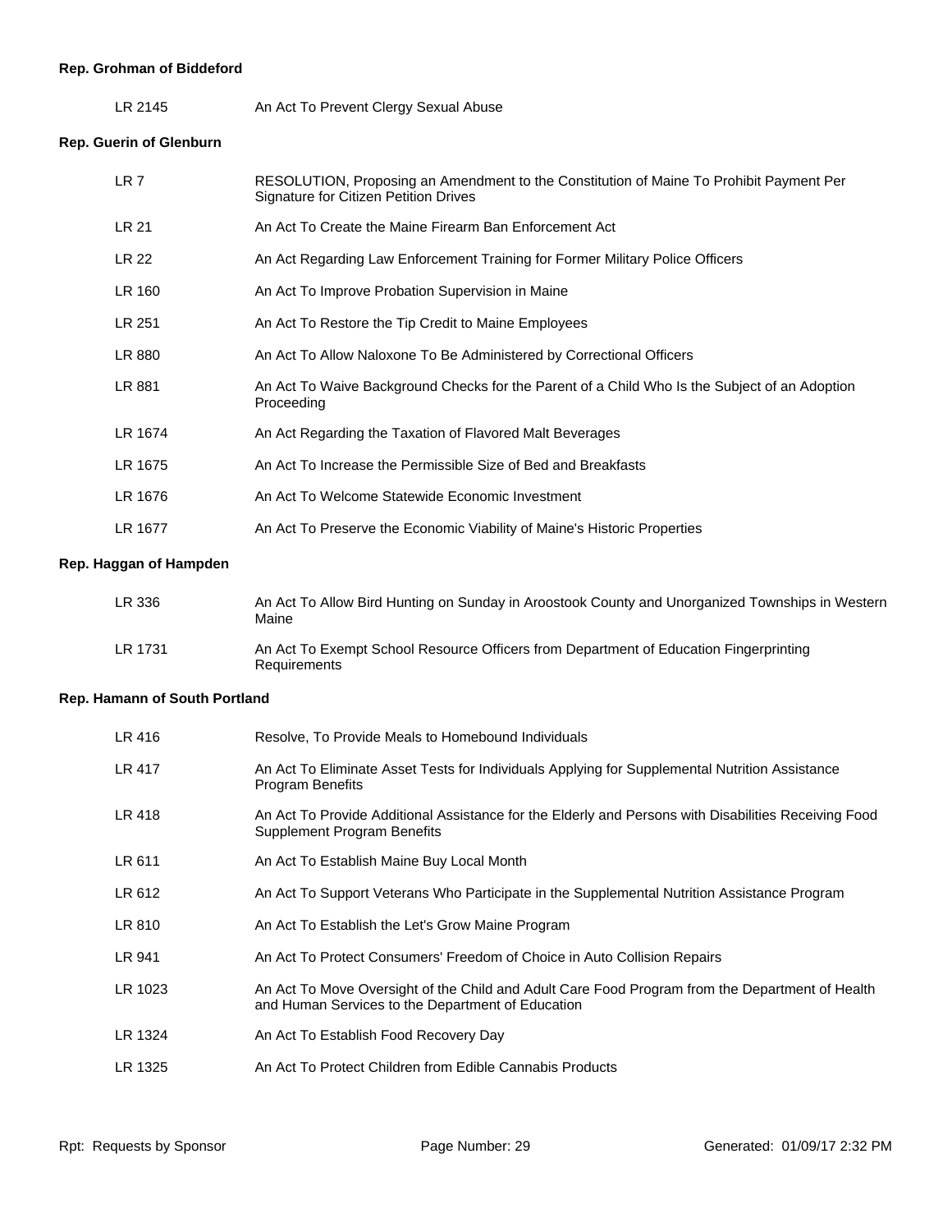**Rep. Grohman of Biddeford**

| | |
|---|---|
| LR 2145 | An Act To Prevent Clergy Sexual Abuse |

**Rep. Guerin of Glenburn**

| | |
|---|---|
| LR 7 | RESOLUTION, Proposing an Amendment to the Constitution of Maine To Prohibit Payment Per Signature for Citizen Petition Drives |
| LR 21 | An Act To Create the Maine Firearm Ban Enforcement Act |
| LR 22 | An Act Regarding Law Enforcement Training for Former Military Police Officers |
| LR 160 | An Act To Improve Probation Supervision in Maine |
| LR 251 | An Act To Restore the Tip Credit to Maine Employees |
| LR 880 | An Act To Allow Naloxone To Be Administered by Correctional Officers |
| LR 881 | An Act To Waive Background Checks for the Parent of a Child Who Is the Subject of an Adoption Proceeding |
| LR 1674 | An Act Regarding the Taxation of Flavored Malt Beverages |
| LR 1675 | An Act To Increase the Permissible Size of Bed and Breakfasts |
| LR 1676 | An Act To Welcome Statewide Economic Investment |
| LR 1677 | An Act To Preserve the Economic Viability of Maine's Historic Properties |

**Rep. Haggan of Hampden**

| | |
|---|---|
| LR 336 | An Act To Allow Bird Hunting on Sunday in Aroostook County and Unorganized Townships in Western Maine |
| LR 1731 | An Act To Exempt School Resource Officers from Department of Education Fingerprinting Requirements |

**Rep. Hamann of South Portland**

| | |
|---|---|
| LR 416 | Resolve, To Provide Meals to Homebound Individuals |
| LR 417 | An Act To Eliminate Asset Tests for Individuals Applying for Supplemental Nutrition Assistance Program Benefits |
| LR 418 | An Act To Provide Additional Assistance for the Elderly and Persons with Disabilities Receiving Food Supplement Program Benefits |
| LR 611 | An Act To Establish Maine Buy Local Month |
| LR 612 | An Act To Support Veterans Who Participate in the Supplemental Nutrition Assistance Program |
| LR 810 | An Act To Establish the Let's Grow Maine Program |
| LR 941 | An Act To Protect Consumers' Freedom of Choice in Auto Collision Repairs |
| LR 1023 | An Act To Move Oversight of the Child and Adult Care Food Program from the Department of Health and Human Services to the Department of Education |
| LR 1324 | An Act To Establish Food Recovery Day |
| LR 1325 | An Act To Protect Children from Edible Cannabis Products |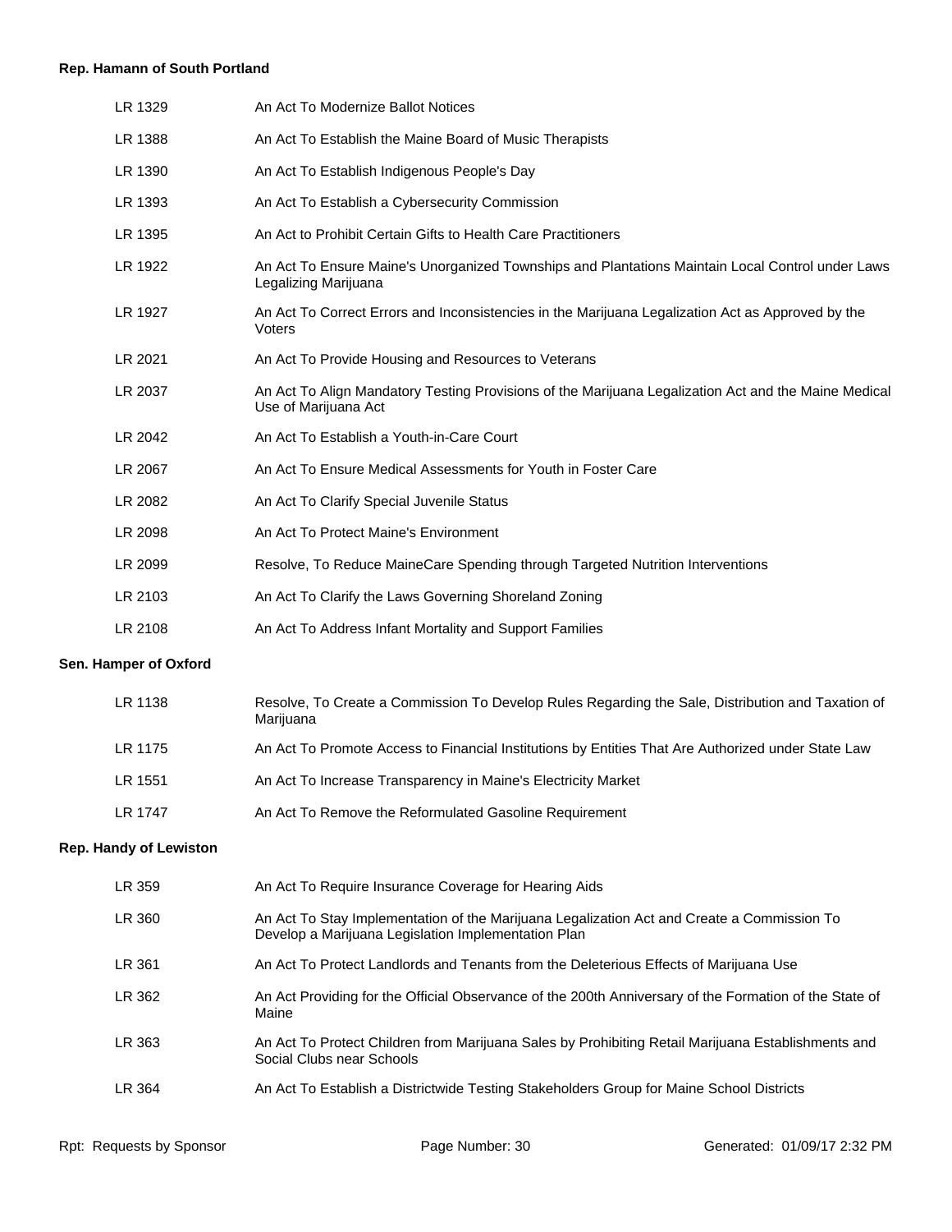**Rep. Hamann of South Portland**

| | |
|---|---|
| LR 1329 | An Act To Modernize Ballot Notices |
| LR 1388 | An Act To Establish the Maine Board of Music Therapists |
| LR 1390 | An Act To Establish Indigenous People's Day |
| LR 1393 | An Act To Establish a Cybersecurity Commission |
| LR 1395 | An Act to Prohibit Certain Gifts to Health Care Practitioners |
| LR 1922 | An Act To Ensure Maine's Unorganized Townships and Plantations Maintain Local Control under Laws Legalizing Marijuana |
| LR 1927 | An Act To Correct Errors and Inconsistencies in the Marijuana Legalization Act as Approved by the Voters |
| LR 2021 | An Act To Provide Housing and Resources to Veterans |
| LR 2037 | An Act To Align Mandatory Testing Provisions of the Marijuana Legalization Act and the Maine Medical Use of Marijuana Act |
| LR 2042 | An Act To Establish a Youth-in-Care Court |
| LR 2067 | An Act To Ensure Medical Assessments for Youth in Foster Care |
| LR 2082 | An Act To Clarify Special Juvenile Status |
| LR 2098 | An Act To Protect Maine's Environment |
| LR 2099 | Resolve, To Reduce MaineCare Spending through Targeted Nutrition Interventions |
| LR 2103 | An Act To Clarify the Laws Governing Shoreland Zoning |
| LR 2108 | An Act To Address Infant Mortality and Support Families |

**Sen. Hamper of Oxford**

| | |
|---|---|
| LR 1138 | Resolve, To Create a Commission To Develop Rules Regarding the Sale, Distribution and Taxation of Marijuana |
| LR 1175 | An Act To Promote Access to Financial Institutions by Entities That Are Authorized under State Law |
| LR 1551 | An Act To Increase Transparency in Maine's Electricity Market |
| LR 1747 | An Act To Remove the Reformulated Gasoline Requirement |

**Rep. Handy of Lewiston**

| | |
|---|---|
| LR 359 | An Act To Require Insurance Coverage for Hearing Aids |
| LR 360 | An Act To Stay Implementation of the Marijuana Legalization Act and Create a Commission To Develop a Marijuana Legislation Implementation Plan |
| LR 361 | An Act To Protect Landlords and Tenants from the Deleterious Effects of Marijuana Use |
| LR 362 | An Act Providing for the Official Observance of the 200th Anniversary of the Formation of the State of Maine |
| LR 363 | An Act To Protect Children from Marijuana Sales by Prohibiting Retail Marijuana Establishments and Social Clubs near Schools |
| LR 364 | An Act To Establish a Districtwide Testing Stakeholders Group for Maine School Districts |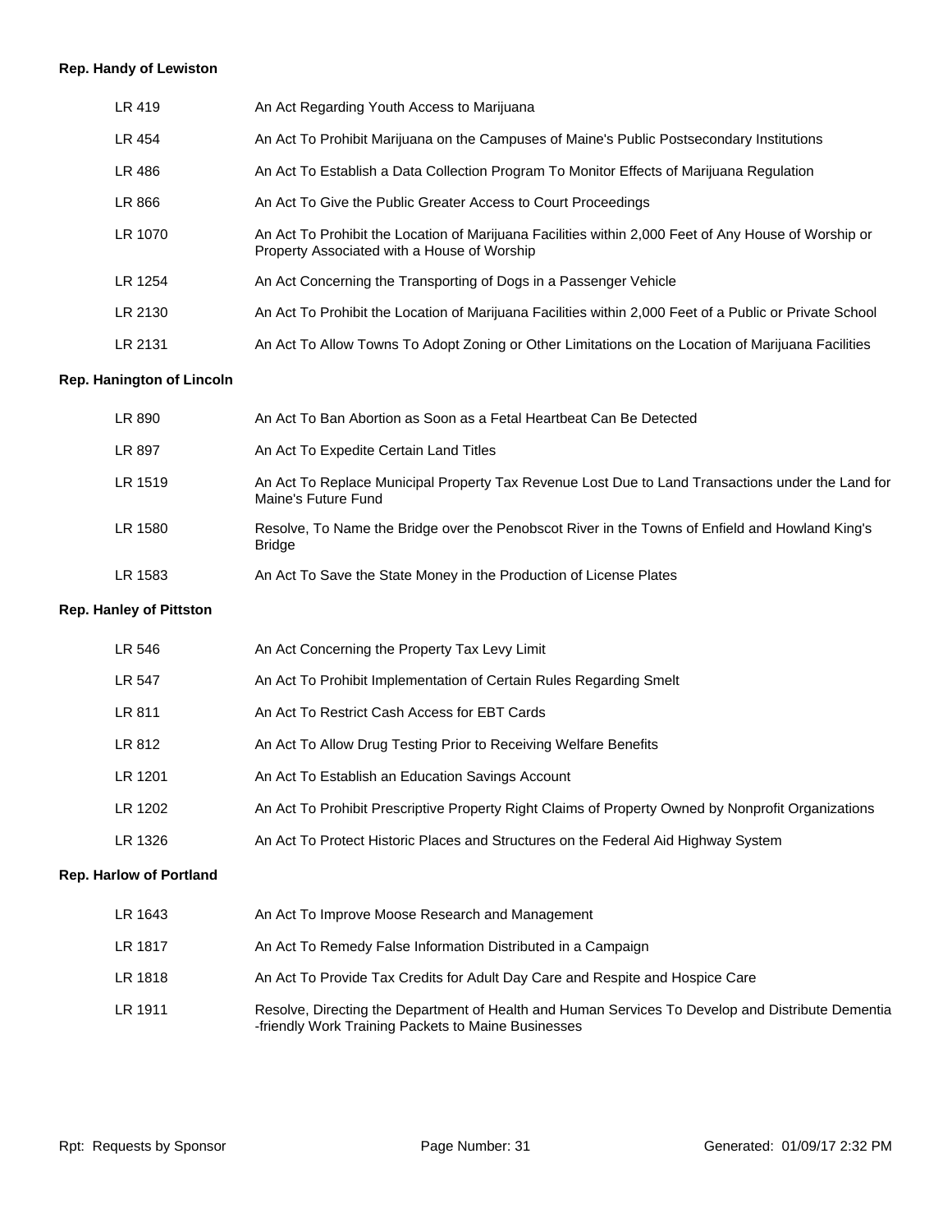**Rep. Handy of Lewiston**

| | |
|---|---|
| LR 419 | An Act Regarding Youth Access to Marijuana |
| LR 454 | An Act To Prohibit Marijuana on the Campuses of Maine's Public Postsecondary Institutions |
| LR 486 | An Act To Establish a Data Collection Program To Monitor Effects of Marijuana Regulation |
| LR 866 | An Act To Give the Public Greater Access to Court Proceedings |
| LR 1070 | An Act To Prohibit the Location of Marijuana Facilities within 2,000 Feet of Any House of Worship or Property Associated with a House of Worship |
| LR 1254 | An Act Concerning the Transporting of Dogs in a Passenger Vehicle |
| LR 2130 | An Act To Prohibit the Location of Marijuana Facilities within 2,000 Feet of a Public or Private School |
| LR 2131 | An Act To Allow Towns To Adopt Zoning or Other Limitations on the Location of Marijuana Facilities |

**Rep. Hanington of Lincoln**

| | |
|---|---|
| LR 890 | An Act To Ban Abortion as Soon as a Fetal Heartbeat Can Be Detected |
| LR 897 | An Act To Expedite Certain Land Titles |
| LR 1519 | An Act To Replace Municipal Property Tax Revenue Lost Due to Land Transactions under the Land for Maine's Future Fund |
| LR 1580 | Resolve, To Name the Bridge over the Penobscot River in the Towns of Enfield and Howland King's Bridge |
| LR 1583 | An Act To Save the State Money in the Production of License Plates |

**Rep. Hanley of Pittston**

| | |
|---|---|
| LR 546 | An Act Concerning the Property Tax Levy Limit |
| LR 547 | An Act To Prohibit Implementation of Certain Rules Regarding Smelt |
| LR 811 | An Act To Restrict Cash Access for EBT Cards |
| LR 812 | An Act To Allow Drug Testing Prior to Receiving Welfare Benefits |
| LR 1201 | An Act To Establish an Education Savings Account |
| LR 1202 | An Act To Prohibit Prescriptive Property Right Claims of Property Owned by Nonprofit Organizations |
| LR 1326 | An Act To Protect Historic Places and Structures on the Federal Aid Highway System |

**Rep. Harlow of Portland**

| | |
|---|---|
| LR 1643 | An Act To Improve Moose Research and Management |
| LR 1817 | An Act To Remedy False Information Distributed in a Campaign |
| LR 1818 | An Act To Provide Tax Credits for Adult Day Care and Respite and Hospice Care |
| LR 1911 | Resolve, Directing the Department of Health and Human Services To Develop and Distribute Dementia -friendly Work Training Packets to Maine Businesses |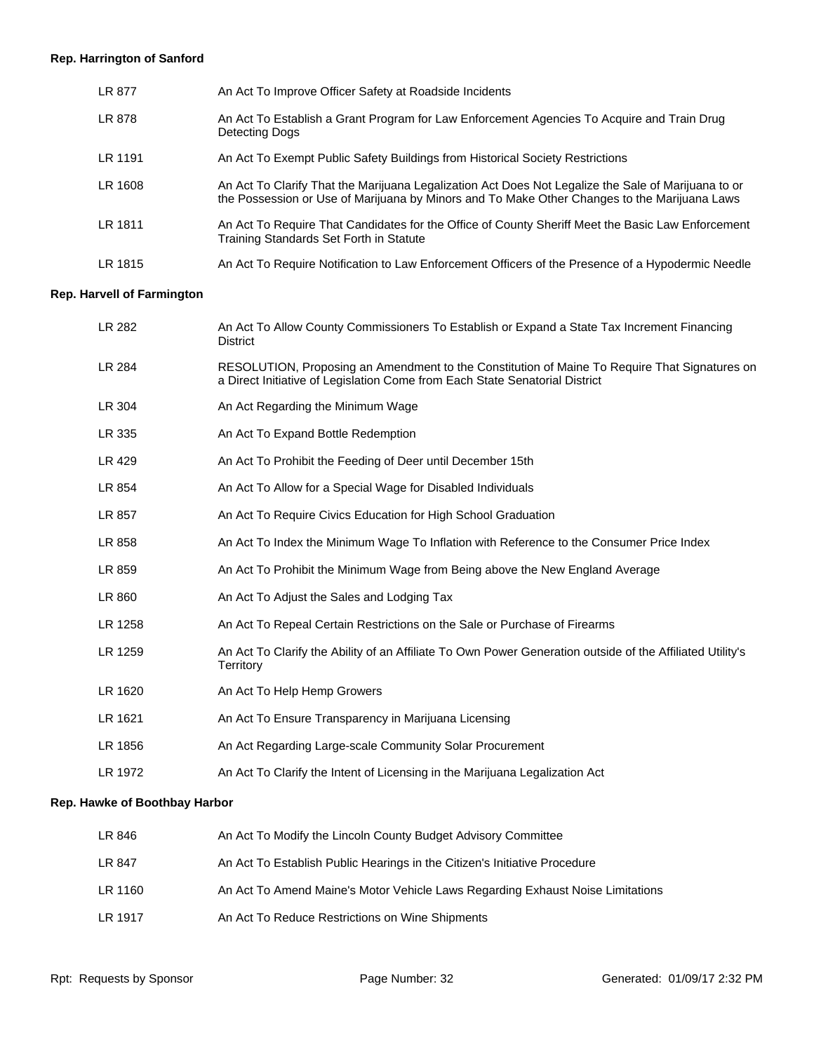**Rep. Harrington of Sanford**

| | |
|---|---|
| LR 877 | An Act To Improve Officer Safety at Roadside Incidents |
| LR 878 | An Act To Establish a Grant Program for Law Enforcement Agencies To Acquire and Train Drug Detecting Dogs |
| LR 1191 | An Act To Exempt Public Safety Buildings from Historical Society Restrictions |
| LR 1608 | An Act To Clarify That the Marijuana Legalization Act Does Not Legalize the Sale of Marijuana to or the Possession or Use of Marijuana by Minors and To Make Other Changes to the Marijuana Laws |
| LR 1811 | An Act To Require That Candidates for the Office of County Sheriff Meet the Basic Law Enforcement Training Standards Set Forth in Statute |
| LR 1815 | An Act To Require Notification to Law Enforcement Officers of the Presence of a Hypodermic Needle |

**Rep. Harvell of Farmington**

| | |
|---|---|
| LR 282 | An Act To Allow County Commissioners To Establish or Expand a State Tax Increment Financing District |
| LR 284 | RESOLUTION, Proposing an Amendment to the Constitution of Maine To Require That Signatures on a Direct Initiative of Legislation Come from Each State Senatorial District |
| LR 304 | An Act Regarding the Minimum Wage |
| LR 335 | An Act To Expand Bottle Redemption |
| LR 429 | An Act To Prohibit the Feeding of Deer until December 15th |
| LR 854 | An Act To Allow for a Special Wage for Disabled Individuals |
| LR 857 | An Act To Require Civics Education for High School Graduation |
| LR 858 | An Act To Index the Minimum Wage To Inflation with Reference to the Consumer Price Index |
| LR 859 | An Act To Prohibit the Minimum Wage from Being above the New England Average |
| LR 860 | An Act To Adjust the Sales and Lodging Tax |
| LR 1258 | An Act To Repeal Certain Restrictions on the Sale or Purchase of Firearms |
| LR 1259 | An Act To Clarify the Ability of an Affiliate To Own Power Generation outside of the Affiliated Utility's Territory |
| LR 1620 | An Act To Help Hemp Growers |
| LR 1621 | An Act To Ensure Transparency in Marijuana Licensing |
| LR 1856 | An Act Regarding Large-scale Community Solar Procurement |
| LR 1972 | An Act To Clarify the Intent of Licensing in the Marijuana Legalization Act |

**Rep. Hawke of Boothbay Harbor**

| | |
|---|---|
| LR 846 | An Act To Modify the Lincoln County Budget Advisory Committee |
| LR 847 | An Act To Establish Public Hearings in the Citizen's Initiative Procedure |
| LR 1160 | An Act To Amend Maine's Motor Vehicle Laws Regarding Exhaust Noise Limitations |
| LR 1917 | An Act To Reduce Restrictions on Wine Shipments |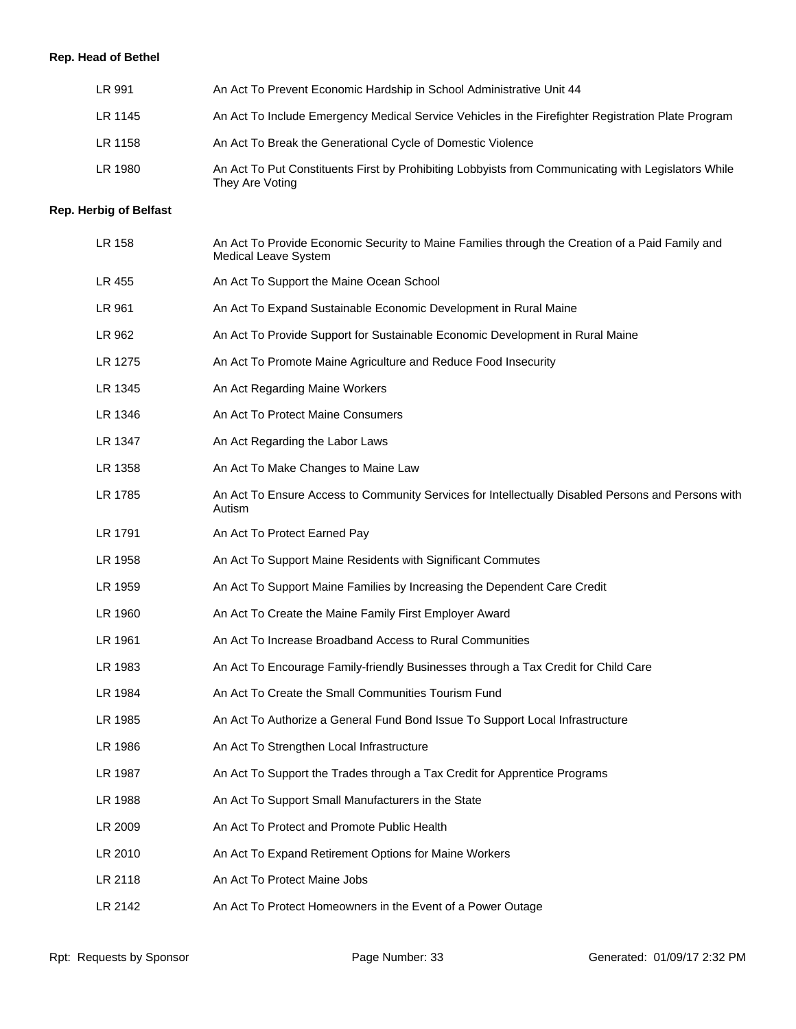**Rep. Head of Bethel**

| | |
|---|---|
| LR 991 | An Act To Prevent Economic Hardship in School Administrative Unit 44 |
| LR 1145 | An Act To Include Emergency Medical Service Vehicles in the Firefighter Registration Plate Program |
| LR 1158 | An Act To Break the Generational Cycle of Domestic Violence |
| LR 1980 | An Act To Put Constituents First by Prohibiting Lobbyists from Communicating with Legislators While They Are Voting |

**Rep. Herbig of Belfast**

| | |
|---|---|
| LR 158 | An Act To Provide Economic Security to Maine Families through the Creation of a Paid Family and Medical Leave System |
| LR 455 | An Act To Support the Maine Ocean School |
| LR 961 | An Act To Expand Sustainable Economic Development in Rural Maine |
| LR 962 | An Act To Provide Support for Sustainable Economic Development in Rural Maine |
| LR 1275 | An Act To Promote Maine Agriculture and Reduce Food Insecurity |
| LR 1345 | An Act Regarding Maine Workers |
| LR 1346 | An Act To Protect Maine Consumers |
| LR 1347 | An Act Regarding the Labor Laws |
| LR 1358 | An Act To Make Changes to Maine Law |
| LR 1785 | An Act To Ensure Access to Community Services for Intellectually Disabled Persons and Persons with Autism |
| LR 1791 | An Act To Protect Earned Pay |
| LR 1958 | An Act To Support Maine Residents with Significant Commutes |
| LR 1959 | An Act To Support Maine Families by Increasing the Dependent Care Credit |
| LR 1960 | An Act To Create the Maine Family First Employer Award |
| LR 1961 | An Act To Increase Broadband Access to Rural Communities |
| LR 1983 | An Act To Encourage Family-friendly Businesses through a Tax Credit for Child Care |
| LR 1984 | An Act To Create the Small Communities Tourism Fund |
| LR 1985 | An Act To Authorize a General Fund Bond Issue To Support Local Infrastructure |
| LR 1986 | An Act To Strengthen Local Infrastructure |
| LR 1987 | An Act To Support the Trades through a Tax Credit for Apprentice Programs |
| LR 1988 | An Act To Support Small Manufacturers in the State |
| LR 2009 | An Act To Protect and Promote Public Health |
| LR 2010 | An Act To Expand Retirement Options for Maine Workers |
| LR 2118 | An Act To Protect Maine Jobs |
| LR 2142 | An Act To Protect Homeowners in the Event of a Power Outage |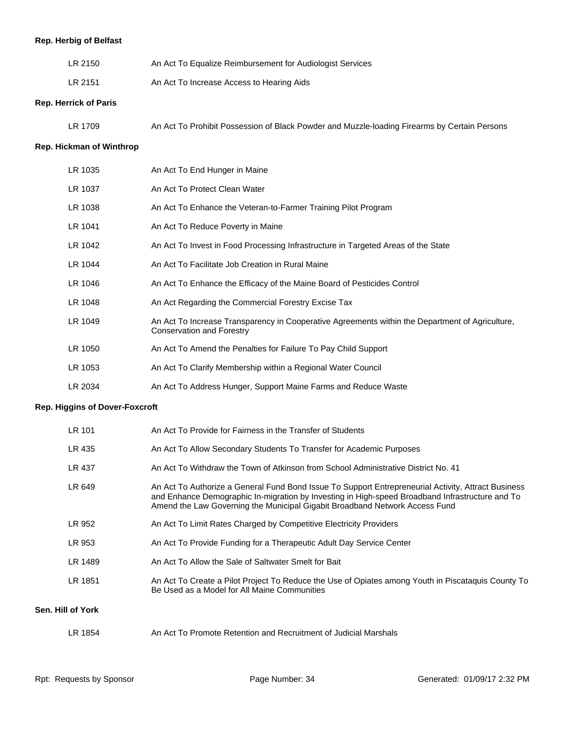**Rep. Herbig of Belfast**

| | |
|---|---|
| LR 2150 | An Act To Equalize Reimbursement for Audiologist Services |
| LR 2151 | An Act To Increase Access to Hearing Aids |

**Rep. Herrick of Paris**

| | |
|---|---|
| LR 1709 | An Act To Prohibit Possession of Black Powder and Muzzle-loading Firearms by Certain Persons |

**Rep. Hickman of Winthrop**

| | |
|---|---|
| LR 1035 | An Act To End Hunger in Maine |
| LR 1037 | An Act To Protect Clean Water |
| LR 1038 | An Act To Enhance the Veteran-to-Farmer Training Pilot Program |
| LR 1041 | An Act To Reduce Poverty in Maine |
| LR 1042 | An Act To Invest in Food Processing Infrastructure in Targeted Areas of the State |
| LR 1044 | An Act To Facilitate Job Creation in Rural Maine |
| LR 1046 | An Act To Enhance the Efficacy of the Maine Board of Pesticides Control |
| LR 1048 | An Act Regarding the Commercial Forestry Excise Tax |
| LR 1049 | An Act To Increase Transparency in Cooperative Agreements within the Department of Agriculture, Conservation and Forestry |
| LR 1050 | An Act To Amend the Penalties for Failure To Pay Child Support |
| LR 1053 | An Act To Clarify Membership within a Regional Water Council |
| LR 2034 | An Act To Address Hunger, Support Maine Farms and Reduce Waste |

**Rep. Higgins of Dover-Foxcroft**

| | |
|---|---|
| LR 101 | An Act To Provide for Fairness in the Transfer of Students |
| LR 435 | An Act To Allow Secondary Students To Transfer for Academic Purposes |
| LR 437 | An Act To Withdraw the Town of Atkinson from School Administrative District No. 41 |
| LR 649 | An Act To Authorize a General Fund Bond Issue To Support Entrepreneurial Activity, Attract Business and Enhance Demographic In-migration by Investing in High-speed Broadband Infrastructure and To Amend the Law Governing the Municipal Gigabit Broadband Network Access Fund |
| LR 952 | An Act To Limit Rates Charged by Competitive Electricity Providers |
| LR 953 | An Act To Provide Funding for a Therapeutic Adult Day Service Center |
| LR 1489 | An Act To Allow the Sale of Saltwater Smelt for Bait |
| LR 1851 | An Act To Create a Pilot Project To Reduce the Use of Opiates among Youth in Piscataquis County To Be Used as a Model for All Maine Communities |

**Sen. Hill of York**

| | |
|---|---|
| LR 1854 | An Act To Promote Retention and Recruitment of Judicial Marshals |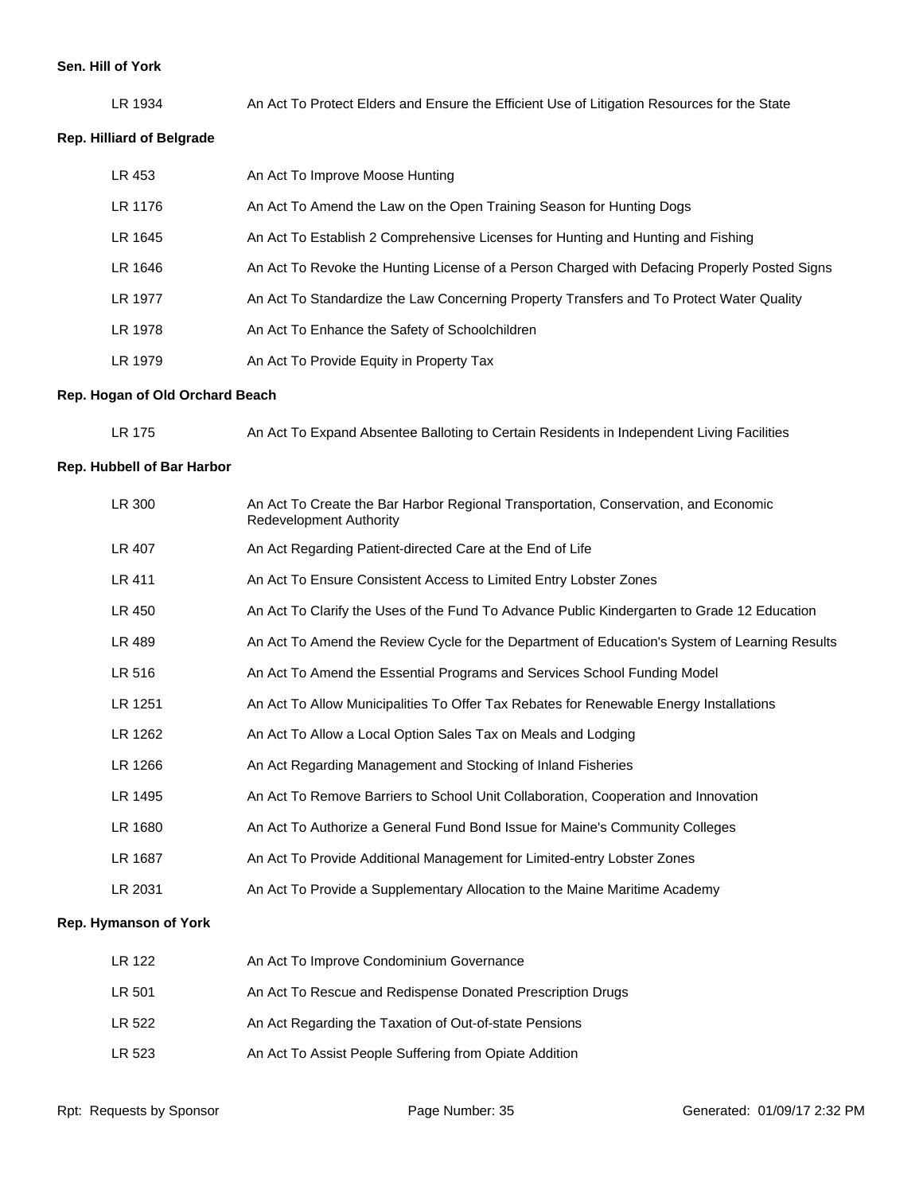**Sen. Hill of York**

| | |
|---|---|
| LR 1934 | An Act To Protect Elders and Ensure the Efficient Use of Litigation Resources for the State |

**Rep. Hilliard of Belgrade**

| | |
|---|---|
| LR 453 | An Act To Improve Moose Hunting |
| LR 1176 | An Act To Amend the Law on the Open Training Season for Hunting Dogs |
| LR 1645 | An Act To Establish 2 Comprehensive Licenses for Hunting and Hunting and Fishing |
| LR 1646 | An Act To Revoke the Hunting License of a Person Charged with Defacing Properly Posted Signs |
| LR 1977 | An Act To Standardize the Law Concerning Property Transfers and To Protect Water Quality |
| LR 1978 | An Act To Enhance the Safety of Schoolchildren |
| LR 1979 | An Act To Provide Equity in Property Tax |

**Rep. Hogan of Old Orchard Beach**

| | |
|---|---|
| LR 175 | An Act To Expand Absentee Balloting to Certain Residents in Independent Living Facilities |

**Rep. Hubbell of Bar Harbor**

| | |
|---|---|
| LR 300 | An Act To Create the Bar Harbor Regional Transportation, Conservation, and Economic Redevelopment Authority |
| LR 407 | An Act Regarding Patient-directed Care at the End of Life |
| LR 411 | An Act To Ensure Consistent Access to Limited Entry Lobster Zones |
| LR 450 | An Act To Clarify the Uses of the Fund To Advance Public Kindergarten to Grade 12 Education |
| LR 489 | An Act To Amend the Review Cycle for the Department of Education's System of Learning Results |
| LR 516 | An Act To Amend the Essential Programs and Services School Funding Model |
| LR 1251 | An Act To Allow Municipalities To Offer Tax Rebates for Renewable Energy Installations |
| LR 1262 | An Act To Allow a Local Option Sales Tax on Meals and Lodging |
| LR 1266 | An Act Regarding Management and Stocking of Inland Fisheries |
| LR 1495 | An Act To Remove Barriers to School Unit Collaboration, Cooperation and Innovation |
| LR 1680 | An Act To Authorize a General Fund Bond Issue for Maine's Community Colleges |
| LR 1687 | An Act To Provide Additional Management for Limited-entry Lobster Zones |
| LR 2031 | An Act To Provide a Supplementary Allocation to the Maine Maritime Academy |

**Rep. Hymanson of York**

| | |
|---|---|
| LR 122 | An Act To Improve Condominium Governance |
| LR 501 | An Act To Rescue and Redispense Donated Prescription Drugs |
| LR 522 | An Act Regarding the Taxation of Out-of-state Pensions |
| LR 523 | An Act To Assist People Suffering from Opiate Addition |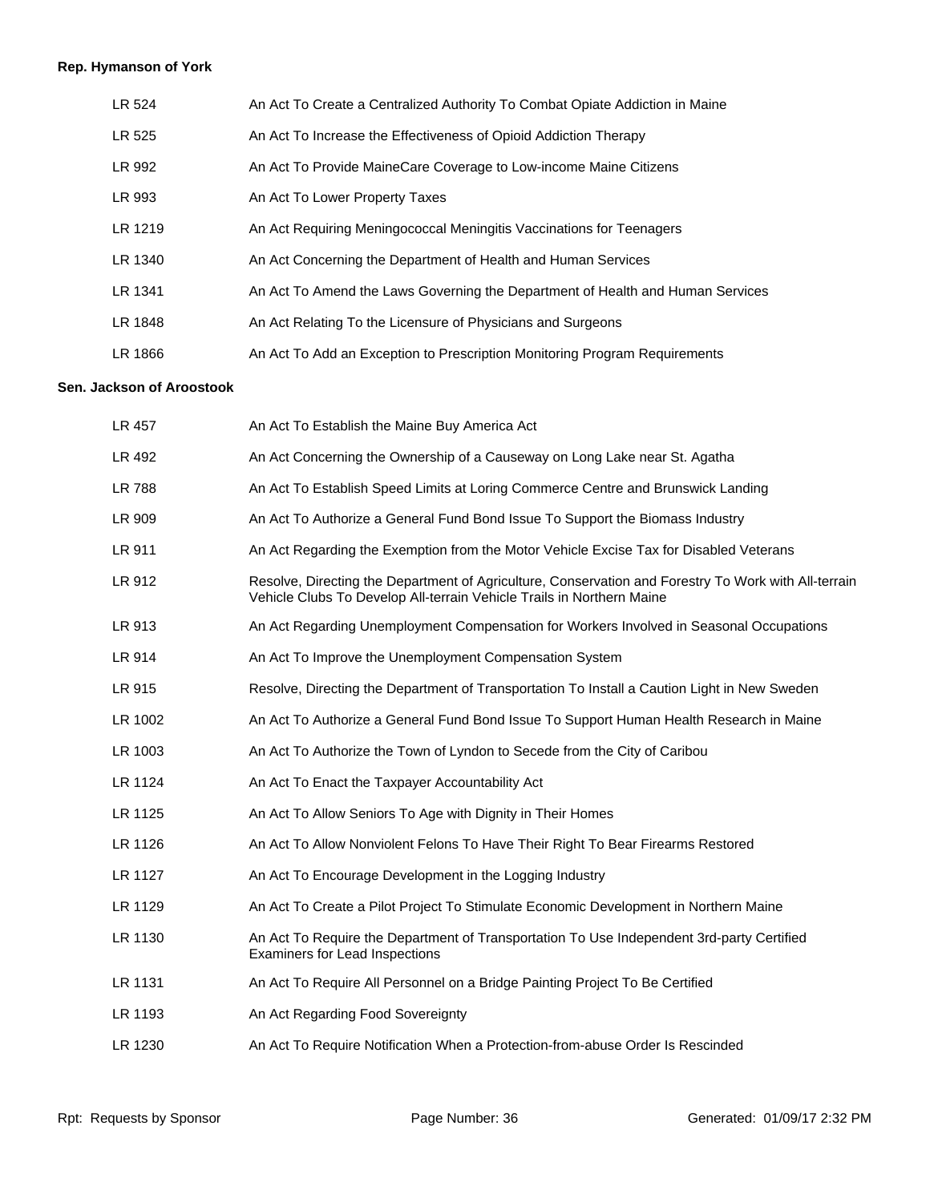**Rep. Hymanson of York**

| | |
|---|---|
| LR 524 | An Act To Create a Centralized Authority To Combat Opiate Addiction in Maine |
| LR 525 | An Act To Increase the Effectiveness of Opioid Addiction Therapy |
| LR 992 | An Act To Provide MaineCare Coverage to Low-income Maine Citizens |
| LR 993 | An Act To Lower Property Taxes |
| LR 1219 | An Act Requiring Meningococcal Meningitis Vaccinations for Teenagers |
| LR 1340 | An Act Concerning the Department of Health and Human Services |
| LR 1341 | An Act To Amend the Laws Governing the Department of Health and Human Services |
| LR 1848 | An Act Relating To the Licensure of Physicians and Surgeons |
| LR 1866 | An Act To Add an Exception to Prescription Monitoring Program Requirements |

**Sen. Jackson of Aroostook**

| | |
|---|---|
| LR 457 | An Act To Establish the Maine Buy America Act |
| LR 492 | An Act Concerning the Ownership of a Causeway on Long Lake near St. Agatha |
| LR 788 | An Act To Establish Speed Limits at Loring Commerce Centre and Brunswick Landing |
| LR 909 | An Act To Authorize a General Fund Bond Issue To Support the Biomass Industry |
| LR 911 | An Act Regarding the Exemption from the Motor Vehicle Excise Tax for Disabled Veterans |
| LR 912 | Resolve, Directing the Department of Agriculture, Conservation and Forestry To Work with All-terrain Vehicle Clubs To Develop All-terrain Vehicle Trails in Northern Maine |
| LR 913 | An Act Regarding Unemployment Compensation for Workers Involved in Seasonal Occupations |
| LR 914 | An Act To Improve the Unemployment Compensation System |
| LR 915 | Resolve, Directing the Department of Transportation To Install a Caution Light in New Sweden |
| LR 1002 | An Act To Authorize a General Fund Bond Issue To Support Human Health Research in Maine |
| LR 1003 | An Act To Authorize the Town of Lyndon to Secede from the City of Caribou |
| LR 1124 | An Act To Enact the Taxpayer Accountability Act |
| LR 1125 | An Act To Allow Seniors To Age with Dignity in Their Homes |
| LR 1126 | An Act To Allow Nonviolent Felons To Have Their Right To Bear Firearms Restored |
| LR 1127 | An Act To Encourage Development in the Logging Industry |
| LR 1129 | An Act To Create a Pilot Project To Stimulate Economic Development in Northern Maine |
| LR 1130 | An Act To Require the Department of Transportation To Use Independent 3rd-party Certified Examiners for Lead Inspections |
| LR 1131 | An Act To Require All Personnel on a Bridge Painting Project To Be Certified |
| LR 1193 | An Act Regarding Food Sovereignty |
| LR 1230 | An Act To Require Notification When a Protection-from-abuse Order Is Rescinded |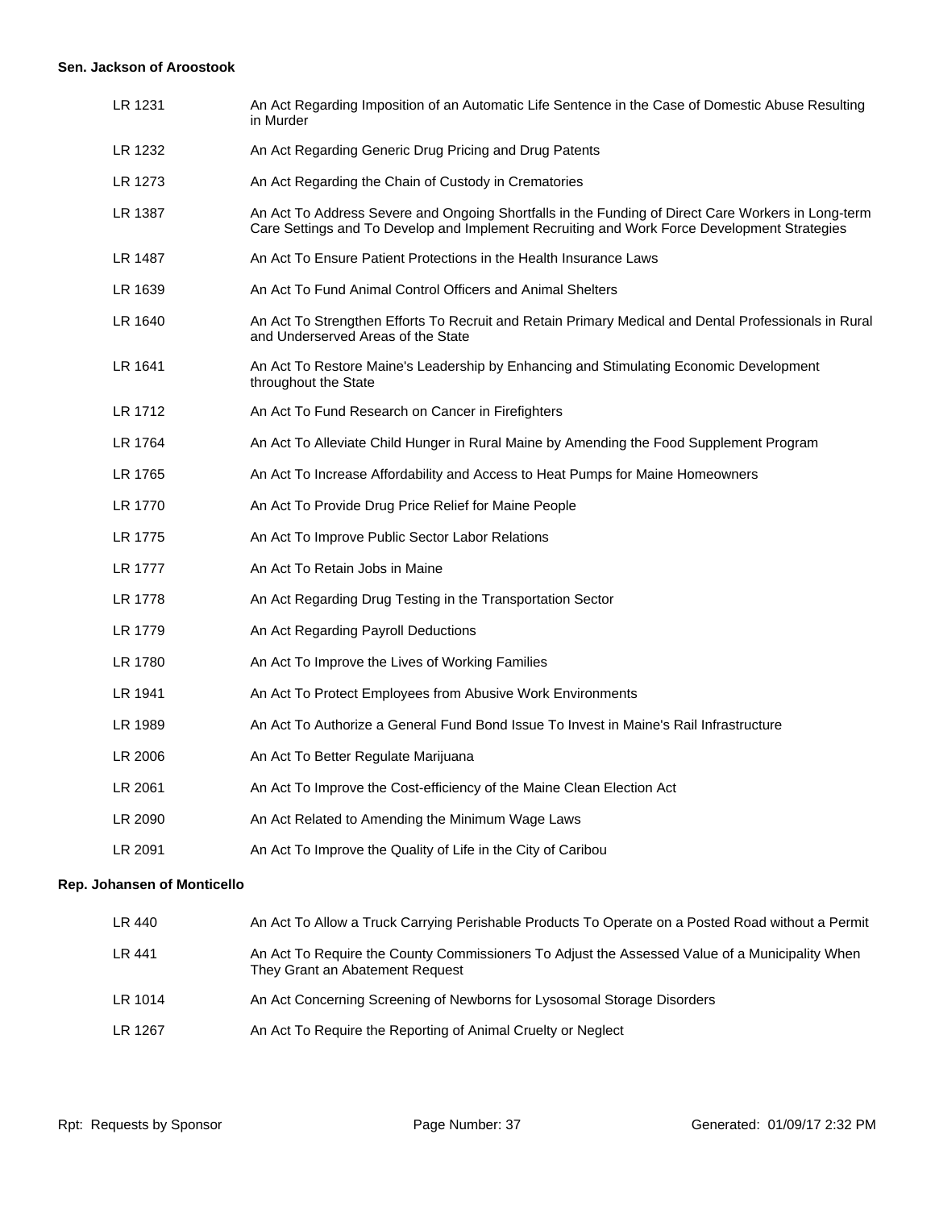**Sen. Jackson of Aroostook**

| | |
|---|---|
| LR 1231 | An Act Regarding Imposition of an Automatic Life Sentence in the Case of Domestic Abuse Resulting in Murder |
| LR 1232 | An Act Regarding Generic Drug Pricing and Drug Patents |
| LR 1273 | An Act Regarding the Chain of Custody in Crematories |
| LR 1387 | An Act To Address Severe and Ongoing Shortfalls in the Funding of Direct Care Workers in Long-term Care Settings and To Develop and Implement Recruiting and Work Force Development Strategies |
| LR 1487 | An Act To Ensure Patient Protections in the Health Insurance Laws |
| LR 1639 | An Act To Fund Animal Control Officers and Animal Shelters |
| LR 1640 | An Act To Strengthen Efforts To Recruit and Retain Primary Medical and Dental Professionals in Rural and Underserved Areas of the State |
| LR 1641 | An Act To Restore Maine's Leadership by Enhancing and Stimulating Economic Development throughout the State |
| LR 1712 | An Act To Fund Research on Cancer in Firefighters |
| LR 1764 | An Act To Alleviate Child Hunger in Rural Maine by Amending the Food Supplement Program |
| LR 1765 | An Act To Increase Affordability and Access to Heat Pumps for Maine Homeowners |
| LR 1770 | An Act To Provide Drug Price Relief for Maine People |
| LR 1775 | An Act To Improve Public Sector Labor Relations |
| LR 1777 | An Act To Retain Jobs in Maine |
| LR 1778 | An Act Regarding Drug Testing in the Transportation Sector |
| LR 1779 | An Act Regarding Payroll Deductions |
| LR 1780 | An Act To Improve the Lives of Working Families |
| LR 1941 | An Act To Protect Employees from Abusive Work Environments |
| LR 1989 | An Act To Authorize a General Fund Bond Issue To Invest in Maine's Rail Infrastructure |
| LR 2006 | An Act To Better Regulate Marijuana |
| LR 2061 | An Act To Improve the Cost-efficiency of the Maine Clean Election Act |
| LR 2090 | An Act Related to Amending the Minimum Wage Laws |
| LR 2091 | An Act To Improve the Quality of Life in the City of Caribou |

**Rep. Johansen of Monticello**

| | |
|---|---|
| LR 440 | An Act To Allow a Truck Carrying Perishable Products To Operate on a Posted Road without a Permit |
| LR 441 | An Act To Require the County Commissioners To Adjust the Assessed Value of a Municipality When They Grant an Abatement Request |
| LR 1014 | An Act Concerning Screening of Newborns for Lysosomal Storage Disorders |
| LR 1267 | An Act To Require the Reporting of Animal Cruelty or Neglect |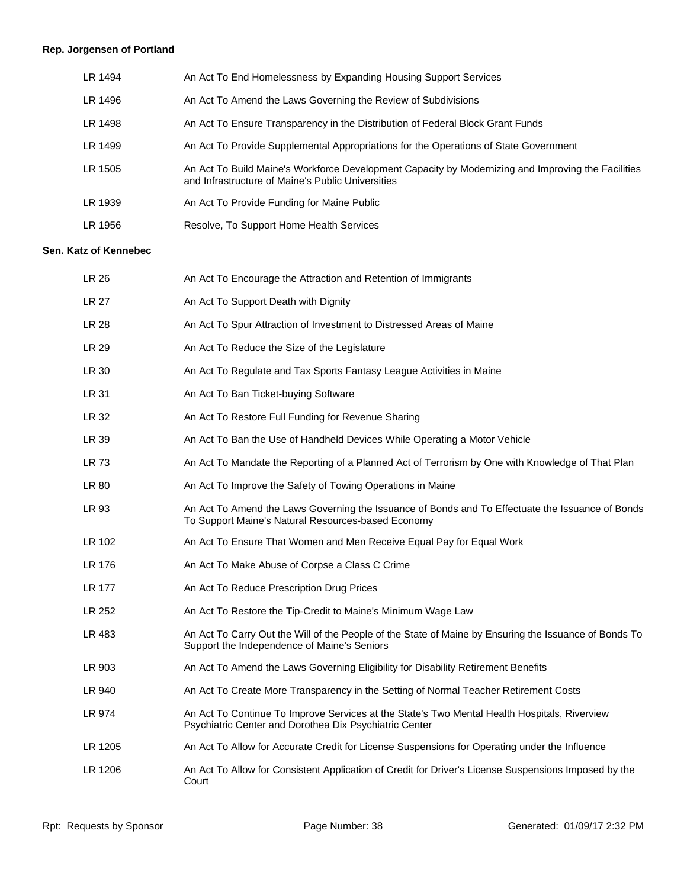**Rep. Jorgensen of Portland**

| | |
|---|---|
| LR 1494 | An Act To End Homelessness by Expanding Housing Support Services |
| LR 1496 | An Act To Amend the Laws Governing the Review of Subdivisions |
| LR 1498 | An Act To Ensure Transparency in the Distribution of Federal Block Grant Funds |
| LR 1499 | An Act To Provide Supplemental Appropriations for the Operations of State Government |
| LR 1505 | An Act To Build Maine's Workforce Development Capacity by Modernizing and Improving the Facilities and Infrastructure of Maine's Public Universities |
| LR 1939 | An Act To Provide Funding for Maine Public |
| LR 1956 | Resolve, To Support Home Health Services |

**Sen. Katz of Kennebec**

| | |
|---|---|
| LR 26 | An Act To Encourage the Attraction and Retention of Immigrants |
| LR 27 | An Act To Support Death with Dignity |
| LR 28 | An Act To Spur Attraction of Investment to Distressed Areas of Maine |
| LR 29 | An Act To Reduce the Size of the Legislature |
| LR 30 | An Act To Regulate and Tax Sports Fantasy League Activities in Maine |
| LR 31 | An Act To Ban Ticket-buying Software |
| LR 32 | An Act To Restore Full Funding for Revenue Sharing |
| LR 39 | An Act To Ban the Use of Handheld Devices While Operating a Motor Vehicle |
| LR 73 | An Act To Mandate the Reporting of a Planned Act of Terrorism by One with Knowledge of That Plan |
| LR 80 | An Act To Improve the Safety of Towing Operations in Maine |
| LR 93 | An Act To Amend the Laws Governing the Issuance of Bonds and To Effectuate the Issuance of Bonds To Support Maine's Natural Resources-based Economy |
| LR 102 | An Act To Ensure That Women and Men Receive Equal Pay for Equal Work |
| LR 176 | An Act To Make Abuse of Corpse a Class C Crime |
| LR 177 | An Act To Reduce Prescription Drug Prices |
| LR 252 | An Act To Restore the Tip-Credit to Maine's Minimum Wage Law |
| LR 483 | An Act To Carry Out the Will of the People of the State of Maine by Ensuring the Issuance of Bonds To Support the Independence of Maine's Seniors |
| LR 903 | An Act To Amend the Laws Governing Eligibility for Disability Retirement Benefits |
| LR 940 | An Act To Create More Transparency in the Setting of Normal Teacher Retirement Costs |
| LR 974 | An Act To Continue To Improve Services at the State's Two Mental Health Hospitals, Riverview Psychiatric Center and Dorothea Dix Psychiatric Center |
| LR 1205 | An Act To Allow for Accurate Credit for License Suspensions for Operating under the Influence |
| LR 1206 | An Act To Allow for Consistent Application of Credit for Driver's License Suspensions Imposed by the Court |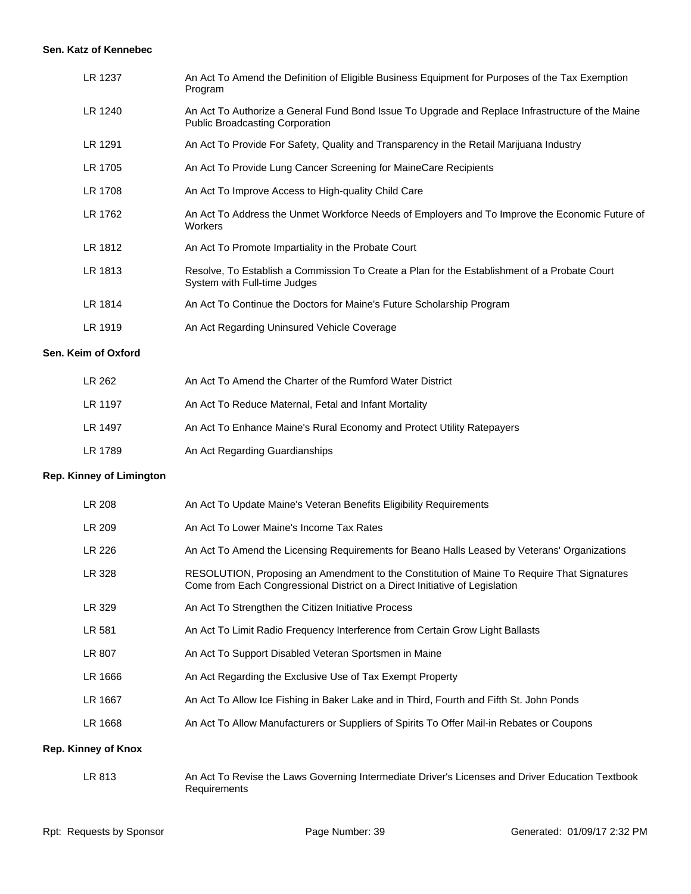**Sen. Katz of Kennebec**

| | |
|---|---|
| LR 1237 | An Act To Amend the Definition of Eligible Business Equipment for Purposes of the Tax Exemption Program |
| LR 1240 | An Act To Authorize a General Fund Bond Issue To Upgrade and Replace Infrastructure of the Maine Public Broadcasting Corporation |
| LR 1291 | An Act To Provide For Safety, Quality and Transparency in the Retail Marijuana Industry |
| LR 1705 | An Act To Provide Lung Cancer Screening for MaineCare Recipients |
| LR 1708 | An Act To Improve Access to High-quality Child Care |
| LR 1762 | An Act To Address the Unmet Workforce Needs of Employers and To Improve the Economic Future of Workers |
| LR 1812 | An Act To Promote Impartiality in the Probate Court |
| LR 1813 | Resolve, To Establish a Commission To Create a Plan for the Establishment of a Probate Court System with Full-time Judges |
| LR 1814 | An Act To Continue the Doctors for Maine's Future Scholarship Program |
| LR 1919 | An Act Regarding Uninsured Vehicle Coverage |

**Sen. Keim of Oxford**

| | |
|---|---|
| LR 262 | An Act To Amend the Charter of the Rumford Water District |
| LR 1197 | An Act To Reduce Maternal, Fetal and Infant Mortality |
| LR 1497 | An Act To Enhance Maine's Rural Economy and Protect Utility Ratepayers |
| LR 1789 | An Act Regarding Guardianships |

**Rep. Kinney of Limington**

| | |
|---|---|
| LR 208 | An Act To Update Maine's Veteran Benefits Eligibility Requirements |
| LR 209 | An Act To Lower Maine's Income Tax Rates |
| LR 226 | An Act To Amend the Licensing Requirements for Beano Halls Leased by Veterans' Organizations |
| LR 328 | RESOLUTION, Proposing an Amendment to the Constitution of Maine To Require That Signatures Come from Each Congressional District on a Direct Initiative of Legislation |
| LR 329 | An Act To Strengthen the Citizen Initiative Process |
| LR 581 | An Act To Limit Radio Frequency Interference from Certain Grow Light Ballasts |
| LR 807 | An Act To Support Disabled Veteran Sportsmen in Maine |
| LR 1666 | An Act Regarding the Exclusive Use of Tax Exempt Property |
| LR 1667 | An Act To Allow Ice Fishing in Baker Lake and in Third, Fourth and Fifth St. John Ponds |
| LR 1668 | An Act To Allow Manufacturers or Suppliers of Spirits To Offer Mail-in Rebates or Coupons |

**Rep. Kinney of Knox**

| | |
|---|---|
| LR 813 | An Act To Revise the Laws Governing Intermediate Driver's Licenses and Driver Education Textbook Requirements |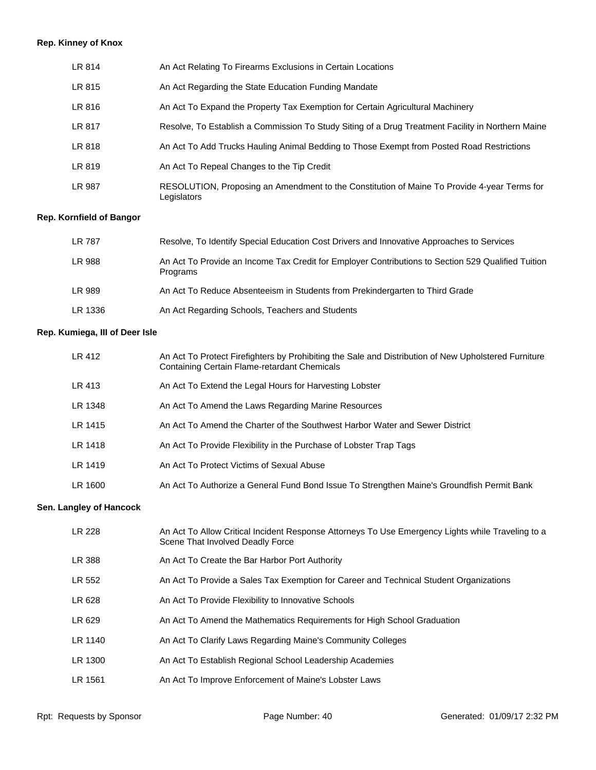**Rep. Kinney of Knox**

| | |
|---|---|
| LR 814 | An Act Relating To Firearms Exclusions in Certain Locations |
| LR 815 | An Act Regarding the State Education Funding Mandate |
| LR 816 | An Act To Expand the Property Tax Exemption for Certain Agricultural Machinery |
| LR 817 | Resolve, To Establish a Commission To Study Siting of a Drug Treatment Facility in Northern Maine |
| LR 818 | An Act To Add Trucks Hauling Animal Bedding to Those Exempt from Posted Road Restrictions |
| LR 819 | An Act To Repeal Changes to the Tip Credit |
| LR 987 | RESOLUTION, Proposing an Amendment to the Constitution of Maine To Provide 4-year Terms for Legislators |

**Rep. Kornfield of Bangor**

| | |
|---|---|
| LR 787 | Resolve, To Identify Special Education Cost Drivers and Innovative Approaches to Services |
| LR 988 | An Act To Provide an Income Tax Credit for Employer Contributions to Section 529 Qualified Tuition Programs |
| LR 989 | An Act To Reduce Absenteeism in Students from Prekindergarten to Third Grade |
| LR 1336 | An Act Regarding Schools, Teachers and Students |

**Rep. Kumiega, III of Deer Isle**

| | |
|---|---|
| LR 412 | An Act To Protect Firefighters by Prohibiting the Sale and Distribution of New Upholstered Furniture Containing Certain Flame-retardant Chemicals |
| LR 413 | An Act To Extend the Legal Hours for Harvesting Lobster |
| LR 1348 | An Act To Amend the Laws Regarding Marine Resources |
| LR 1415 | An Act To Amend the Charter of the Southwest Harbor Water and Sewer District |
| LR 1418 | An Act To Provide Flexibility in the Purchase of Lobster Trap Tags |
| LR 1419 | An Act To Protect Victims of Sexual Abuse |
| LR 1600 | An Act To Authorize a General Fund Bond Issue To Strengthen Maine's Groundfish Permit Bank |

**Sen. Langley of Hancock**

| | |
|---|---|
| LR 228 | An Act To Allow Critical Incident Response Attorneys To Use Emergency Lights while Traveling to a Scene That Involved Deadly Force |
| LR 388 | An Act To Create the Bar Harbor Port Authority |
| LR 552 | An Act To Provide a Sales Tax Exemption for Career and Technical Student Organizations |
| LR 628 | An Act To Provide Flexibility to Innovative Schools |
| LR 629 | An Act To Amend the Mathematics Requirements for High School Graduation |
| LR 1140 | An Act To Clarify Laws Regarding Maine's Community Colleges |
| LR 1300 | An Act To Establish Regional School Leadership Academies |
| LR 1561 | An Act To Improve Enforcement of Maine's Lobster Laws |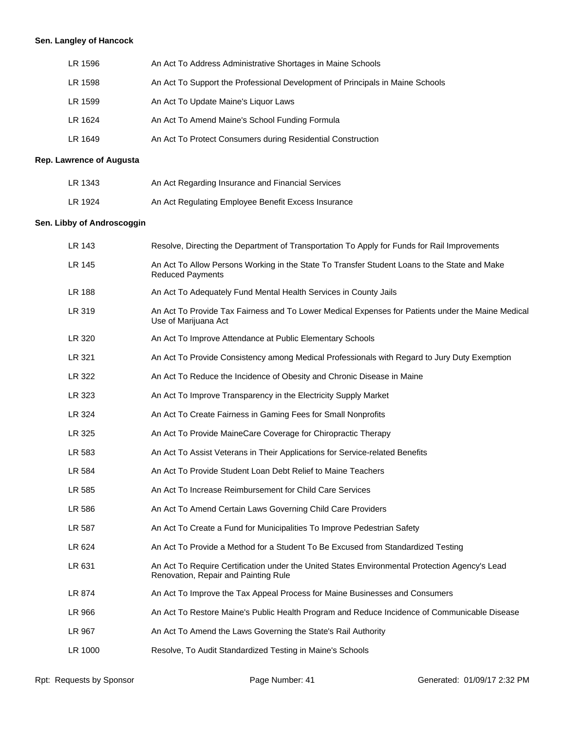**Sen. Langley of Hancock**

| | |
|---|---|
| LR 1596 | An Act To Address Administrative Shortages in Maine Schools |
| LR 1598 | An Act To Support the Professional Development of Principals in Maine Schools |
| LR 1599 | An Act To Update Maine's Liquor Laws |
| LR 1624 | An Act To Amend Maine's School Funding Formula |
| LR 1649 | An Act To Protect Consumers during Residential Construction |

**Rep. Lawrence of Augusta**

| | |
|---|---|
| LR 1343 | An Act Regarding Insurance and Financial Services |
| LR 1924 | An Act Regulating Employee Benefit Excess Insurance |

**Sen. Libby of Androscoggin**

| | |
|---|---|
| LR 143 | Resolve, Directing the Department of Transportation To Apply for Funds for Rail Improvements |
| LR 145 | An Act To Allow Persons Working in the State To Transfer Student Loans to the State and Make Reduced Payments |
| LR 188 | An Act To Adequately Fund Mental Health Services in County Jails |
| LR 319 | An Act To Provide Tax Fairness and To Lower Medical Expenses for Patients under the Maine Medical Use of Marijuana Act |
| LR 320 | An Act To Improve Attendance at Public Elementary Schools |
| LR 321 | An Act To Provide Consistency among Medical Professionals with Regard to Jury Duty Exemption |
| LR 322 | An Act To Reduce the Incidence of Obesity and Chronic Disease in Maine |
| LR 323 | An Act To Improve Transparency in the Electricity Supply Market |
| LR 324 | An Act To Create Fairness in Gaming Fees for Small Nonprofits |
| LR 325 | An Act To Provide MaineCare Coverage for Chiropractic Therapy |
| LR 583 | An Act To Assist Veterans in Their Applications for Service-related Benefits |
| LR 584 | An Act To Provide Student Loan Debt Relief to Maine Teachers |
| LR 585 | An Act To Increase Reimbursement for Child Care Services |
| LR 586 | An Act To Amend Certain Laws Governing Child Care Providers |
| LR 587 | An Act To Create a Fund for Municipalities To Improve Pedestrian Safety |
| LR 624 | An Act To Provide a Method for a Student To Be Excused from Standardized Testing |
| LR 631 | An Act To Require Certification under the United States Environmental Protection Agency's Lead Renovation, Repair and Painting Rule |
| LR 874 | An Act To Improve the Tax Appeal Process for Maine Businesses and Consumers |
| LR 966 | An Act To Restore Maine's Public Health Program and Reduce Incidence of Communicable Disease |
| LR 967 | An Act To Amend the Laws Governing the State's Rail Authority |
| LR 1000 | Resolve, To Audit Standardized Testing in Maine's Schools |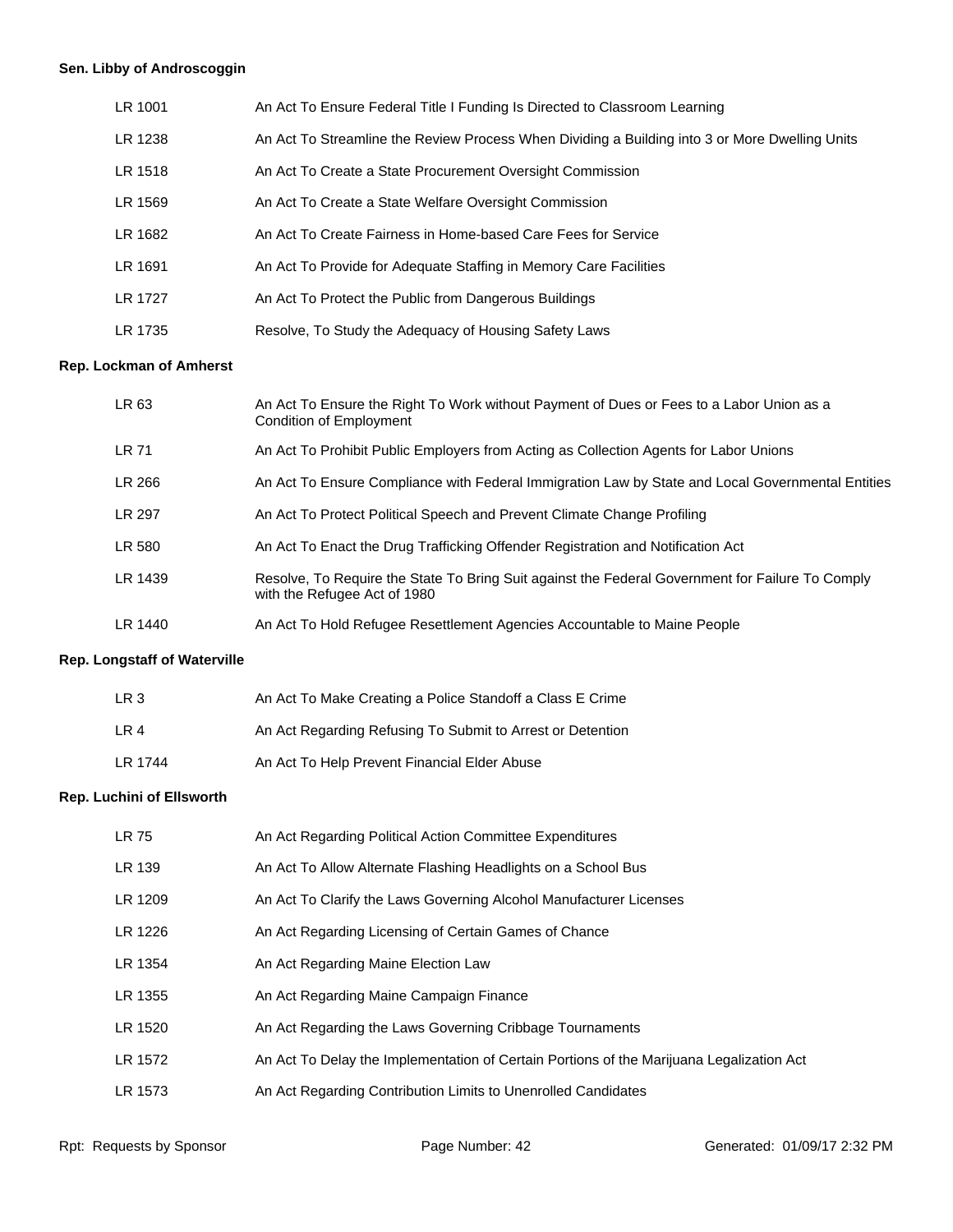**Sen. Libby of Androscoggin**

| | |
|---|---|
| LR 1001 | An Act To Ensure Federal Title I Funding Is Directed to Classroom Learning |
| LR 1238 | An Act To Streamline the Review Process When Dividing a Building into 3 or More Dwelling Units |
| LR 1518 | An Act To Create a State Procurement Oversight Commission |
| LR 1569 | An Act To Create a State Welfare Oversight Commission |
| LR 1682 | An Act To Create Fairness in Home-based Care Fees for Service |
| LR 1691 | An Act To Provide for Adequate Staffing in Memory Care Facilities |
| LR 1727 | An Act To Protect the Public from Dangerous Buildings |
| LR 1735 | Resolve, To Study the Adequacy of Housing Safety Laws |

**Rep. Lockman of Amherst**

| | |
|---|---|
| LR 63 | An Act To Ensure the Right To Work without Payment of Dues or Fees to a Labor Union as a Condition of Employment |
| LR 71 | An Act To Prohibit Public Employers from Acting as Collection Agents for Labor Unions |
| LR 266 | An Act To Ensure Compliance with Federal Immigration Law by State and Local Governmental Entities |
| LR 297 | An Act To Protect Political Speech and Prevent Climate Change Profiling |
| LR 580 | An Act To Enact the Drug Trafficking Offender Registration and Notification Act |
| LR 1439 | Resolve, To Require the State To Bring Suit against the Federal Government for Failure To Comply with the Refugee Act of 1980 |
| LR 1440 | An Act To Hold Refugee Resettlement Agencies Accountable to Maine People |

**Rep. Longstaff of Waterville**

| | |
|---|---|
| LR 3 | An Act To Make Creating a Police Standoff a Class E Crime |
| LR 4 | An Act Regarding Refusing To Submit to Arrest or Detention |
| LR 1744 | An Act To Help Prevent Financial Elder Abuse |

**Rep. Luchini of Ellsworth**

| | |
|---|---|
| LR 75 | An Act Regarding Political Action Committee Expenditures |
| LR 139 | An Act To Allow Alternate Flashing Headlights on a School Bus |
| LR 1209 | An Act To Clarify the Laws Governing Alcohol Manufacturer Licenses |
| LR 1226 | An Act Regarding Licensing of Certain Games of Chance |
| LR 1354 | An Act Regarding Maine Election Law |
| LR 1355 | An Act Regarding Maine Campaign Finance |
| LR 1520 | An Act Regarding the Laws Governing Cribbage Tournaments |
| LR 1572 | An Act To Delay the Implementation of Certain Portions of the Marijuana Legalization Act |
| LR 1573 | An Act Regarding Contribution Limits to Unenrolled Candidates |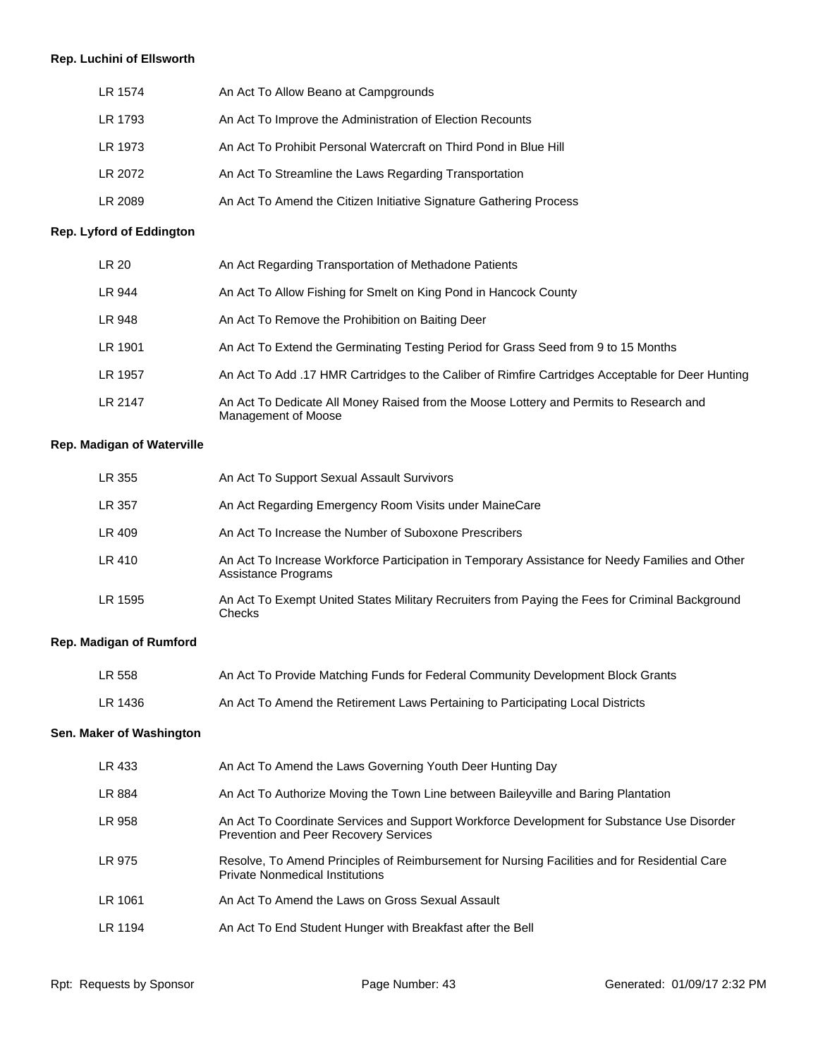**Rep. Luchini of Ellsworth**

| | |
|---|---|
| LR 1574 | An Act To Allow Beano at Campgrounds |
| LR 1793 | An Act To Improve the Administration of Election Recounts |
| LR 1973 | An Act To Prohibit Personal Watercraft on Third Pond in Blue Hill |
| LR 2072 | An Act To Streamline the Laws Regarding Transportation |
| LR 2089 | An Act To Amend the Citizen Initiative Signature Gathering Process |

**Rep. Lyford of Eddington**

| | |
|---|---|
| LR 20 | An Act Regarding Transportation of Methadone Patients |
| LR 944 | An Act To Allow Fishing for Smelt on King Pond in Hancock County |
| LR 948 | An Act To Remove the Prohibition on Baiting Deer |
| LR 1901 | An Act To Extend the Germinating Testing Period for Grass Seed from 9 to 15 Months |
| LR 1957 | An Act To Add .17 HMR Cartridges to the Caliber of Rimfire Cartridges Acceptable for Deer Hunting |
| LR 2147 | An Act To Dedicate All Money Raised from the Moose Lottery and Permits to Research and Management of Moose |

**Rep. Madigan of Waterville**

| | |
|---|---|
| LR 355 | An Act To Support Sexual Assault Survivors |
| LR 357 | An Act Regarding Emergency Room Visits under MaineCare |
| LR 409 | An Act To Increase the Number of Suboxone Prescribers |
| LR 410 | An Act To Increase Workforce Participation in Temporary Assistance for Needy Families and Other Assistance Programs |
| LR 1595 | An Act To Exempt United States Military Recruiters from Paying the Fees for Criminal Background Checks |

**Rep. Madigan of Rumford**

| | |
|---|---|
| LR 558 | An Act To Provide Matching Funds for Federal Community Development Block Grants |
| LR 1436 | An Act To Amend the Retirement Laws Pertaining to Participating Local Districts |

**Sen. Maker of Washington**

| | |
|---|---|
| LR 433 | An Act To Amend the Laws Governing Youth Deer Hunting Day |
| LR 884 | An Act To Authorize Moving the Town Line between Baileyville and Baring Plantation |
| LR 958 | An Act To Coordinate Services and Support Workforce Development for Substance Use Disorder Prevention and Peer Recovery Services |
| LR 975 | Resolve, To Amend Principles of Reimbursement for Nursing Facilities and for Residential Care Private Nonmedical Institutions |
| LR 1061 | An Act To Amend the Laws on Gross Sexual Assault |
| LR 1194 | An Act To End Student Hunger with Breakfast after the Bell |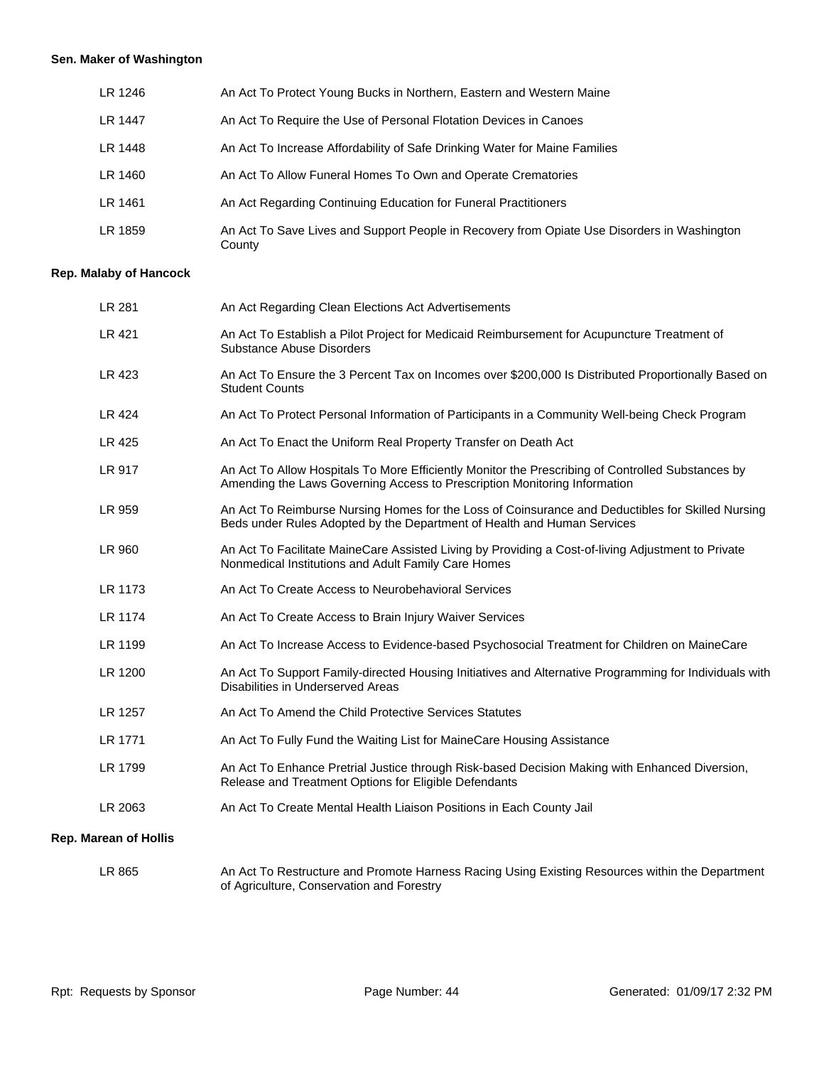**Sen. Maker of Washington**

| | |
|---|---|
| LR 1246 | An Act To Protect Young Bucks in Northern, Eastern and Western Maine |
| LR 1447 | An Act To Require the Use of Personal Flotation Devices in Canoes |
| LR 1448 | An Act To Increase Affordability of Safe Drinking Water for Maine Families |
| LR 1460 | An Act To Allow Funeral Homes To Own and Operate Crematories |
| LR 1461 | An Act Regarding Continuing Education for Funeral Practitioners |
| LR 1859 | An Act To Save Lives and Support People in Recovery from Opiate Use Disorders in Washington County |

**Rep. Malaby of Hancock**

| | |
|---|---|
| LR 281 | An Act Regarding Clean Elections Act Advertisements |
| LR 421 | An Act To Establish a Pilot Project for Medicaid Reimbursement for Acupuncture Treatment of Substance Abuse Disorders |
| LR 423 | An Act To Ensure the 3 Percent Tax on Incomes over $200,000 Is Distributed Proportionally Based on Student Counts |
| LR 424 | An Act To Protect Personal Information of Participants in a Community Well-being Check Program |
| LR 425 | An Act To Enact the Uniform Real Property Transfer on Death Act |
| LR 917 | An Act To Allow Hospitals To More Efficiently Monitor the Prescribing of Controlled Substances by Amending the Laws Governing Access to Prescription Monitoring Information |
| LR 959 | An Act To Reimburse Nursing Homes for the Loss of Coinsurance and Deductibles for Skilled Nursing Beds under Rules Adopted by the Department of Health and Human Services |
| LR 960 | An Act To Facilitate MaineCare Assisted Living by Providing a Cost-of-living Adjustment to Private Nonmedical Institutions and Adult Family Care Homes |
| LR 1173 | An Act To Create Access to Neurobehavioral Services |
| LR 1174 | An Act To Create Access to Brain Injury Waiver Services |
| LR 1199 | An Act To Increase Access to Evidence-based Psychosocial Treatment for Children on MaineCare |
| LR 1200 | An Act To Support Family-directed Housing Initiatives and Alternative Programming for Individuals with Disabilities in Underserved Areas |
| LR 1257 | An Act To Amend the Child Protective Services Statutes |
| LR 1771 | An Act To Fully Fund the Waiting List for MaineCare Housing Assistance |
| LR 1799 | An Act To Enhance Pretrial Justice through Risk-based Decision Making with Enhanced Diversion, Release and Treatment Options for Eligible Defendants |
| LR 2063 | An Act To Create Mental Health Liaison Positions in Each County Jail |

**Rep. Marean of Hollis**

| | |
|---|---|
| LR 865 | An Act To Restructure and Promote Harness Racing Using Existing Resources within the Department of Agriculture, Conservation and Forestry |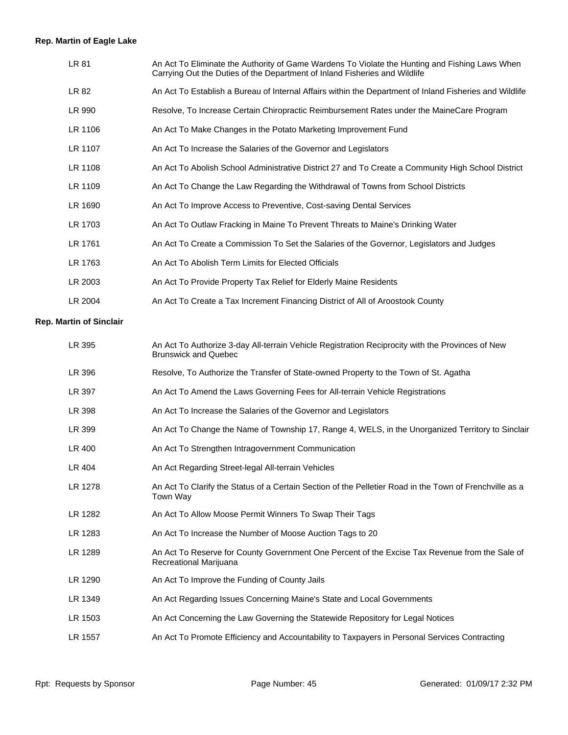**Rep. Martin of Eagle Lake**

| | |
|---|---|
| LR 81 | An Act To Eliminate the Authority of Game Wardens To Violate the Hunting and Fishing Laws When Carrying Out the Duties of the Department of Inland Fisheries and Wildlife |
| LR 82 | An Act To Establish a Bureau of Internal Affairs within the Department of Inland Fisheries and Wildlife |
| LR 990 | Resolve, To Increase Certain Chiropractic Reimbursement Rates under the MaineCare Program |
| LR 1106 | An Act To Make Changes in the Potato Marketing Improvement Fund |
| LR 1107 | An Act To Increase the Salaries of the Governor and Legislators |
| LR 1108 | An Act To Abolish School Administrative District 27 and To Create a Community High School District |
| LR 1109 | An Act To Change the Law Regarding the Withdrawal of Towns from School Districts |
| LR 1690 | An Act To Improve Access to Preventive, Cost-saving Dental Services |
| LR 1703 | An Act To Outlaw Fracking in Maine To Prevent Threats to Maine's Drinking Water |
| LR 1761 | An Act To Create a Commission To Set the Salaries of the Governor, Legislators and Judges |
| LR 1763 | An Act To Abolish Term Limits for Elected Officials |
| LR 2003 | An Act To Provide Property Tax Relief for Elderly Maine Residents |
| LR 2004 | An Act To Create a Tax Increment Financing District of All of Aroostook County |

**Rep. Martin of Sinclair**

| | |
|---|---|
| LR 395 | An Act To Authorize 3-day All-terrain Vehicle Registration Reciprocity with the Provinces of New Brunswick and Quebec |
| LR 396 | Resolve, To Authorize the Transfer of State-owned Property to the Town of St. Agatha |
| LR 397 | An Act To Amend the Laws Governing Fees for All-terrain Vehicle Registrations |
| LR 398 | An Act To Increase the Salaries of the Governor and Legislators |
| LR 399 | An Act To Change the Name of Township 17, Range 4, WELS, in the Unorganized Territory to Sinclair |
| LR 400 | An Act To Strengthen Intragovernment Communication |
| LR 404 | An Act Regarding Street-legal All-terrain Vehicles |
| LR 1278 | An Act To Clarify the Status of a Certain Section of the Pelletier Road in the Town of Frenchville as a Town Way |
| LR 1282 | An Act To Allow Moose Permit Winners To Swap Their Tags |
| LR 1283 | An Act To Increase the Number of Moose Auction Tags to 20 |
| LR 1289 | An Act To Reserve for County Government One Percent of the Excise Tax Revenue from the Sale of Recreational Marijuana |
| LR 1290 | An Act To Improve the Funding of County Jails |
| LR 1349 | An Act Regarding Issues Concerning Maine's State and Local Governments |
| LR 1503 | An Act Concerning the Law Governing the Statewide Repository for Legal Notices |
| LR 1557 | An Act To Promote Efficiency and Accountability to Taxpayers in Personal Services Contracting |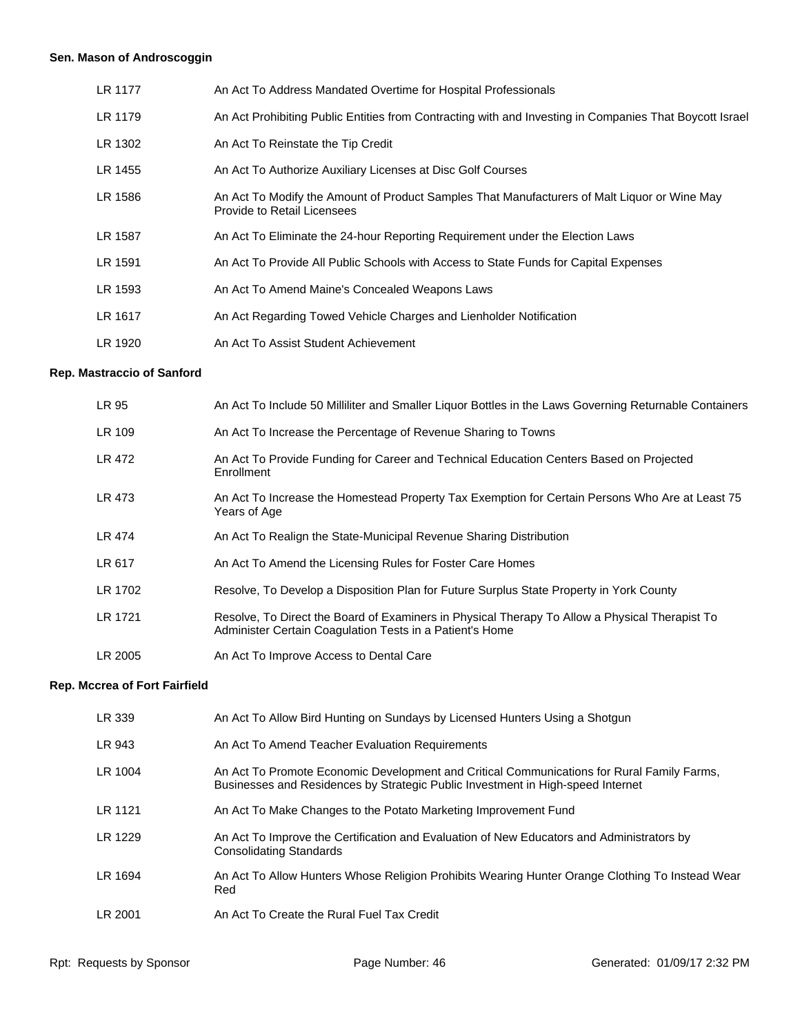**Sen. Mason of Androscoggin**

| | |
|---|---|
| LR 1177 | An Act To Address Mandated Overtime for Hospital Professionals |
| LR 1179 | An Act Prohibiting Public Entities from Contracting with and Investing in Companies That Boycott Israel |
| LR 1302 | An Act To Reinstate the Tip Credit |
| LR 1455 | An Act To Authorize Auxiliary Licenses at Disc Golf Courses |
| LR 1586 | An Act To Modify the Amount of Product Samples That Manufacturers of Malt Liquor or Wine May Provide to Retail Licensees |
| LR 1587 | An Act To Eliminate the 24-hour Reporting Requirement under the Election Laws |
| LR 1591 | An Act To Provide All Public Schools with Access to State Funds for Capital Expenses |
| LR 1593 | An Act To Amend Maine's Concealed Weapons Laws |
| LR 1617 | An Act Regarding Towed Vehicle Charges and Lienholder Notification |
| LR 1920 | An Act To Assist Student Achievement |

**Rep. Mastraccio of Sanford**

| | |
|---|---|
| LR 95 | An Act To Include 50 Milliliter and Smaller Liquor Bottles in the Laws Governing Returnable Containers |
| LR 109 | An Act To Increase the Percentage of Revenue Sharing to Towns |
| LR 472 | An Act To Provide Funding for Career and Technical Education Centers Based on Projected Enrollment |
| LR 473 | An Act To Increase the Homestead Property Tax Exemption for Certain Persons Who Are at Least 75 Years of Age |
| LR 474 | An Act To Realign the State-Municipal Revenue Sharing Distribution |
| LR 617 | An Act To Amend the Licensing Rules for Foster Care Homes |
| LR 1702 | Resolve, To Develop a Disposition Plan for Future Surplus State Property in York County |
| LR 1721 | Resolve, To Direct the Board of Examiners in Physical Therapy To Allow a Physical Therapist To Administer Certain Coagulation Tests in a Patient's Home |
| LR 2005 | An Act To Improve Access to Dental Care |

**Rep. Mccrea of Fort Fairfield**

| | |
|---|---|
| LR 339 | An Act To Allow Bird Hunting on Sundays by Licensed Hunters Using a Shotgun |
| LR 943 | An Act To Amend Teacher Evaluation Requirements |
| LR 1004 | An Act To Promote Economic Development and Critical Communications for Rural Family Farms, Businesses and Residences by Strategic Public Investment in High-speed Internet |
| LR 1121 | An Act To Make Changes to the Potato Marketing Improvement Fund |
| LR 1229 | An Act To Improve the Certification and Evaluation of New Educators and Administrators by Consolidating Standards |
| LR 1694 | An Act To Allow Hunters Whose Religion Prohibits Wearing Hunter Orange Clothing To Instead Wear Red |
| LR 2001 | An Act To Create the Rural Fuel Tax Credit |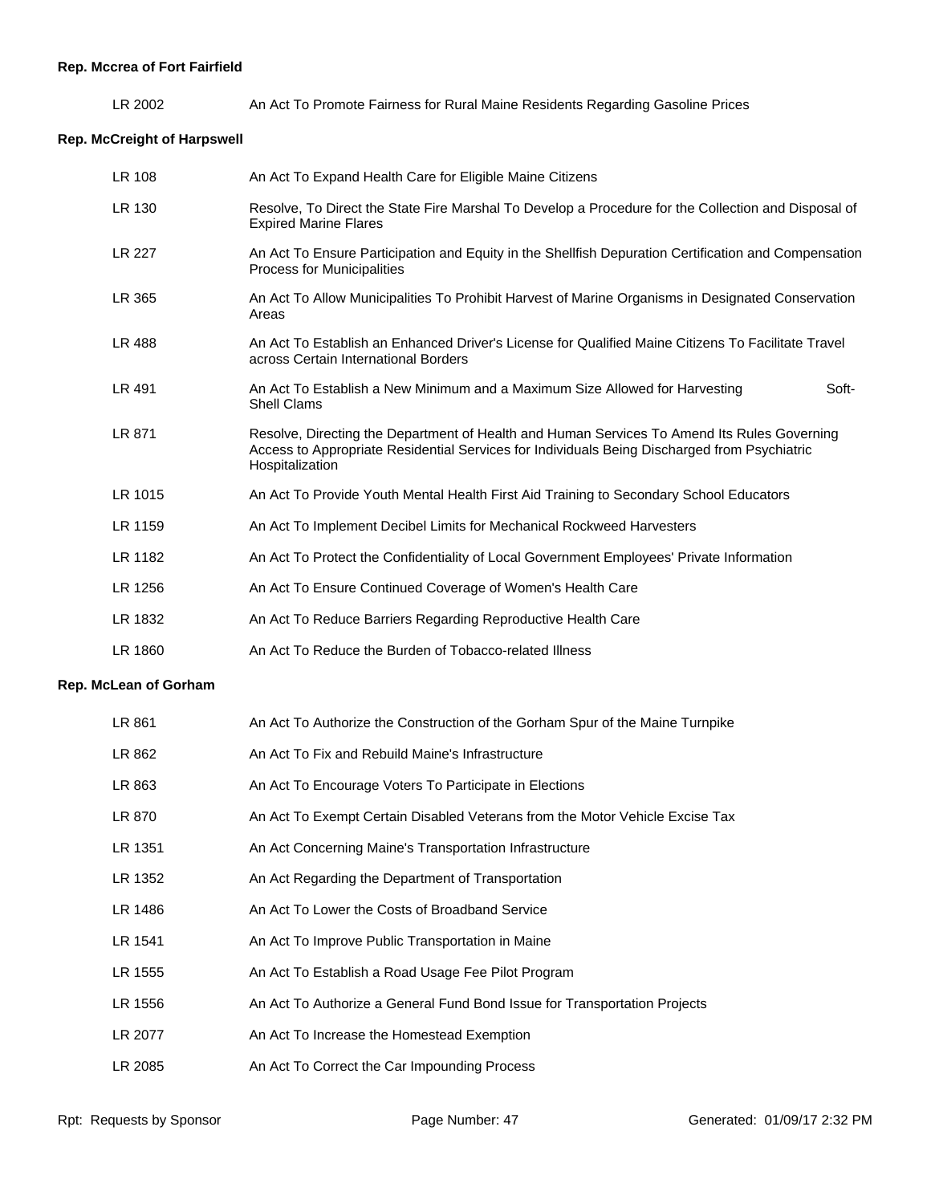**Rep. Mccrea of Fort Fairfield**

| | |
|---|---|
| LR 2002 | An Act To Promote Fairness for Rural Maine Residents Regarding Gasoline Prices |

**Rep. McCreight of Harpswell**

| | |
|---|---|
| LR 108 | An Act To Expand Health Care for Eligible Maine Citizens |
| LR 130 | Resolve, To Direct the State Fire Marshal To Develop a Procedure for the Collection and Disposal of Expired Marine Flares |
| LR 227 | An Act To Ensure Participation and Equity in the Shellfish Depuration Certification and Compensation Process for Municipalities |
| LR 365 | An Act To Allow Municipalities To Prohibit Harvest of Marine Organisms in Designated Conservation Areas |
| LR 488 | An Act To Establish an Enhanced Driver's License for Qualified Maine Citizens To Facilitate Travel across Certain International Borders |
| LR 491 | An Act To Establish a New Minimum and a Maximum Size Allowed for Harvesting Soft-Shell Clams |
| LR 871 | Resolve, Directing the Department of Health and Human Services To Amend Its Rules Governing Access to Appropriate Residential Services for Individuals Being Discharged from Psychiatric Hospitalization |
| LR 1015 | An Act To Provide Youth Mental Health First Aid Training to Secondary School Educators |
| LR 1159 | An Act To Implement Decibel Limits for Mechanical Rockweed Harvesters |
| LR 1182 | An Act To Protect the Confidentiality of Local Government Employees' Private Information |
| LR 1256 | An Act To Ensure Continued Coverage of Women's Health Care |
| LR 1832 | An Act To Reduce Barriers Regarding Reproductive Health Care |
| LR 1860 | An Act To Reduce the Burden of Tobacco-related Illness |

**Rep. McLean of Gorham**

| | |
|---|---|
| LR 861 | An Act To Authorize the Construction of the Gorham Spur of the Maine Turnpike |
| LR 862 | An Act To Fix and Rebuild Maine's Infrastructure |
| LR 863 | An Act To Encourage Voters To Participate in Elections |
| LR 870 | An Act To Exempt Certain Disabled Veterans from the Motor Vehicle Excise Tax |
| LR 1351 | An Act Concerning Maine's Transportation Infrastructure |
| LR 1352 | An Act Regarding the Department of Transportation |
| LR 1486 | An Act To Lower the Costs of Broadband Service |
| LR 1541 | An Act To Improve Public Transportation in Maine |
| LR 1555 | An Act To Establish a Road Usage Fee Pilot Program |
| LR 1556 | An Act To Authorize a General Fund Bond Issue for Transportation Projects |
| LR 2077 | An Act To Increase the Homestead Exemption |
| LR 2085 | An Act To Correct the Car Impounding Process |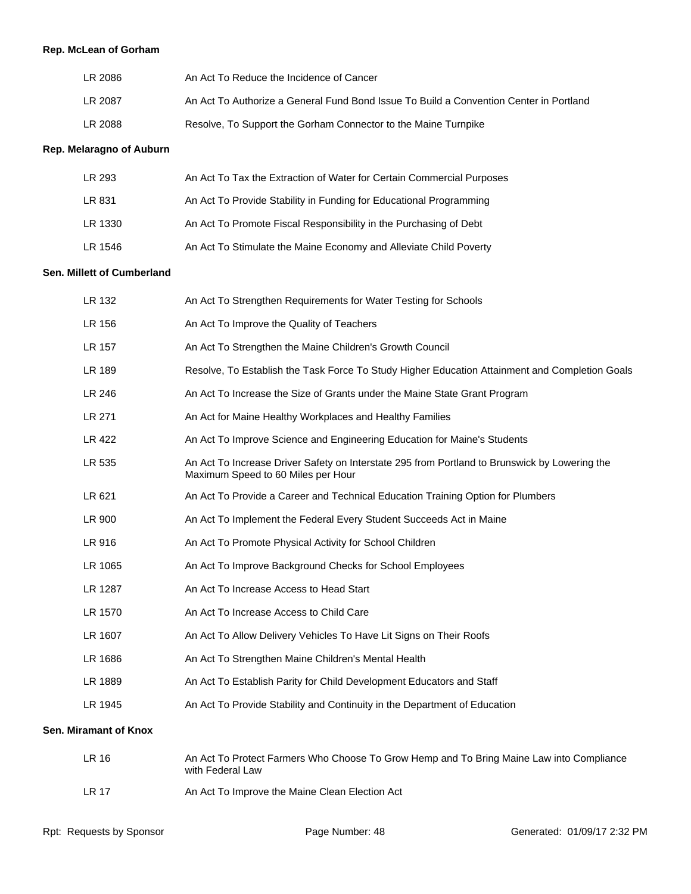**Rep. McLean of Gorham**

| | |
|---|---|
| LR 2086 | An Act To Reduce the Incidence of Cancer |
| LR 2087 | An Act To Authorize a General Fund Bond Issue To Build a Convention Center in Portland |
| LR 2088 | Resolve, To Support the Gorham Connector to the Maine Turnpike |

**Rep. Melaragno of Auburn**

| | |
|---|---|
| LR 293 | An Act To Tax the Extraction of Water for Certain Commercial Purposes |
| LR 831 | An Act To Provide Stability in Funding for Educational Programming |
| LR 1330 | An Act To Promote Fiscal Responsibility in the Purchasing of Debt |
| LR 1546 | An Act To Stimulate the Maine Economy and Alleviate Child Poverty |

**Sen. Millett of Cumberland**

| | |
|---|---|
| LR 132 | An Act To Strengthen Requirements for Water Testing for Schools |
| LR 156 | An Act To Improve the Quality of Teachers |
| LR 157 | An Act To Strengthen the Maine Children's Growth Council |
| LR 189 | Resolve, To Establish the Task Force To Study Higher Education Attainment and Completion Goals |
| LR 246 | An Act To Increase the Size of Grants under the Maine State Grant Program |
| LR 271 | An Act for Maine Healthy Workplaces and Healthy Families |
| LR 422 | An Act To Improve Science and Engineering Education for Maine's Students |
| LR 535 | An Act To Increase Driver Safety on Interstate 295 from Portland to Brunswick by Lowering the Maximum Speed to 60 Miles per Hour |
| LR 621 | An Act To Provide a Career and Technical Education Training Option for Plumbers |
| LR 900 | An Act To Implement the Federal Every Student Succeeds Act in Maine |
| LR 916 | An Act To Promote Physical Activity for School Children |
| LR 1065 | An Act To Improve Background Checks for School Employees |
| LR 1287 | An Act To Increase Access to Head Start |
| LR 1570 | An Act To Increase Access to Child Care |
| LR 1607 | An Act To Allow Delivery Vehicles To Have Lit Signs on Their Roofs |
| LR 1686 | An Act To Strengthen Maine Children's Mental Health |
| LR 1889 | An Act To Establish Parity for Child Development Educators and Staff |
| LR 1945 | An Act To Provide Stability and Continuity in the Department of Education |

**Sen. Miramant of Knox**

| | |
|---|---|
| LR 16 | An Act To Protect Farmers Who Choose To Grow Hemp and To Bring Maine Law into Compliance with Federal Law |
| LR 17 | An Act To Improve the Maine Clean Election Act |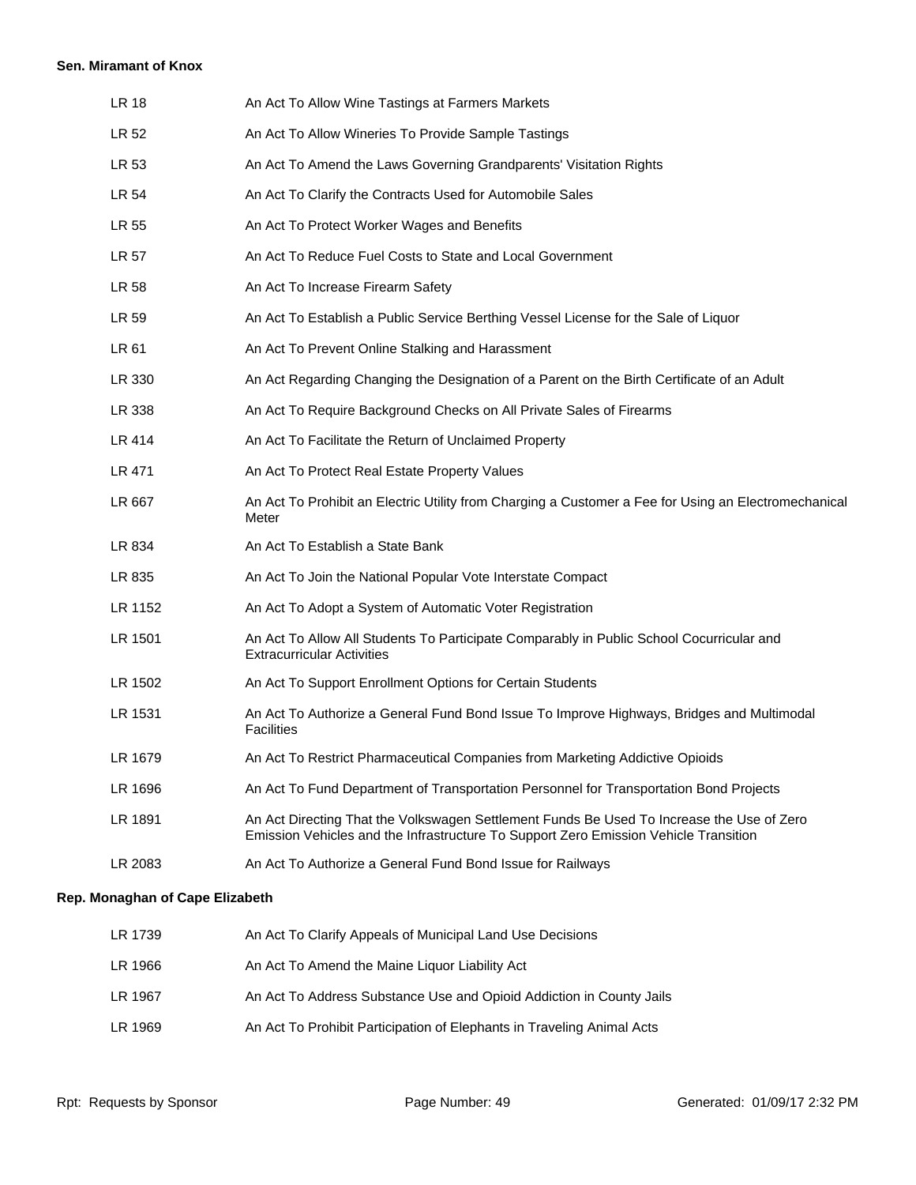**Sen. Miramant of Knox**

| | |
|---|---|
| LR 18 | An Act To Allow Wine Tastings at Farmers Markets |
| LR 52 | An Act To Allow Wineries To Provide Sample Tastings |
| LR 53 | An Act To Amend the Laws Governing Grandparents' Visitation Rights |
| LR 54 | An Act To Clarify the Contracts Used for Automobile Sales |
| LR 55 | An Act To Protect Worker Wages and Benefits |
| LR 57 | An Act To Reduce Fuel Costs to State and Local Government |
| LR 58 | An Act To Increase Firearm Safety |
| LR 59 | An Act To Establish a Public Service Berthing Vessel License for the Sale of Liquor |
| LR 61 | An Act To Prevent Online Stalking and Harassment |
| LR 330 | An Act Regarding Changing the Designation of a Parent on the Birth Certificate of an Adult |
| LR 338 | An Act To Require Background Checks on All Private Sales of Firearms |
| LR 414 | An Act To Facilitate the Return of Unclaimed Property |
| LR 471 | An Act To Protect Real Estate Property Values |
| LR 667 | An Act To Prohibit an Electric Utility from Charging a Customer a Fee for Using an Electromechanical Meter |
| LR 834 | An Act To Establish a State Bank |
| LR 835 | An Act To Join the National Popular Vote Interstate Compact |
| LR 1152 | An Act To Adopt a System of Automatic Voter Registration |
| LR 1501 | An Act To Allow All Students To Participate Comparably in Public School Cocurricular and Extracurricular Activities |
| LR 1502 | An Act To Support Enrollment Options for Certain Students |
| LR 1531 | An Act To Authorize a General Fund Bond Issue To Improve Highways, Bridges and Multimodal Facilities |
| LR 1679 | An Act To Restrict Pharmaceutical Companies from Marketing Addictive Opioids |
| LR 1696 | An Act To Fund Department of Transportation Personnel for Transportation Bond Projects |
| LR 1891 | An Act Directing That the Volkswagen Settlement Funds Be Used To Increase the Use of Zero Emission Vehicles and the Infrastructure To Support Zero Emission Vehicle Transition |
| LR 2083 | An Act To Authorize a General Fund Bond Issue for Railways |

**Rep. Monaghan of Cape Elizabeth**

| | |
|---|---|
| LR 1739 | An Act To Clarify Appeals of Municipal Land Use Decisions |
| LR 1966 | An Act To Amend the Maine Liquor Liability Act |
| LR 1967 | An Act To Address Substance Use and Opioid Addiction in County Jails |
| LR 1969 | An Act To Prohibit Participation of Elephants in Traveling Animal Acts |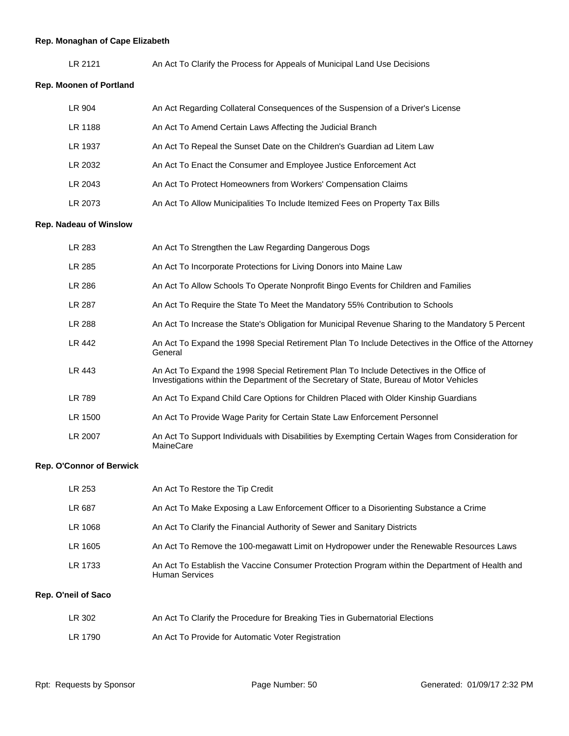**Rep. Monaghan of Cape Elizabeth**

| | |
|---|---|
| LR 2121 | An Act To Clarify the Process for Appeals of Municipal Land Use Decisions |

**Rep. Moonen of Portland**

| | |
|---|---|
| LR 904 | An Act Regarding Collateral Consequences of the Suspension of a Driver's License |
| LR 1188 | An Act To Amend Certain Laws Affecting the Judicial Branch |
| LR 1937 | An Act To Repeal the Sunset Date on the Children's Guardian ad Litem Law |
| LR 2032 | An Act To Enact the Consumer and Employee Justice Enforcement Act |
| LR 2043 | An Act To Protect Homeowners from Workers' Compensation Claims |
| LR 2073 | An Act To Allow Municipalities To Include Itemized Fees on Property Tax Bills |

**Rep. Nadeau of Winslow**

| | |
|---|---|
| LR 283 | An Act To Strengthen the Law Regarding Dangerous Dogs |
| LR 285 | An Act To Incorporate Protections for Living Donors into Maine Law |
| LR 286 | An Act To Allow Schools To Operate Nonprofit Bingo Events for Children and Families |
| LR 287 | An Act To Require the State To Meet the Mandatory 55% Contribution to Schools |
| LR 288 | An Act To Increase the State's Obligation for Municipal Revenue Sharing to the Mandatory 5 Percent |
| LR 442 | An Act To Expand the 1998 Special Retirement Plan To Include Detectives in the Office of the Attorney General |
| LR 443 | An Act To Expand the 1998 Special Retirement Plan To Include Detectives in the Office of Investigations within the Department of the Secretary of State, Bureau of Motor Vehicles |
| LR 789 | An Act To Expand Child Care Options for Children Placed with Older Kinship Guardians |
| LR 1500 | An Act To Provide Wage Parity for Certain State Law Enforcement Personnel |
| LR 2007 | An Act To Support Individuals with Disabilities by Exempting Certain Wages from Consideration for MaineCare |

**Rep. O'Connor of Berwick**

| | |
|---|---|
| LR 253 | An Act To Restore the Tip Credit |
| LR 687 | An Act To Make Exposing a Law Enforcement Officer to a Disorienting Substance a Crime |
| LR 1068 | An Act To Clarify the Financial Authority of Sewer and Sanitary Districts |
| LR 1605 | An Act To Remove the 100-megawatt Limit on Hydropower under the Renewable Resources Laws |
| LR 1733 | An Act To Establish the Vaccine Consumer Protection Program within the Department of Health and Human Services |

**Rep. O'neil of Saco**

| | |
|---|---|
| LR 302 | An Act To Clarify the Procedure for Breaking Ties in Gubernatorial Elections |
| LR 1790 | An Act To Provide for Automatic Voter Registration |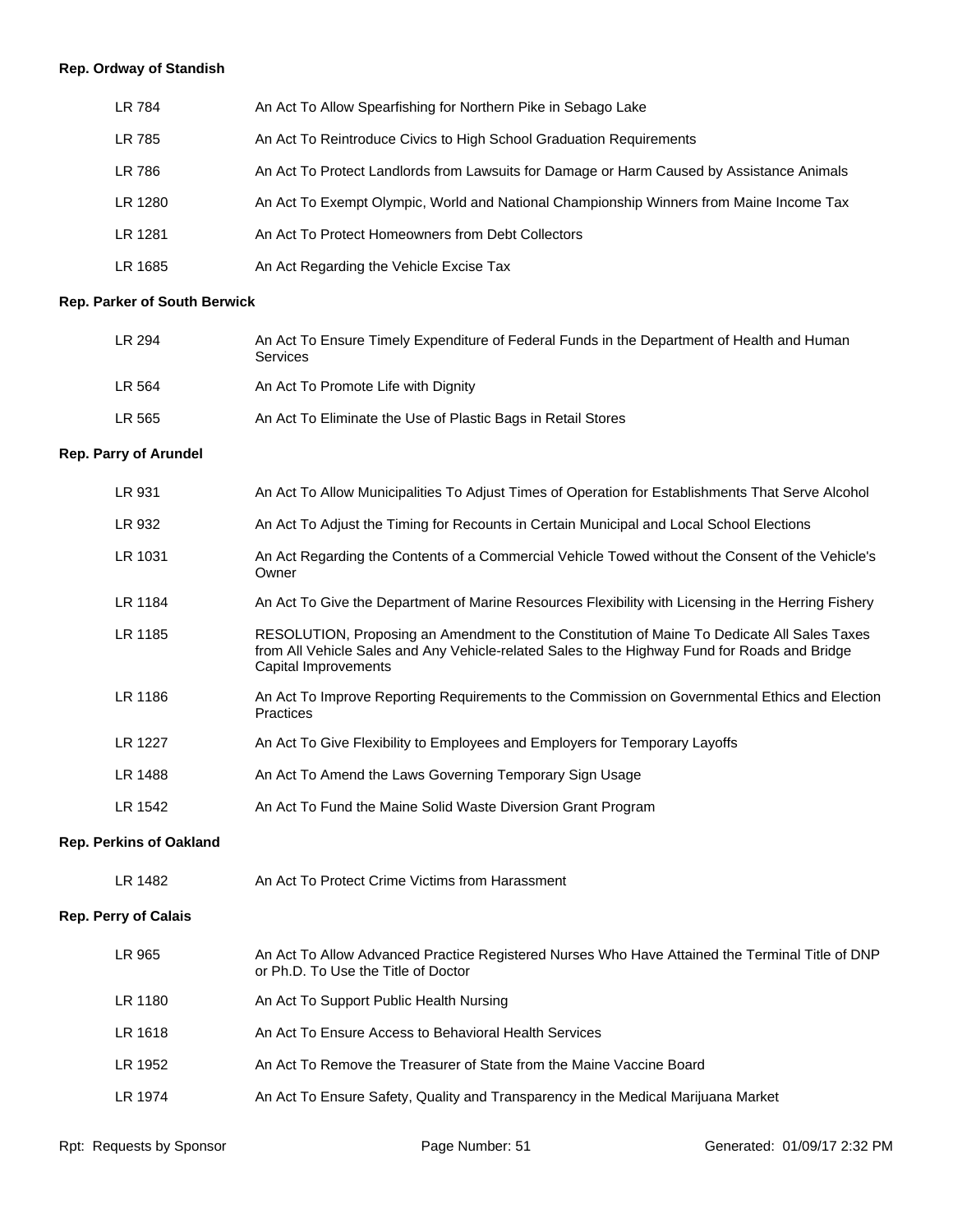**Rep. Ordway of Standish**

| | |
|---|---|
| LR 784 | An Act To Allow Spearfishing for Northern Pike in Sebago Lake |
| LR 785 | An Act To Reintroduce Civics to High School Graduation Requirements |
| LR 786 | An Act To Protect Landlords from Lawsuits for Damage or Harm Caused by Assistance Animals |
| LR 1280 | An Act To Exempt Olympic, World and National Championship Winners from Maine Income Tax |
| LR 1281 | An Act To Protect Homeowners from Debt Collectors |
| LR 1685 | An Act Regarding the Vehicle Excise Tax |

**Rep. Parker of South Berwick**

| | |
|---|---|
| LR 294 | An Act To Ensure Timely Expenditure of Federal Funds in the Department of Health and Human Services |
| LR 564 | An Act To Promote Life with Dignity |
| LR 565 | An Act To Eliminate the Use of Plastic Bags in Retail Stores |

**Rep. Parry of Arundel**

| | |
|---|---|
| LR 931 | An Act To Allow Municipalities To Adjust Times of Operation for Establishments That Serve Alcohol |
| LR 932 | An Act To Adjust the Timing for Recounts in Certain Municipal and Local School Elections |
| LR 1031 | An Act Regarding the Contents of a Commercial Vehicle Towed without the Consent of the Vehicle's Owner |
| LR 1184 | An Act To Give the Department of Marine Resources Flexibility with Licensing in the Herring Fishery |
| LR 1185 | RESOLUTION, Proposing an Amendment to the Constitution of Maine To Dedicate All Sales Taxes from All Vehicle Sales and Any Vehicle-related Sales to the Highway Fund for Roads and Bridge Capital Improvements |
| LR 1186 | An Act To Improve Reporting Requirements to the Commission on Governmental Ethics and Election Practices |
| LR 1227 | An Act To Give Flexibility to Employees and Employers for Temporary Layoffs |
| LR 1488 | An Act To Amend the Laws Governing Temporary Sign Usage |
| LR 1542 | An Act To Fund the Maine Solid Waste Diversion Grant Program |

**Rep. Perkins of Oakland**

| | |
|---|---|
| LR 1482 | An Act To Protect Crime Victims from Harassment |

**Rep. Perry of Calais**

| | |
|---|---|
| LR 965 | An Act To Allow Advanced Practice Registered Nurses Who Have Attained the Terminal Title of DNP or Ph.D. To Use the Title of Doctor |
| LR 1180 | An Act To Support Public Health Nursing |
| LR 1618 | An Act To Ensure Access to Behavioral Health Services |
| LR 1952 | An Act To Remove the Treasurer of State from the Maine Vaccine Board |
| LR 1974 | An Act To Ensure Safety, Quality and Transparency in the Medical Marijuana Market |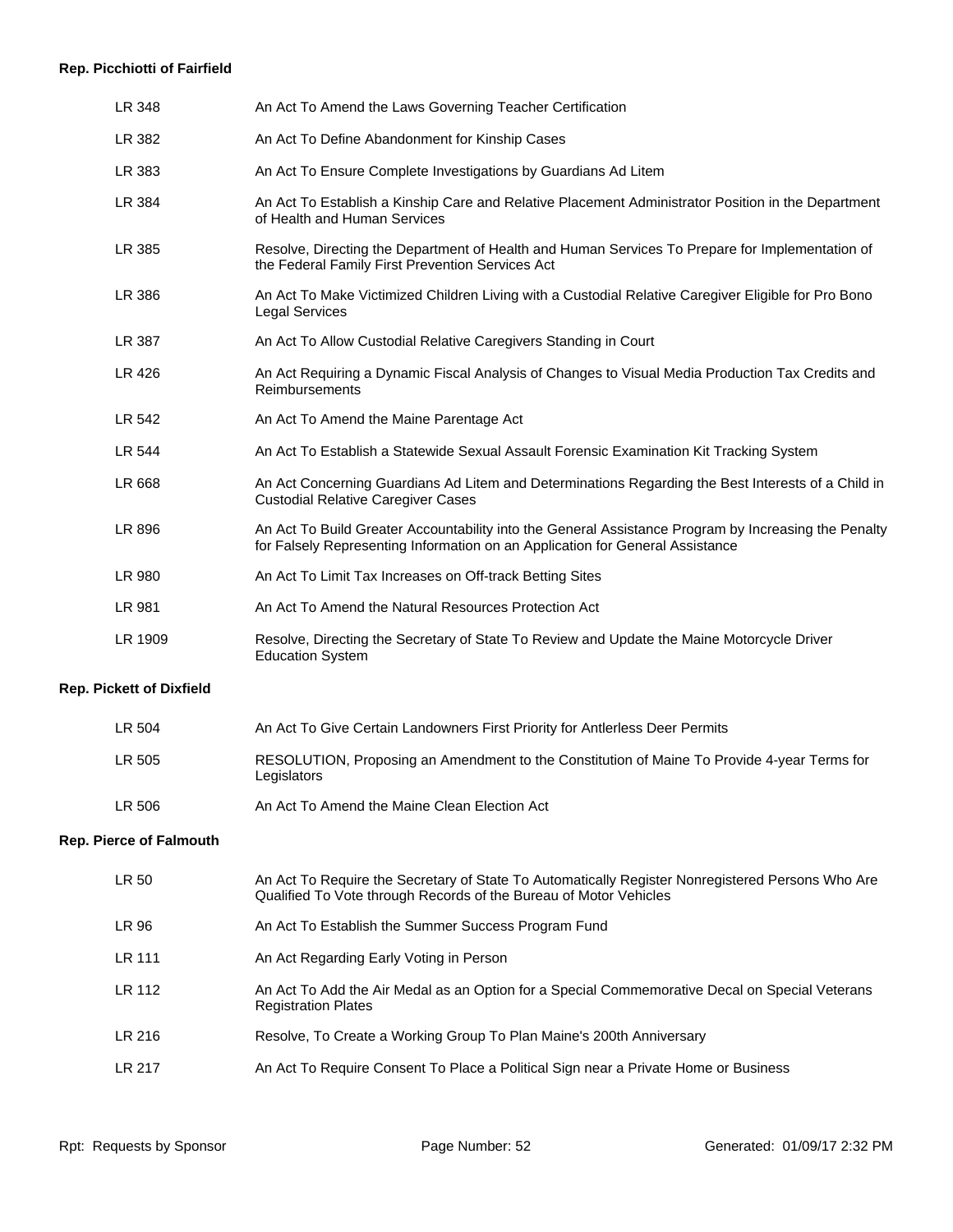**Rep. Picchiotti of Fairfield**

| | |
|---|---|
| LR 348 | An Act To Amend the Laws Governing Teacher Certification |
| LR 382 | An Act To Define Abandonment for Kinship Cases |
| LR 383 | An Act To Ensure Complete Investigations by Guardians Ad Litem |
| LR 384 | An Act To Establish a Kinship Care and Relative Placement Administrator Position in the Department of Health and Human Services |
| LR 385 | Resolve, Directing the Department of Health and Human Services To Prepare for Implementation of the Federal Family First Prevention Services Act |
| LR 386 | An Act To Make Victimized Children Living with a Custodial Relative Caregiver Eligible for Pro Bono Legal Services |
| LR 387 | An Act To Allow Custodial Relative Caregivers Standing in Court |
| LR 426 | An Act Requiring a Dynamic Fiscal Analysis of Changes to Visual Media Production Tax Credits and Reimbursements |
| LR 542 | An Act To Amend the Maine Parentage Act |
| LR 544 | An Act To Establish a Statewide Sexual Assault Forensic Examination Kit Tracking System |
| LR 668 | An Act Concerning Guardians Ad Litem and Determinations Regarding the Best Interests of a Child in Custodial Relative Caregiver Cases |
| LR 896 | An Act To Build Greater Accountability into the General Assistance Program by Increasing the Penalty for Falsely Representing Information on an Application for General Assistance |
| LR 980 | An Act To Limit Tax Increases on Off-track Betting Sites |
| LR 981 | An Act To Amend the Natural Resources Protection Act |
| LR 1909 | Resolve, Directing the Secretary of State To Review and Update the Maine Motorcycle Driver Education System |

**Rep. Pickett of Dixfield**

| | |
|---|---|
| LR 504 | An Act To Give Certain Landowners First Priority for Antlerless Deer Permits |
| LR 505 | RESOLUTION, Proposing an Amendment to the Constitution of Maine To Provide 4-year Terms for Legislators |
| LR 506 | An Act To Amend the Maine Clean Election Act |

**Rep. Pierce of Falmouth**

| | |
|---|---|
| LR 50 | An Act To Require the Secretary of State To Automatically Register Nonregistered Persons Who Are Qualified To Vote through Records of the Bureau of Motor Vehicles |
| LR 96 | An Act To Establish the Summer Success Program Fund |
| LR 111 | An Act Regarding Early Voting in Person |
| LR 112 | An Act To Add the Air Medal as an Option for a Special Commemorative Decal on Special Veterans Registration Plates |
| LR 216 | Resolve, To Create a Working Group To Plan Maine's 200th Anniversary |
| LR 217 | An Act To Require Consent To Place a Political Sign near a Private Home or Business |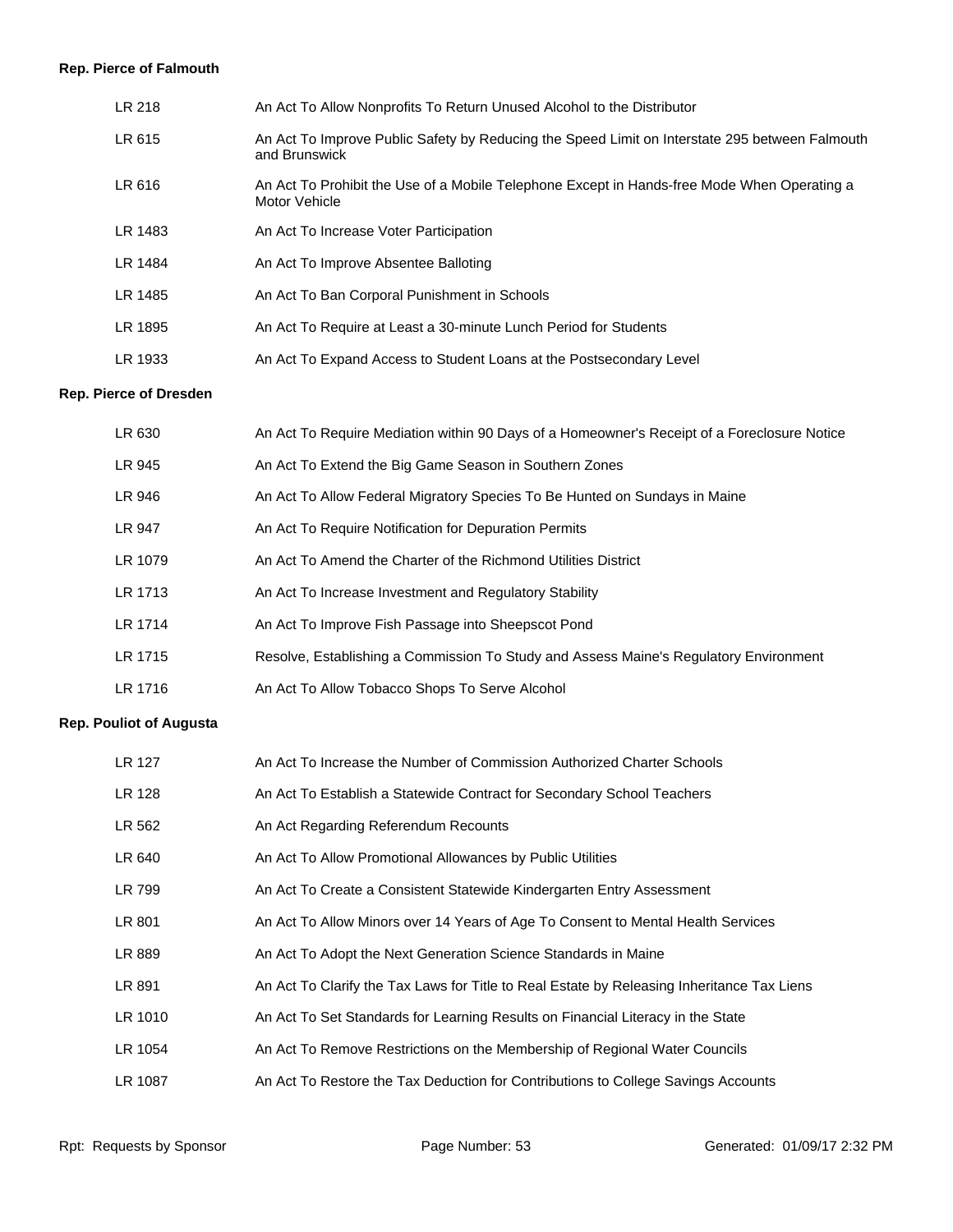**Rep. Pierce of Falmouth**

| | |
|---|---|
| LR 218 | An Act To Allow Nonprofits To Return Unused Alcohol to the Distributor |
| LR 615 | An Act To Improve Public Safety by Reducing the Speed Limit on Interstate 295 between Falmouth and Brunswick |
| LR 616 | An Act To Prohibit the Use of a Mobile Telephone Except in Hands-free Mode When Operating a Motor Vehicle |
| LR 1483 | An Act To Increase Voter Participation |
| LR 1484 | An Act To Improve Absentee Balloting |
| LR 1485 | An Act To Ban Corporal Punishment in Schools |
| LR 1895 | An Act To Require at Least a 30-minute Lunch Period for Students |
| LR 1933 | An Act To Expand Access to Student Loans at the Postsecondary Level |

**Rep. Pierce of Dresden**

| | |
|---|---|
| LR 630 | An Act To Require Mediation within 90 Days of a Homeowner's Receipt of a Foreclosure Notice |
| LR 945 | An Act To Extend the Big Game Season in Southern Zones |
| LR 946 | An Act To Allow Federal Migratory Species To Be Hunted on Sundays in Maine |
| LR 947 | An Act To Require Notification for Depuration Permits |
| LR 1079 | An Act To Amend the Charter of the Richmond Utilities District |
| LR 1713 | An Act To Increase Investment and Regulatory Stability |
| LR 1714 | An Act To Improve Fish Passage into Sheepscot Pond |
| LR 1715 | Resolve, Establishing a Commission To Study and Assess Maine's Regulatory Environment |
| LR 1716 | An Act To Allow Tobacco Shops To Serve Alcohol |

**Rep. Pouliot of Augusta**

| | |
|---|---|
| LR 127 | An Act To Increase the Number of Commission Authorized Charter Schools |
| LR 128 | An Act To Establish a Statewide Contract for Secondary School Teachers |
| LR 562 | An Act Regarding Referendum Recounts |
| LR 640 | An Act To Allow Promotional Allowances by Public Utilities |
| LR 799 | An Act To Create a Consistent Statewide Kindergarten Entry Assessment |
| LR 801 | An Act To Allow Minors over 14 Years of Age To Consent to Mental Health Services |
| LR 889 | An Act To Adopt the Next Generation Science Standards in Maine |
| LR 891 | An Act To Clarify the Tax Laws for Title to Real Estate by Releasing Inheritance Tax Liens |
| LR 1010 | An Act To Set Standards for Learning Results on Financial Literacy in the State |
| LR 1054 | An Act To Remove Restrictions on the Membership of Regional Water Councils |
| LR 1087 | An Act To Restore the Tax Deduction for Contributions to College Savings Accounts |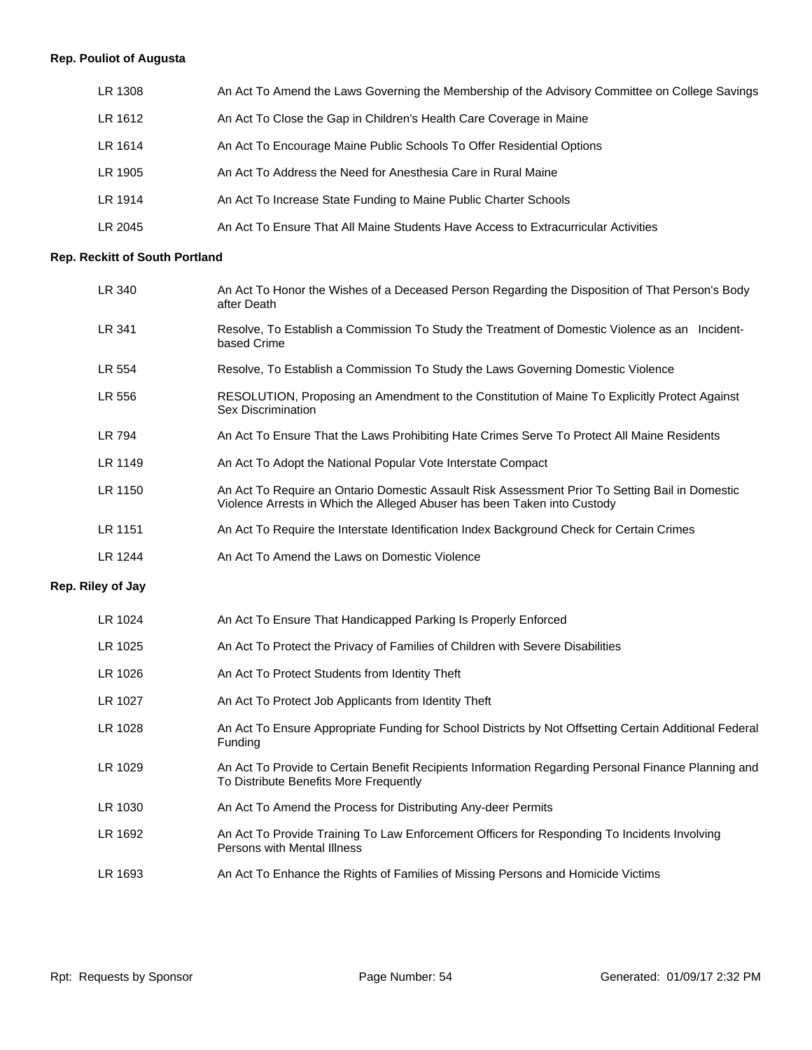**Rep. Pouliot of Augusta**

| | |
|---|---|
| LR 1308 | An Act To Amend the Laws Governing the Membership of the Advisory Committee on College Savings |
| LR 1612 | An Act To Close the Gap in Children's Health Care Coverage in Maine |
| LR 1614 | An Act To Encourage Maine Public Schools To Offer Residential Options |
| LR 1905 | An Act To Address the Need for Anesthesia Care in Rural Maine |
| LR 1914 | An Act To Increase State Funding to Maine Public Charter Schools |
| LR 2045 | An Act To Ensure That All Maine Students Have Access to Extracurricular Activities |

**Rep. Reckitt of South Portland**

| | |
|---|---|
| LR 340 | An Act To Honor the Wishes of a Deceased Person Regarding the Disposition of That Person's Body after Death |
| LR 341 | Resolve, To Establish a Commission To Study the Treatment of Domestic Violence as an Incident-based Crime |
| LR 554 | Resolve, To Establish a Commission To Study the Laws Governing Domestic Violence |
| LR 556 | RESOLUTION, Proposing an Amendment to the Constitution of Maine To Explicitly Protect Against Sex Discrimination |
| LR 794 | An Act To Ensure That the Laws Prohibiting Hate Crimes Serve To Protect All Maine Residents |
| LR 1149 | An Act To Adopt the National Popular Vote Interstate Compact |
| LR 1150 | An Act To Require an Ontario Domestic Assault Risk Assessment Prior To Setting Bail in Domestic Violence Arrests in Which the Alleged Abuser has been Taken into Custody |
| LR 1151 | An Act To Require the Interstate Identification Index Background Check for Certain Crimes |
| LR 1244 | An Act To Amend the Laws on Domestic Violence |

**Rep. Riley of Jay**

| | |
|---|---|
| LR 1024 | An Act To Ensure That Handicapped Parking Is Properly Enforced |
| LR 1025 | An Act To Protect the Privacy of Families of Children with Severe Disabilities |
| LR 1026 | An Act To Protect Students from Identity Theft |
| LR 1027 | An Act To Protect Job Applicants from Identity Theft |
| LR 1028 | An Act To Ensure Appropriate Funding for School Districts by Not Offsetting Certain Additional Federal Funding |
| LR 1029 | An Act To Provide to Certain Benefit Recipients Information Regarding Personal Finance Planning and To Distribute Benefits More Frequently |
| LR 1030 | An Act To Amend the Process for Distributing Any-deer Permits |
| LR 1692 | An Act To Provide Training To Law Enforcement Officers for Responding To Incidents Involving Persons with Mental Illness |
| LR 1693 | An Act To Enhance the Rights of Families of Missing Persons and Homicide Victims |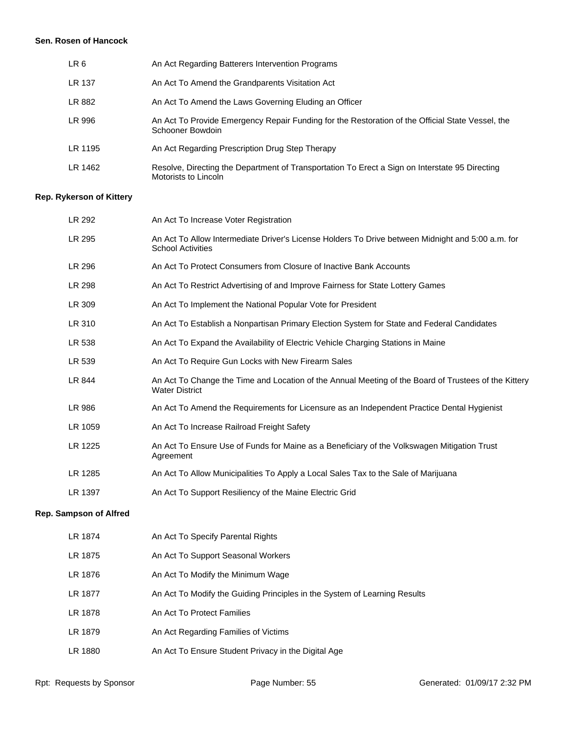**Sen. Rosen of Hancock**

| | |
|---|---|
| LR 6 | An Act Regarding Batterers Intervention Programs |
| LR 137 | An Act To Amend the Grandparents Visitation Act |
| LR 882 | An Act To Amend the Laws Governing Eluding an Officer |
| LR 996 | An Act To Provide Emergency Repair Funding for the Restoration of the Official State Vessel, the Schooner Bowdoin |
| LR 1195 | An Act Regarding Prescription Drug Step Therapy |
| LR 1462 | Resolve, Directing the Department of Transportation To Erect a Sign on Interstate 95 Directing Motorists to Lincoln |

**Rep. Rykerson of Kittery**

| | |
|---|---|
| LR 292 | An Act To Increase Voter Registration |
| LR 295 | An Act To Allow Intermediate Driver's License Holders To Drive between Midnight and 5:00 a.m. for School Activities |
| LR 296 | An Act To Protect Consumers from Closure of Inactive Bank Accounts |
| LR 298 | An Act To Restrict Advertising of and Improve Fairness for State Lottery Games |
| LR 309 | An Act To Implement the National Popular Vote for President |
| LR 310 | An Act To Establish a Nonpartisan Primary Election System for State and Federal Candidates |
| LR 538 | An Act To Expand the Availability of Electric Vehicle Charging Stations in Maine |
| LR 539 | An Act To Require Gun Locks with New Firearm Sales |
| LR 844 | An Act To Change the Time and Location of the Annual Meeting of the Board of Trustees of the Kittery Water District |
| LR 986 | An Act To Amend the Requirements for Licensure as an Independent Practice Dental Hygienist |
| LR 1059 | An Act To Increase Railroad Freight Safety |
| LR 1225 | An Act To Ensure Use of Funds for Maine as a Beneficiary of the Volkswagen Mitigation Trust Agreement |
| LR 1285 | An Act To Allow Municipalities To Apply a Local Sales Tax to the Sale of Marijuana |
| LR 1397 | An Act To Support Resiliency of the Maine Electric Grid |

**Rep. Sampson of Alfred**

| | |
|---|---|
| LR 1874 | An Act To Specify Parental Rights |
| LR 1875 | An Act To Support Seasonal Workers |
| LR 1876 | An Act To Modify the Minimum Wage |
| LR 1877 | An Act To Modify the Guiding Principles in the System of Learning Results |
| LR 1878 | An Act To Protect Families |
| LR 1879 | An Act Regarding Families of Victims |
| LR 1880 | An Act To Ensure Student Privacy in the Digital Age |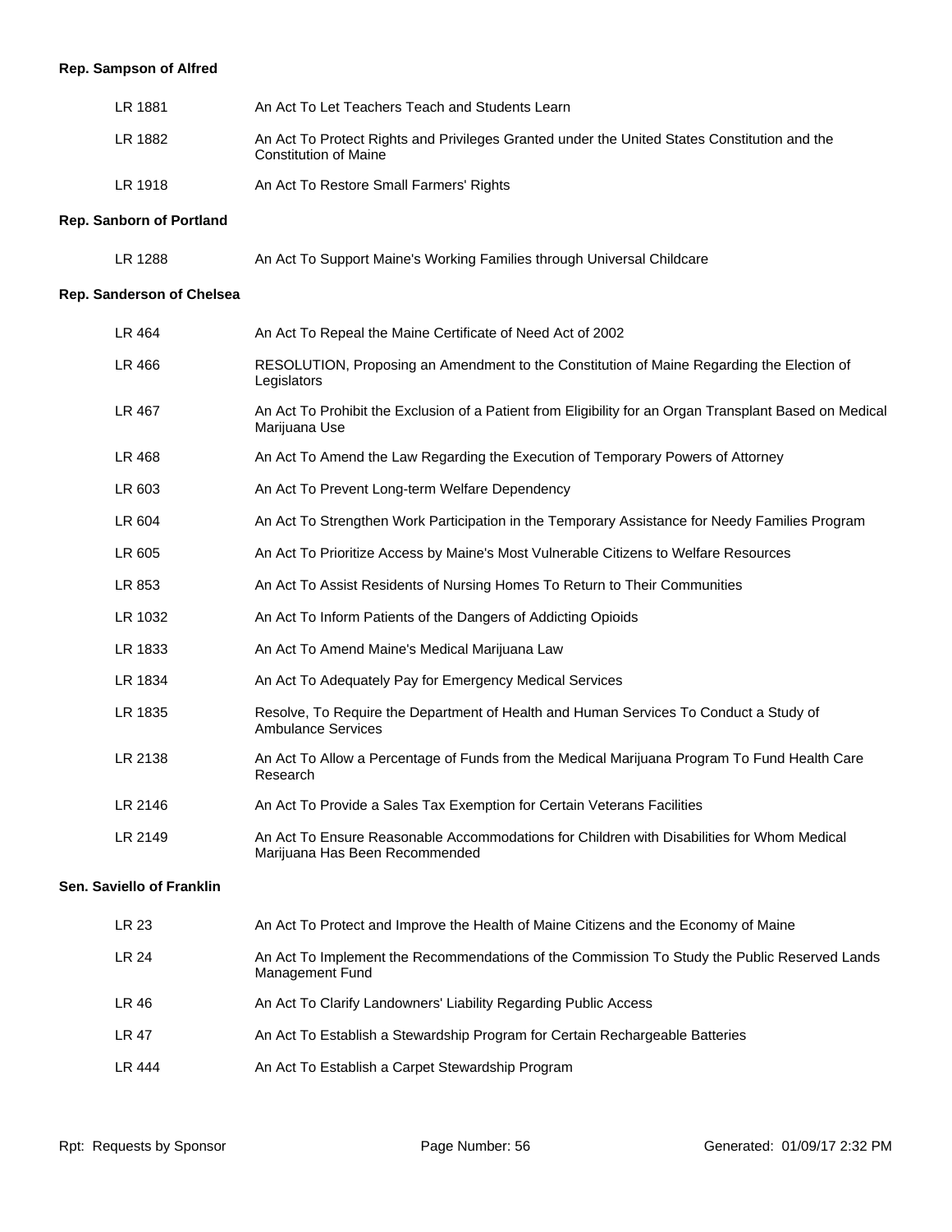**Rep. Sampson of Alfred**

| | |
|---|---|
| LR 1881 | An Act To Let Teachers Teach and Students Learn |
| LR 1882 | An Act To Protect Rights and Privileges Granted under the United States Constitution and the Constitution of Maine |
| LR 1918 | An Act To Restore Small Farmers' Rights |

**Rep. Sanborn of Portland**

| | |
|---|---|
| LR 1288 | An Act To Support Maine's Working Families through Universal Childcare |

**Rep. Sanderson of Chelsea**

| | |
|---|---|
| LR 464 | An Act To Repeal the Maine Certificate of Need Act of 2002 |
| LR 466 | RESOLUTION, Proposing an Amendment to the Constitution of Maine Regarding the Election of Legislators |
| LR 467 | An Act To Prohibit the Exclusion of a Patient from Eligibility for an Organ Transplant Based on Medical Marijuana Use |
| LR 468 | An Act To Amend the Law Regarding the Execution of Temporary Powers of Attorney |
| LR 603 | An Act To Prevent Long-term Welfare Dependency |
| LR 604 | An Act To Strengthen Work Participation in the Temporary Assistance for Needy Families Program |
| LR 605 | An Act To Prioritize Access by Maine's Most Vulnerable Citizens to Welfare Resources |
| LR 853 | An Act To Assist Residents of Nursing Homes To Return to Their Communities |
| LR 1032 | An Act To Inform Patients of the Dangers of Addicting Opioids |
| LR 1833 | An Act To Amend Maine's Medical Marijuana Law |
| LR 1834 | An Act To Adequately Pay for Emergency Medical Services |
| LR 1835 | Resolve, To Require the Department of Health and Human Services To Conduct a Study of Ambulance Services |
| LR 2138 | An Act To Allow a Percentage of Funds from the Medical Marijuana Program To Fund Health Care Research |
| LR 2146 | An Act To Provide a Sales Tax Exemption for Certain Veterans Facilities |
| LR 2149 | An Act To Ensure Reasonable Accommodations for Children with Disabilities for Whom Medical Marijuana Has Been Recommended |

**Sen. Saviello of Franklin**

| | |
|---|---|
| LR 23 | An Act To Protect and Improve the Health of Maine Citizens and the Economy of Maine |
| LR 24 | An Act To Implement the Recommendations of the Commission To Study the Public Reserved Lands Management Fund |
| LR 46 | An Act To Clarify Landowners' Liability Regarding Public Access |
| LR 47 | An Act To Establish a Stewardship Program for Certain Rechargeable Batteries |
| LR 444 | An Act To Establish a Carpet Stewardship Program |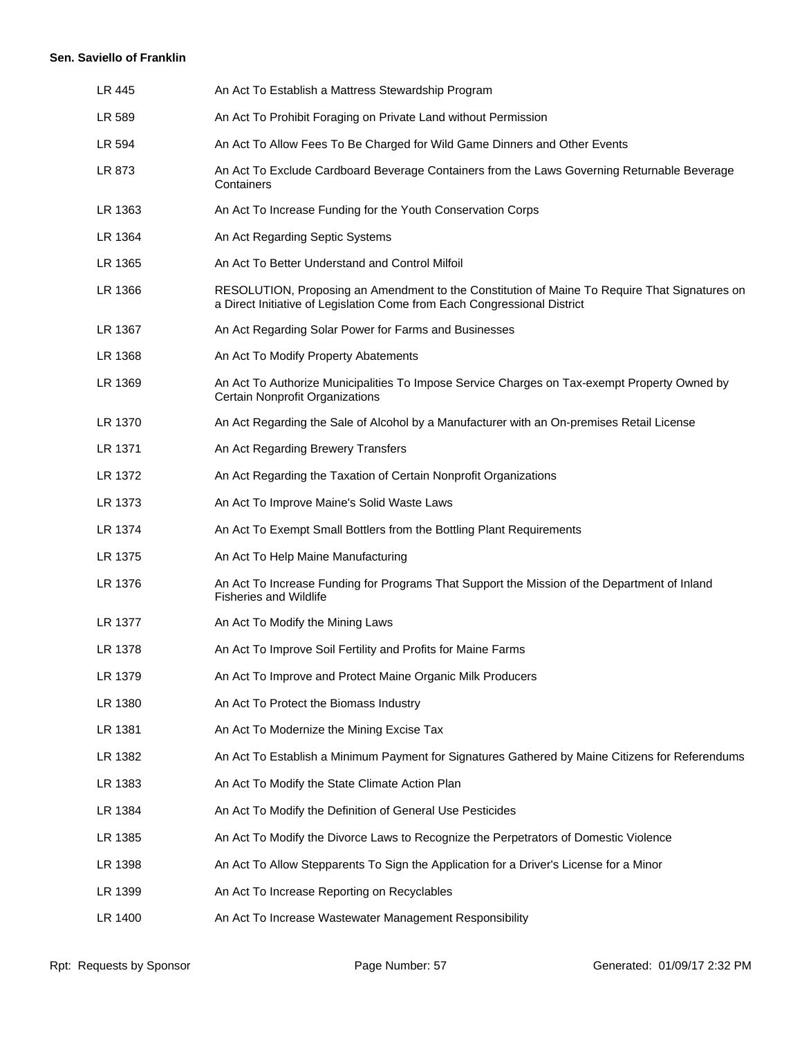**Sen. Saviello of Franklin**

| | |
|---|---|
| LR 445 | An Act To Establish a Mattress Stewardship Program |
| LR 589 | An Act To Prohibit Foraging on Private Land without Permission |
| LR 594 | An Act To Allow Fees To Be Charged for Wild Game Dinners and Other Events |
| LR 873 | An Act To Exclude Cardboard Beverage Containers from the Laws Governing Returnable Beverage Containers |
| LR 1363 | An Act To Increase Funding for the Youth Conservation Corps |
| LR 1364 | An Act Regarding Septic Systems |
| LR 1365 | An Act To Better Understand and Control Milfoil |
| LR 1366 | RESOLUTION, Proposing an Amendment to the Constitution of Maine To Require That Signatures on a Direct Initiative of Legislation Come from Each Congressional District |
| LR 1367 | An Act Regarding Solar Power for Farms and Businesses |
| LR 1368 | An Act To Modify Property Abatements |
| LR 1369 | An Act To Authorize Municipalities To Impose Service Charges on Tax-exempt Property Owned by Certain Nonprofit Organizations |
| LR 1370 | An Act Regarding the Sale of Alcohol by a Manufacturer with an On-premises Retail License |
| LR 1371 | An Act Regarding Brewery Transfers |
| LR 1372 | An Act Regarding the Taxation of Certain Nonprofit Organizations |
| LR 1373 | An Act To Improve Maine's Solid Waste Laws |
| LR 1374 | An Act To Exempt Small Bottlers from the Bottling Plant Requirements |
| LR 1375 | An Act To Help Maine Manufacturing |
| LR 1376 | An Act To Increase Funding for Programs That Support the Mission of the Department of Inland Fisheries and Wildlife |
| LR 1377 | An Act To Modify the Mining Laws |
| LR 1378 | An Act To Improve Soil Fertility and Profits for Maine Farms |
| LR 1379 | An Act To Improve and Protect Maine Organic Milk Producers |
| LR 1380 | An Act To Protect the Biomass Industry |
| LR 1381 | An Act To Modernize the Mining Excise Tax |
| LR 1382 | An Act To Establish a Minimum Payment for Signatures Gathered by Maine Citizens for Referendums |
| LR 1383 | An Act To Modify the State Climate Action Plan |
| LR 1384 | An Act To Modify the Definition of General Use Pesticides |
| LR 1385 | An Act To Modify the Divorce Laws to Recognize the Perpetrators of Domestic Violence |
| LR 1398 | An Act To Allow Stepparents To Sign the Application for a Driver's License for a Minor |
| LR 1399 | An Act To Increase Reporting on Recyclables |
| LR 1400 | An Act To Increase Wastewater Management Responsibility |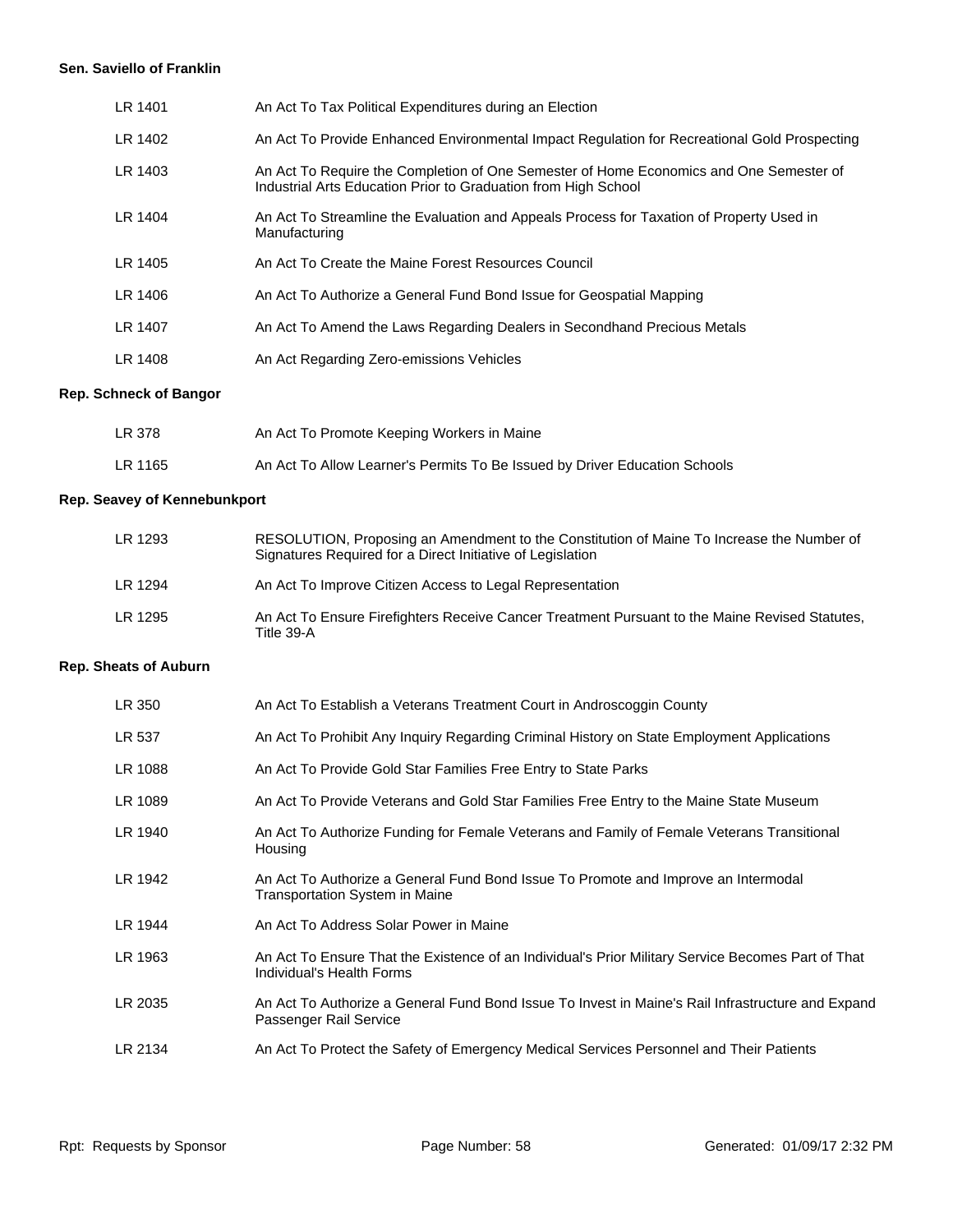**Sen. Saviello of Franklin**

| | |
|---|---|
| LR 1401 | An Act To Tax Political Expenditures during an Election |
| LR 1402 | An Act To Provide Enhanced Environmental Impact Regulation for Recreational Gold Prospecting |
| LR 1403 | An Act To Require the Completion of One Semester of Home Economics and One Semester of Industrial Arts Education Prior to Graduation from High School |
| LR 1404 | An Act To Streamline the Evaluation and Appeals Process for Taxation of Property Used in Manufacturing |
| LR 1405 | An Act To Create the Maine Forest Resources Council |
| LR 1406 | An Act To Authorize a General Fund Bond Issue for Geospatial Mapping |
| LR 1407 | An Act To Amend the Laws Regarding Dealers in Secondhand Precious Metals |
| LR 1408 | An Act Regarding Zero-emissions Vehicles |

**Rep. Schneck of Bangor**

| | |
|---|---|
| LR 378 | An Act To Promote Keeping Workers in Maine |
| LR 1165 | An Act To Allow Learner's Permits To Be Issued by Driver Education Schools |

**Rep. Seavey of Kennebunkport**

| | |
|---|---|
| LR 1293 | RESOLUTION, Proposing an Amendment to the Constitution of Maine To Increase the Number of Signatures Required for a Direct Initiative of Legislation |
| LR 1294 | An Act To Improve Citizen Access to Legal Representation |
| LR 1295 | An Act To Ensure Firefighters Receive Cancer Treatment Pursuant to the Maine Revised Statutes, Title 39-A |

**Rep. Sheats of Auburn**

| | |
|---|---|
| LR 350 | An Act To Establish a Veterans Treatment Court in Androscoggin County |
| LR 537 | An Act To Prohibit Any Inquiry Regarding Criminal History on State Employment Applications |
| LR 1088 | An Act To Provide Gold Star Families Free Entry to State Parks |
| LR 1089 | An Act To Provide Veterans and Gold Star Families Free Entry to the Maine State Museum |
| LR 1940 | An Act To Authorize Funding for Female Veterans and Family of Female Veterans Transitional Housing |
| LR 1942 | An Act To Authorize a General Fund Bond Issue To Promote and Improve an Intermodal Transportation System in Maine |
| LR 1944 | An Act To Address Solar Power in Maine |
| LR 1963 | An Act To Ensure That the Existence of an Individual's Prior Military Service Becomes Part of That Individual's Health Forms |
| LR 2035 | An Act To Authorize a General Fund Bond Issue To Invest in Maine's Rail Infrastructure and Expand Passenger Rail Service |
| LR 2134 | An Act To Protect the Safety of Emergency Medical Services Personnel and Their Patients |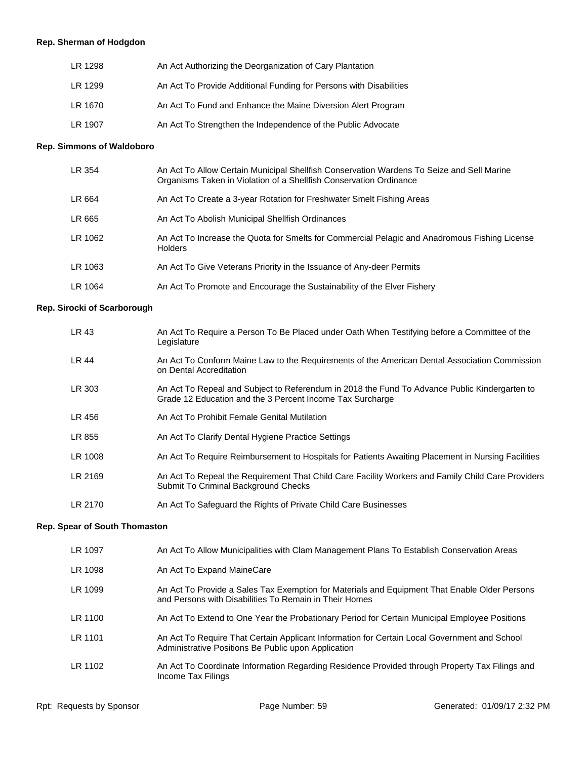**Rep. Sherman of Hodgdon**

| | |
|---|---|
| LR 1298 | An Act Authorizing the Deorganization of Cary Plantation |
| LR 1299 | An Act To Provide Additional Funding for Persons with Disabilities |
| LR 1670 | An Act To Fund and Enhance the Maine Diversion Alert Program |
| LR 1907 | An Act To Strengthen the Independence of the Public Advocate |

**Rep. Simmons of Waldoboro**

| | |
|---|---|
| LR 354 | An Act To Allow Certain Municipal Shellfish Conservation Wardens To Seize and Sell Marine Organisms Taken in Violation of a Shellfish Conservation Ordinance |
| LR 664 | An Act To Create a 3-year Rotation for Freshwater Smelt Fishing Areas |
| LR 665 | An Act To Abolish Municipal Shellfish Ordinances |
| LR 1062 | An Act To Increase the Quota for Smelts for Commercial Pelagic and Anadromous Fishing License Holders |
| LR 1063 | An Act To Give Veterans Priority in the Issuance of Any-deer Permits |
| LR 1064 | An Act To Promote and Encourage the Sustainability of the Elver Fishery |

**Rep. Sirocki of Scarborough**

| | |
|---|---|
| LR 43 | An Act To Require a Person To Be Placed under Oath When Testifying before a Committee of the Legislature |
| LR 44 | An Act To Conform Maine Law to the Requirements of the American Dental Association Commission on Dental Accreditation |
| LR 303 | An Act To Repeal and Subject to Referendum in 2018 the Fund To Advance Public Kindergarten to Grade 12 Education and the 3 Percent Income Tax Surcharge |
| LR 456 | An Act To Prohibit Female Genital Mutilation |
| LR 855 | An Act To Clarify Dental Hygiene Practice Settings |
| LR 1008 | An Act To Require Reimbursement to Hospitals for Patients Awaiting Placement in Nursing Facilities |
| LR 2169 | An Act To Repeal the Requirement That Child Care Facility Workers and Family Child Care Providers Submit To Criminal Background Checks |
| LR 2170 | An Act To Safeguard the Rights of Private Child Care Businesses |

**Rep. Spear of South Thomaston**

| | |
|---|---|
| LR 1097 | An Act To Allow Municipalities with Clam Management Plans To Establish Conservation Areas |
| LR 1098 | An Act To Expand MaineCare |
| LR 1099 | An Act To Provide a Sales Tax Exemption for Materials and Equipment That Enable Older Persons and Persons with Disabilities To Remain in Their Homes |
| LR 1100 | An Act To Extend to One Year the Probationary Period for Certain Municipal Employee Positions |
| LR 1101 | An Act To Require That Certain Applicant Information for Certain Local Government and School Administrative Positions Be Public upon Application |
| LR 1102 | An Act To Coordinate Information Regarding Residence Provided through Property Tax Filings and Income Tax Filings |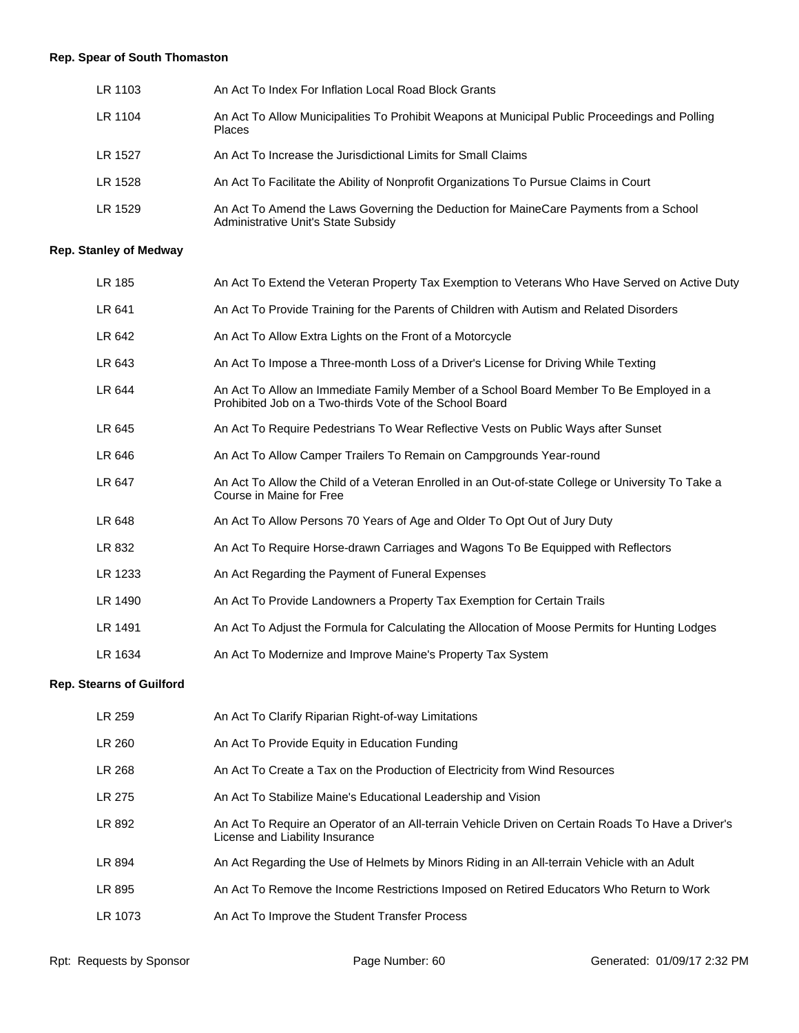**Rep. Spear of South Thomaston**

| | |
|---|---|
| LR 1103 | An Act To Index For Inflation Local Road Block Grants |
| LR 1104 | An Act To Allow Municipalities To Prohibit Weapons at Municipal Public Proceedings and Polling Places |
| LR 1527 | An Act To Increase the Jurisdictional Limits for Small Claims |
| LR 1528 | An Act To Facilitate the Ability of Nonprofit Organizations To Pursue Claims in Court |
| LR 1529 | An Act To Amend the Laws Governing the Deduction for MaineCare Payments from a School Administrative Unit's State Subsidy |

**Rep. Stanley of Medway**

| | |
|---|---|
| LR 185 | An Act To Extend the Veteran Property Tax Exemption to Veterans Who Have Served on Active Duty |
| LR 641 | An Act To Provide Training for the Parents of Children with Autism and Related Disorders |
| LR 642 | An Act To Allow Extra Lights on the Front of a Motorcycle |
| LR 643 | An Act To Impose a Three-month Loss of a Driver's License for Driving While Texting |
| LR 644 | An Act To Allow an Immediate Family Member of a School Board Member To Be Employed in a Prohibited Job on a Two-thirds Vote of the School Board |
| LR 645 | An Act To Require Pedestrians To Wear Reflective Vests on Public Ways after Sunset |
| LR 646 | An Act To Allow Camper Trailers To Remain on Campgrounds Year-round |
| LR 647 | An Act To Allow the Child of a Veteran Enrolled in an Out-of-state College or University To Take a Course in Maine for Free |
| LR 648 | An Act To Allow Persons 70 Years of Age and Older To Opt Out of Jury Duty |
| LR 832 | An Act To Require Horse-drawn Carriages and Wagons To Be Equipped with Reflectors |
| LR 1233 | An Act Regarding the Payment of Funeral Expenses |
| LR 1490 | An Act To Provide Landowners a Property Tax Exemption for Certain Trails |
| LR 1491 | An Act To Adjust the Formula for Calculating the Allocation of Moose Permits for Hunting Lodges |
| LR 1634 | An Act To Modernize and Improve Maine's Property Tax System |

**Rep. Stearns of Guilford**

| | |
|---|---|
| LR 259 | An Act To Clarify Riparian Right-of-way Limitations |
| LR 260 | An Act To Provide Equity in Education Funding |
| LR 268 | An Act To Create a Tax on the Production of Electricity from Wind Resources |
| LR 275 | An Act To Stabilize Maine's Educational Leadership and Vision |
| LR 892 | An Act To Require an Operator of an All-terrain Vehicle Driven on Certain Roads To Have a Driver's License and Liability Insurance |
| LR 894 | An Act Regarding the Use of Helmets by Minors Riding in an All-terrain Vehicle with an Adult |
| LR 895 | An Act To Remove the Income Restrictions Imposed on Retired Educators Who Return to Work |
| LR 1073 | An Act To Improve the Student Transfer Process |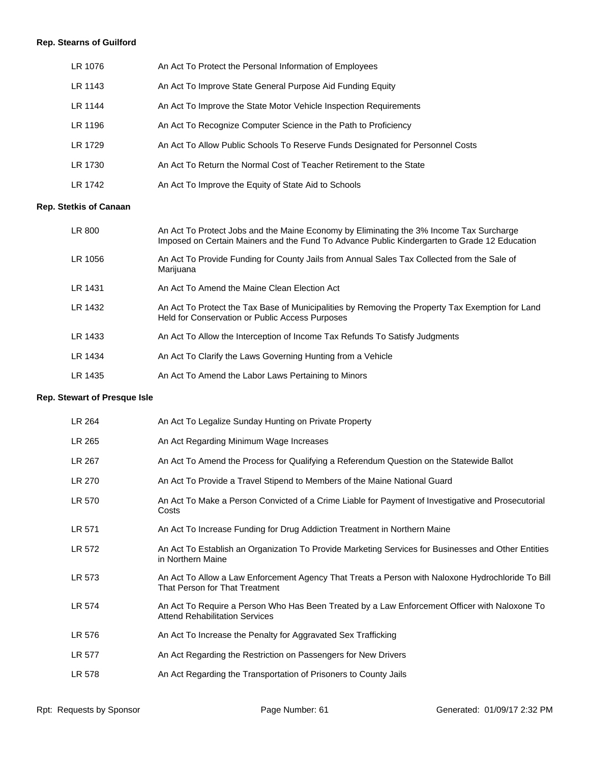**Rep. Stearns of Guilford**

| | |
|---|---|
| LR 1076 | An Act To Protect the Personal Information of Employees |
| LR 1143 | An Act To Improve State General Purpose Aid Funding Equity |
| LR 1144 | An Act To Improve the State Motor Vehicle Inspection Requirements |
| LR 1196 | An Act To Recognize Computer Science in the Path to Proficiency |
| LR 1729 | An Act To Allow Public Schools To Reserve Funds Designated for Personnel Costs |
| LR 1730 | An Act To Return the Normal Cost of Teacher Retirement to the State |
| LR 1742 | An Act To Improve the Equity of State Aid to Schools |

**Rep. Stetkis of Canaan**

| | |
|---|---|
| LR 800 | An Act To Protect Jobs and the Maine Economy by Eliminating the 3% Income Tax Surcharge Imposed on Certain Mainers and the Fund To Advance Public Kindergarten to Grade 12 Education |
| LR 1056 | An Act To Provide Funding for County Jails from Annual Sales Tax Collected from the Sale of Marijuana |
| LR 1431 | An Act To Amend the Maine Clean Election Act |
| LR 1432 | An Act To Protect the Tax Base of Municipalities by Removing the Property Tax Exemption for Land Held for Conservation or Public Access Purposes |
| LR 1433 | An Act To Allow the Interception of Income Tax Refunds To Satisfy Judgments |
| LR 1434 | An Act To Clarify the Laws Governing Hunting from a Vehicle |
| LR 1435 | An Act To Amend the Labor Laws Pertaining to Minors |

**Rep. Stewart of Presque Isle**

| | |
|---|---|
| LR 264 | An Act To Legalize Sunday Hunting on Private Property |
| LR 265 | An Act Regarding Minimum Wage Increases |
| LR 267 | An Act To Amend the Process for Qualifying a Referendum Question on the Statewide Ballot |
| LR 270 | An Act To Provide a Travel Stipend to Members of the Maine National Guard |
| LR 570 | An Act To Make a Person Convicted of a Crime Liable for Payment of Investigative and Prosecutorial Costs |
| LR 571 | An Act To Increase Funding for Drug Addiction Treatment in Northern Maine |
| LR 572 | An Act To Establish an Organization To Provide Marketing Services for Businesses and Other Entities in Northern Maine |
| LR 573 | An Act To Allow a Law Enforcement Agency That Treats a Person with Naloxone Hydrochloride To Bill That Person for That Treatment |
| LR 574 | An Act To Require a Person Who Has Been Treated by a Law Enforcement Officer with Naloxone To Attend Rehabilitation Services |
| LR 576 | An Act To Increase the Penalty for Aggravated Sex Trafficking |
| LR 577 | An Act Regarding the Restriction on Passengers for New Drivers |
| LR 578 | An Act Regarding the Transportation of Prisoners to County Jails |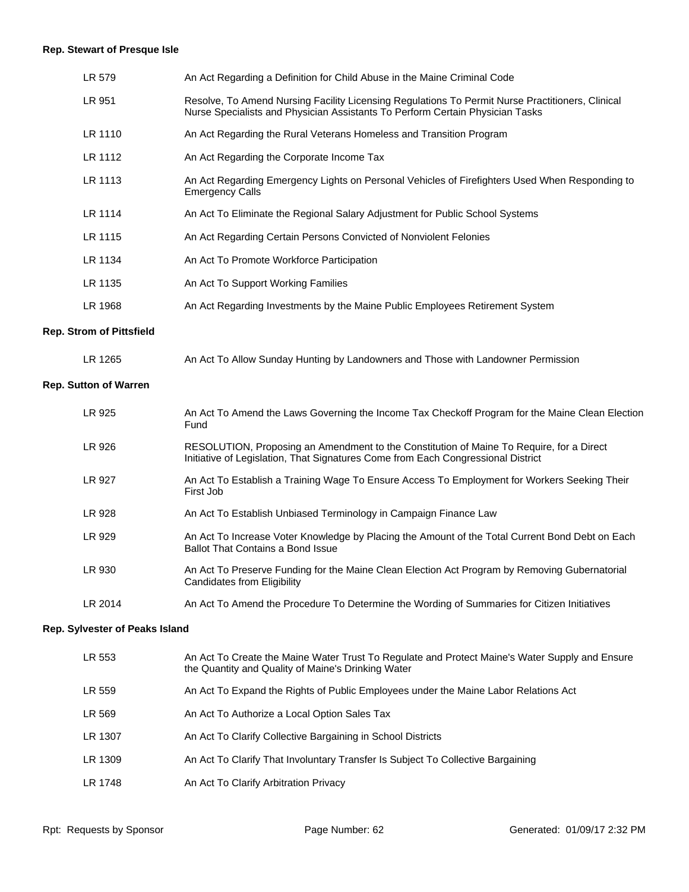**Rep. Stewart of Presque Isle**

| | |
|---|---|
| LR 579 | An Act Regarding a Definition for Child Abuse in the Maine Criminal Code |
| LR 951 | Resolve, To Amend Nursing Facility Licensing Regulations To Permit Nurse Practitioners, Clinical Nurse Specialists and Physician Assistants To Perform Certain Physician Tasks |
| LR 1110 | An Act Regarding the Rural Veterans Homeless and Transition Program |
| LR 1112 | An Act Regarding the Corporate Income Tax |
| LR 1113 | An Act Regarding Emergency Lights on Personal Vehicles of Firefighters Used When Responding to Emergency Calls |
| LR 1114 | An Act To Eliminate the Regional Salary Adjustment for Public School Systems |
| LR 1115 | An Act Regarding Certain Persons Convicted of Nonviolent Felonies |
| LR 1134 | An Act To Promote Workforce Participation |
| LR 1135 | An Act To Support Working Families |
| LR 1968 | An Act Regarding Investments by the Maine Public Employees Retirement System |

**Rep. Strom of Pittsfield**

| | |
|---|---|
| LR 1265 | An Act To Allow Sunday Hunting by Landowners and Those with Landowner Permission |

**Rep. Sutton of Warren**

| | |
|---|---|
| LR 925 | An Act To Amend the Laws Governing the Income Tax Checkoff Program for the Maine Clean Election Fund |
| LR 926 | RESOLUTION, Proposing an Amendment to the Constitution of Maine To Require, for a Direct Initiative of Legislation, That Signatures Come from Each Congressional District |
| LR 927 | An Act To Establish a Training Wage To Ensure Access To Employment for Workers Seeking Their First Job |
| LR 928 | An Act To Establish Unbiased Terminology in Campaign Finance Law |
| LR 929 | An Act To Increase Voter Knowledge by Placing the Amount of the Total Current Bond Debt on Each Ballot That Contains a Bond Issue |
| LR 930 | An Act To Preserve Funding for the Maine Clean Election Act Program by Removing Gubernatorial Candidates from Eligibility |
| LR 2014 | An Act To Amend the Procedure To Determine the Wording of Summaries for Citizen Initiatives |

**Rep. Sylvester of Peaks Island**

| | |
|---|---|
| LR 553 | An Act To Create the Maine Water Trust To Regulate and Protect Maine's Water Supply and Ensure the Quantity and Quality of Maine's Drinking Water |
| LR 559 | An Act To Expand the Rights of Public Employees under the Maine Labor Relations Act |
| LR 569 | An Act To Authorize a Local Option Sales Tax |
| LR 1307 | An Act To Clarify Collective Bargaining in School Districts |
| LR 1309 | An Act To Clarify That Involuntary Transfer Is Subject To Collective Bargaining |
| LR 1748 | An Act To Clarify Arbitration Privacy |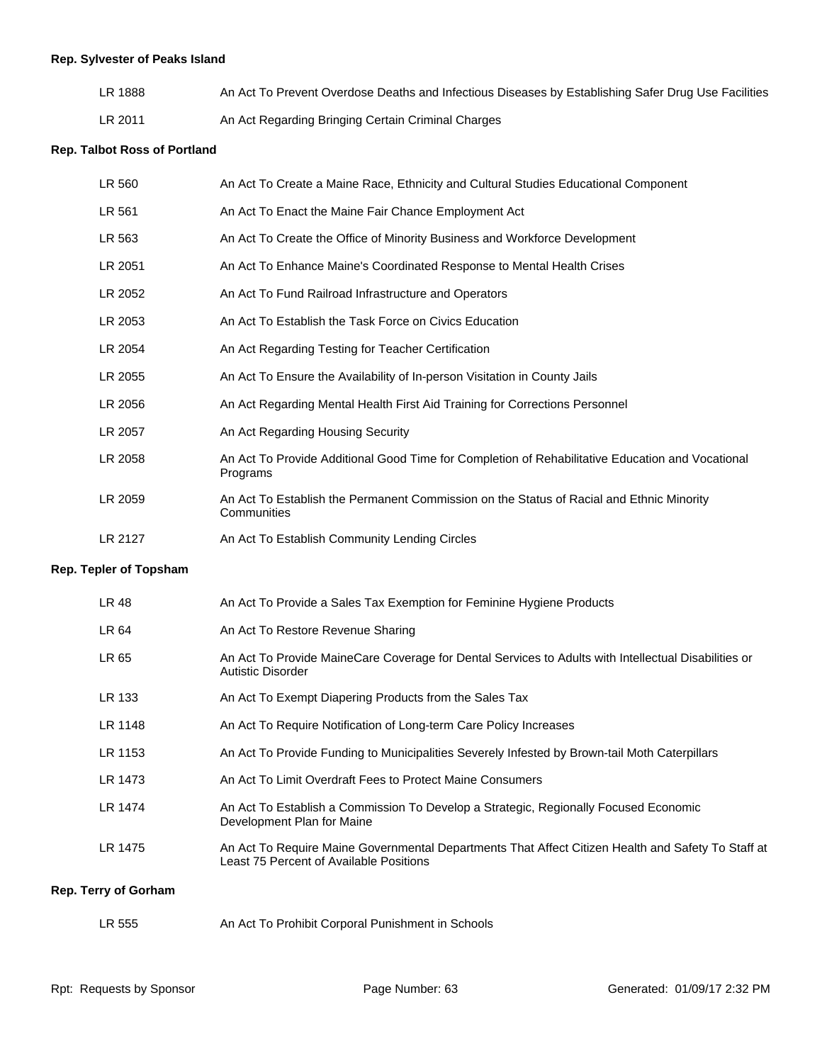**Rep. Sylvester of Peaks Island**

| | |
|---|---|
| LR 1888 | An Act To Prevent Overdose Deaths and Infectious Diseases by Establishing Safer Drug Use Facilities |
| LR 2011 | An Act Regarding Bringing Certain Criminal Charges |

**Rep. Talbot Ross of Portland**

| | |
|---|---|
| LR 560 | An Act To Create a Maine Race, Ethnicity and Cultural Studies Educational Component |
| LR 561 | An Act To Enact the Maine Fair Chance Employment Act |
| LR 563 | An Act To Create the Office of Minority Business and Workforce Development |
| LR 2051 | An Act To Enhance Maine's Coordinated Response to Mental Health Crises |
| LR 2052 | An Act To Fund Railroad Infrastructure and Operators |
| LR 2053 | An Act To Establish the Task Force on Civics Education |
| LR 2054 | An Act Regarding Testing for Teacher Certification |
| LR 2055 | An Act To Ensure the Availability of In-person Visitation in County Jails |
| LR 2056 | An Act Regarding Mental Health First Aid Training for Corrections Personnel |
| LR 2057 | An Act Regarding Housing Security |
| LR 2058 | An Act To Provide Additional Good Time for Completion of Rehabilitative Education and Vocational Programs |
| LR 2059 | An Act To Establish the Permanent Commission on the Status of Racial and Ethnic Minority Communities |
| LR 2127 | An Act To Establish Community Lending Circles |

**Rep. Tepler of Topsham**

| | |
|---|---|
| LR 48 | An Act To Provide a Sales Tax Exemption for Feminine Hygiene Products |
| LR 64 | An Act To Restore Revenue Sharing |
| LR 65 | An Act To Provide MaineCare Coverage for Dental Services to Adults with Intellectual Disabilities or Autistic Disorder |
| LR 133 | An Act To Exempt Diapering Products from the Sales Tax |
| LR 1148 | An Act To Require Notification of Long-term Care Policy Increases |
| LR 1153 | An Act To Provide Funding to Municipalities Severely Infested by Brown-tail Moth Caterpillars |
| LR 1473 | An Act To Limit Overdraft Fees to Protect Maine Consumers |
| LR 1474 | An Act To Establish a Commission To Develop a Strategic, Regionally Focused Economic Development Plan for Maine |
| LR 1475 | An Act To Require Maine Governmental Departments That Affect Citizen Health and Safety To Staff at Least 75 Percent of Available Positions |

**Rep. Terry of Gorham**

| | |
|---|---|
| LR 555 | An Act To Prohibit Corporal Punishment in Schools |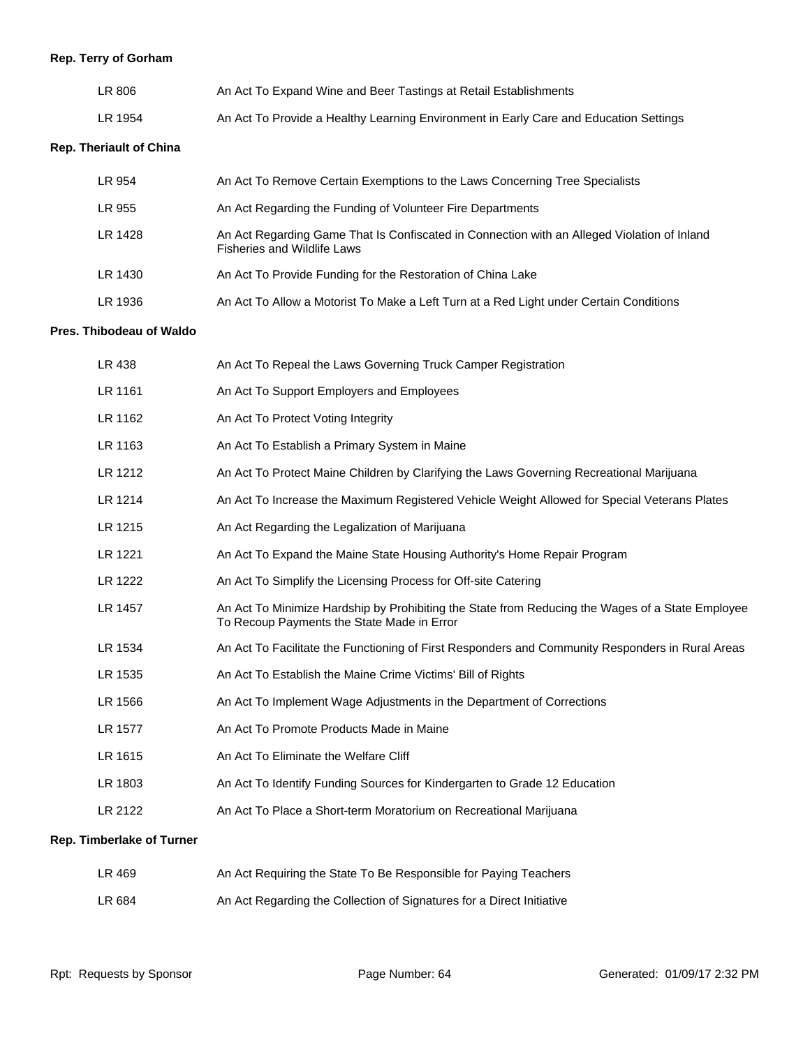**Rep. Terry of Gorham**

| | |
|---|---|
| LR 806 | An Act To Expand Wine and Beer Tastings at Retail Establishments |
| LR 1954 | An Act To Provide a Healthy Learning Environment in Early Care and Education Settings |

**Rep. Theriault of China**

| | |
|---|---|
| LR 954 | An Act To Remove Certain Exemptions to the Laws Concerning Tree Specialists |
| LR 955 | An Act Regarding the Funding of Volunteer Fire Departments |
| LR 1428 | An Act Regarding Game That Is Confiscated in Connection with an Alleged Violation of Inland Fisheries and Wildlife Laws |
| LR 1430 | An Act To Provide Funding for the Restoration of China Lake |
| LR 1936 | An Act To Allow a Motorist To Make a Left Turn at a Red Light under Certain Conditions |

**Pres. Thibodeau of Waldo**

| | |
|---|---|
| LR 438 | An Act To Repeal the Laws Governing Truck Camper Registration |
| LR 1161 | An Act To Support Employers and Employees |
| LR 1162 | An Act To Protect Voting Integrity |
| LR 1163 | An Act To Establish a Primary System in Maine |
| LR 1212 | An Act To Protect Maine Children by Clarifying the Laws Governing Recreational Marijuana |
| LR 1214 | An Act To Increase the Maximum Registered Vehicle Weight Allowed for Special Veterans Plates |
| LR 1215 | An Act Regarding the Legalization of Marijuana |
| LR 1221 | An Act To Expand the Maine State Housing Authority's Home Repair Program |
| LR 1222 | An Act To Simplify the Licensing Process for Off-site Catering |
| LR 1457 | An Act To Minimize Hardship by Prohibiting the State from Reducing the Wages of a State Employee To Recoup Payments the State Made in Error |
| LR 1534 | An Act To Facilitate the Functioning of First Responders and Community Responders in Rural Areas |
| LR 1535 | An Act To Establish the Maine Crime Victims' Bill of Rights |
| LR 1566 | An Act To Implement Wage Adjustments in the Department of Corrections |
| LR 1577 | An Act To Promote Products Made in Maine |
| LR 1615 | An Act To Eliminate the Welfare Cliff |
| LR 1803 | An Act To Identify Funding Sources for Kindergarten to Grade 12 Education |
| LR 2122 | An Act To Place a Short-term Moratorium on Recreational Marijuana |

**Rep. Timberlake of Turner**

| | |
|---|---|
| LR 469 | An Act Requiring the State To Be Responsible for Paying Teachers |
| LR 684 | An Act Regarding the Collection of Signatures for a Direct Initiative |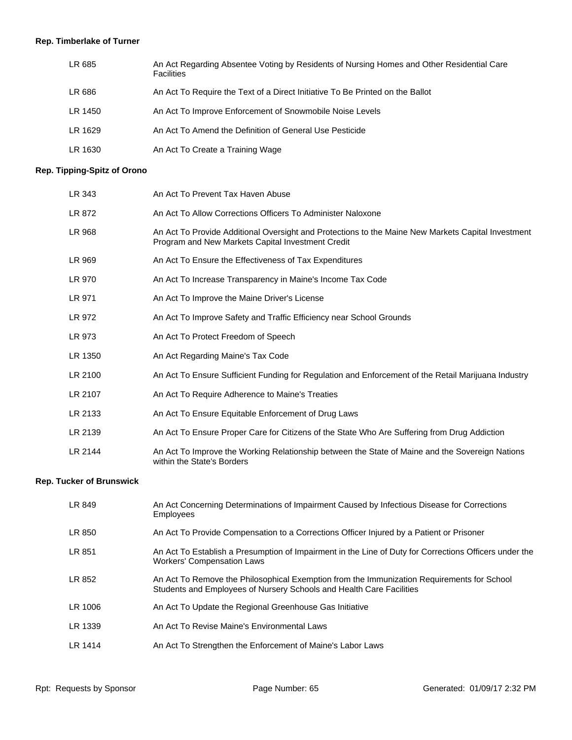**Rep. Timberlake of Turner**

| | |
|---|---|
| LR 685 | An Act Regarding Absentee Voting by Residents of Nursing Homes and Other Residential Care Facilities |
| LR 686 | An Act To Require the Text of a Direct Initiative To Be Printed on the Ballot |
| LR 1450 | An Act To Improve Enforcement of Snowmobile Noise Levels |
| LR 1629 | An Act To Amend the Definition of General Use Pesticide |
| LR 1630 | An Act To Create a Training Wage |

**Rep. Tipping-Spitz of Orono**

| | |
|---|---|
| LR 343 | An Act To Prevent Tax Haven Abuse |
| LR 872 | An Act To Allow Corrections Officers To Administer Naloxone |
| LR 968 | An Act To Provide Additional Oversight and Protections to the Maine New Markets Capital Investment Program and New Markets Capital Investment Credit |
| LR 969 | An Act To Ensure the Effectiveness of Tax Expenditures |
| LR 970 | An Act To Increase Transparency in Maine's Income Tax Code |
| LR 971 | An Act To Improve the Maine Driver's License |
| LR 972 | An Act To Improve Safety and Traffic Efficiency near School Grounds |
| LR 973 | An Act To Protect Freedom of Speech |
| LR 1350 | An Act Regarding Maine's Tax Code |
| LR 2100 | An Act To Ensure Sufficient Funding for Regulation and Enforcement of the Retail Marijuana Industry |
| LR 2107 | An Act To Require Adherence to Maine's Treaties |
| LR 2133 | An Act To Ensure Equitable Enforcement of Drug Laws |
| LR 2139 | An Act To Ensure Proper Care for Citizens of the State Who Are Suffering from Drug Addiction |
| LR 2144 | An Act To Improve the Working Relationship between the State of Maine and the Sovereign Nations within the State's Borders |

**Rep. Tucker of Brunswick**

| | |
|---|---|
| LR 849 | An Act Concerning Determinations of Impairment Caused by Infectious Disease for Corrections Employees |
| LR 850 | An Act To Provide Compensation to a Corrections Officer Injured by a Patient or Prisoner |
| LR 851 | An Act To Establish a Presumption of Impairment in the Line of Duty for Corrections Officers under the Workers' Compensation Laws |
| LR 852 | An Act To Remove the Philosophical Exemption from the Immunization Requirements for School Students and Employees of Nursery Schools and Health Care Facilities |
| LR 1006 | An Act To Update the Regional Greenhouse Gas Initiative |
| LR 1339 | An Act To Revise Maine's Environmental Laws |
| LR 1414 | An Act To Strengthen the Enforcement of Maine's Labor Laws |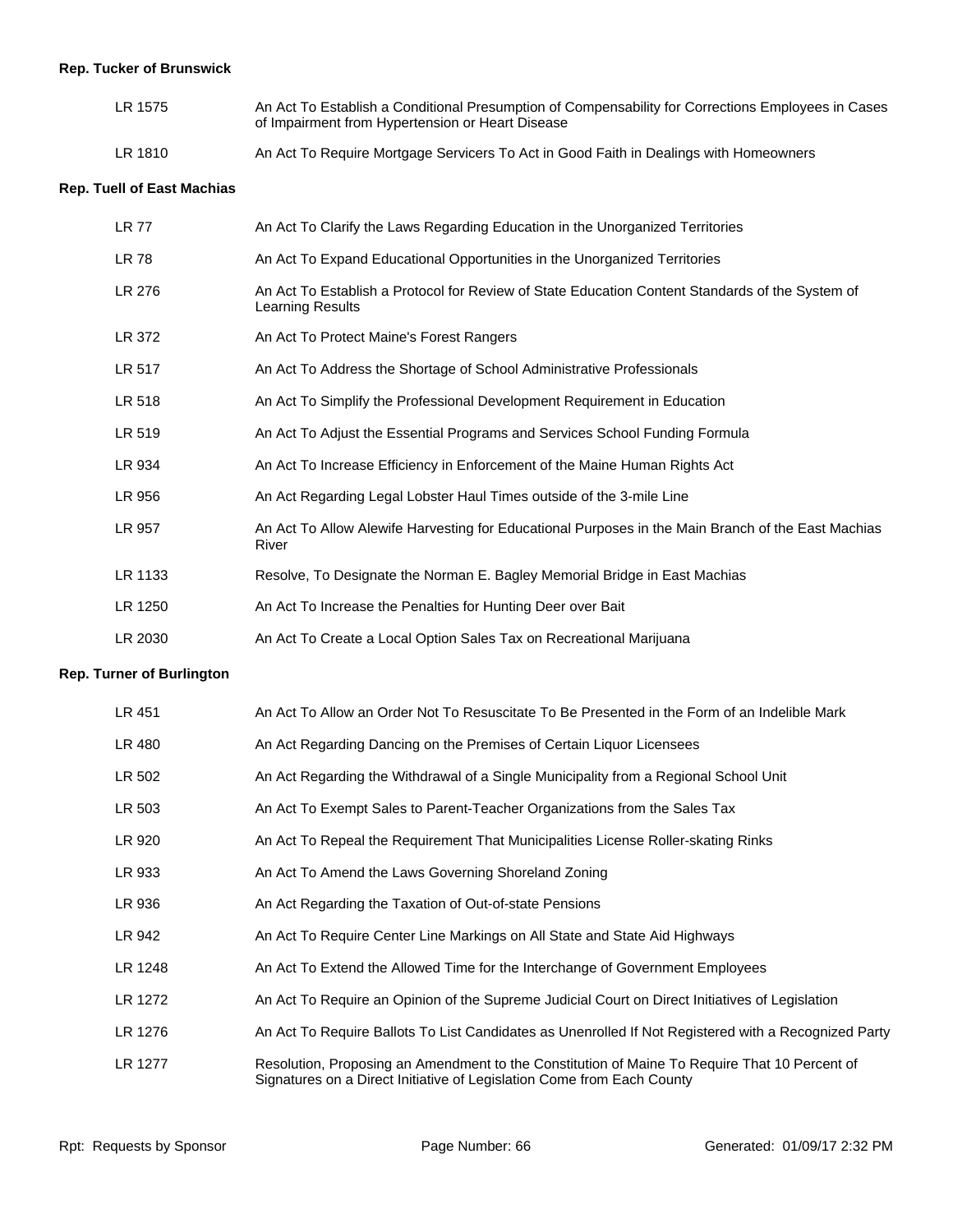**Rep. Tucker of Brunswick**

| | |
|---|---|
| LR 1575 | An Act To Establish a Conditional Presumption of Compensability for Corrections Employees in Cases of Impairment from Hypertension or Heart Disease |
| LR 1810 | An Act To Require Mortgage Servicers To Act in Good Faith in Dealings with Homeowners |

**Rep. Tuell of East Machias**

| | |
|---|---|
| LR 77 | An Act To Clarify the Laws Regarding Education in the Unorganized Territories |
| LR 78 | An Act To Expand Educational Opportunities in the Unorganized Territories |
| LR 276 | An Act To Establish a Protocol for Review of State Education Content Standards of the System of Learning Results |
| LR 372 | An Act To Protect Maine's Forest Rangers |
| LR 517 | An Act To Address the Shortage of School Administrative Professionals |
| LR 518 | An Act To Simplify the Professional Development Requirement in Education |
| LR 519 | An Act To Adjust the Essential Programs and Services School Funding Formula |
| LR 934 | An Act To Increase Efficiency in Enforcement of the Maine Human Rights Act |
| LR 956 | An Act Regarding Legal Lobster Haul Times outside of the 3-mile Line |
| LR 957 | An Act To Allow Alewife Harvesting for Educational Purposes in the Main Branch of the East Machias River |
| LR 1133 | Resolve, To Designate the Norman E. Bagley Memorial Bridge in East Machias |
| LR 1250 | An Act To Increase the Penalties for Hunting Deer over Bait |
| LR 2030 | An Act To Create a Local Option Sales Tax on Recreational Marijuana |

**Rep. Turner of Burlington**

| | |
|---|---|
| LR 451 | An Act To Allow an Order Not To Resuscitate To Be Presented in the Form of an Indelible Mark |
| LR 480 | An Act Regarding Dancing on the Premises of Certain Liquor Licensees |
| LR 502 | An Act Regarding the Withdrawal of a Single Municipality from a Regional School Unit |
| LR 503 | An Act To Exempt Sales to Parent-Teacher Organizations from the Sales Tax |
| LR 920 | An Act To Repeal the Requirement That Municipalities License Roller-skating Rinks |
| LR 933 | An Act To Amend the Laws Governing Shoreland Zoning |
| LR 936 | An Act Regarding the Taxation of Out-of-state Pensions |
| LR 942 | An Act To Require Center Line Markings on All State and State Aid Highways |
| LR 1248 | An Act To Extend the Allowed Time for the Interchange of Government Employees |
| LR 1272 | An Act To Require an Opinion of the Supreme Judicial Court on Direct Initiatives of Legislation |
| LR 1276 | An Act To Require Ballots To List Candidates as Unenrolled If Not Registered with a Recognized Party |
| LR 1277 | Resolution, Proposing an Amendment to the Constitution of Maine To Require That 10 Percent of Signatures on a Direct Initiative of Legislation Come from Each County |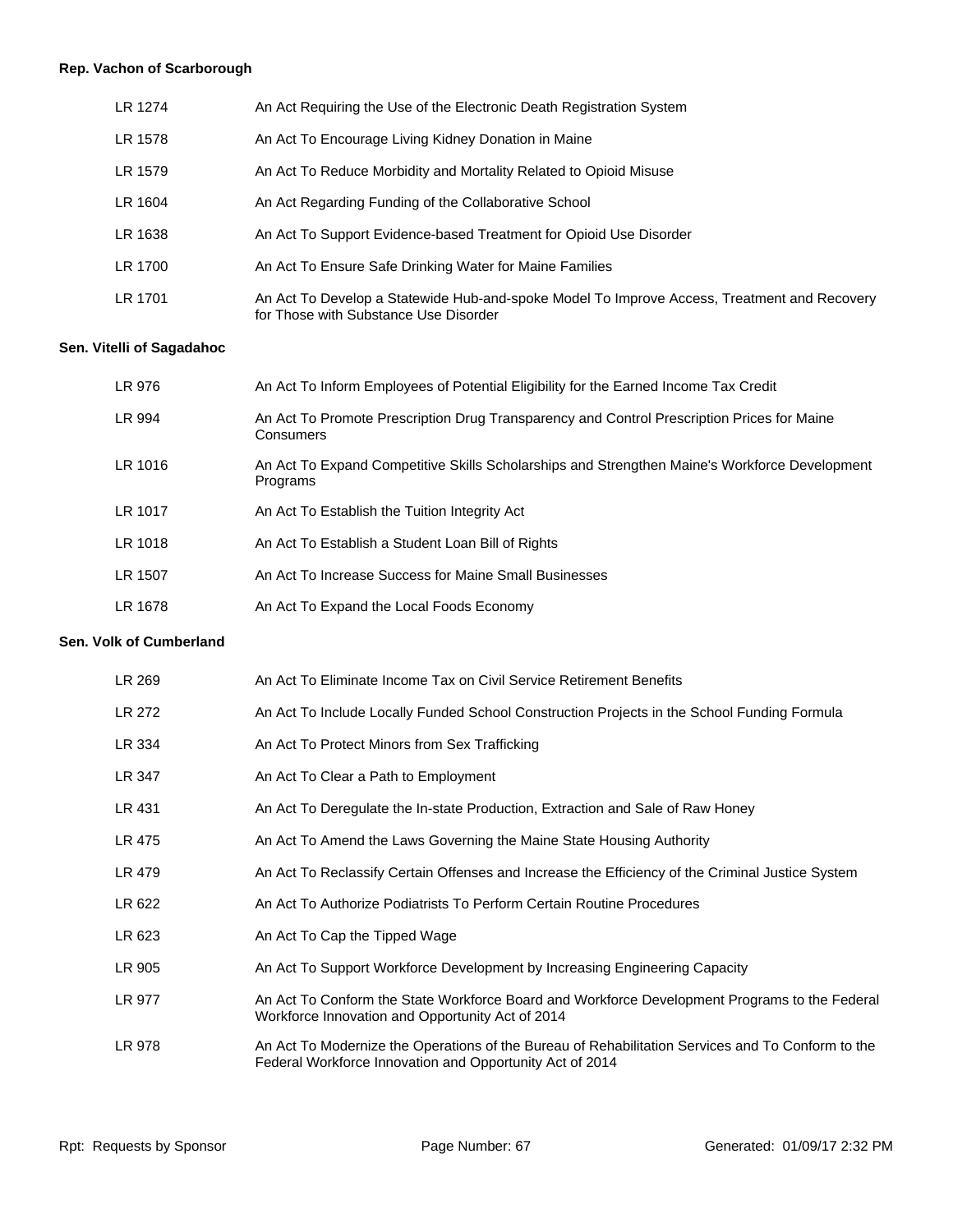**Rep. Vachon of Scarborough**

| | |
|---|---|
| LR 1274 | An Act Requiring the Use of the Electronic Death Registration System |
| LR 1578 | An Act To Encourage Living Kidney Donation in Maine |
| LR 1579 | An Act To Reduce Morbidity and Mortality Related to Opioid Misuse |
| LR 1604 | An Act Regarding Funding of the Collaborative School |
| LR 1638 | An Act To Support Evidence-based Treatment for Opioid Use Disorder |
| LR 1700 | An Act To Ensure Safe Drinking Water for Maine Families |
| LR 1701 | An Act To Develop a Statewide Hub-and-spoke Model To Improve Access, Treatment and Recovery for Those with Substance Use Disorder |

**Sen. Vitelli of Sagadahoc**

| | |
|---|---|
| LR 976 | An Act To Inform Employees of Potential Eligibility for the Earned Income Tax Credit |
| LR 994 | An Act To Promote Prescription Drug Transparency and Control Prescription Prices for Maine Consumers |
| LR 1016 | An Act To Expand Competitive Skills Scholarships and Strengthen Maine's Workforce Development Programs |
| LR 1017 | An Act To Establish the Tuition Integrity Act |
| LR 1018 | An Act To Establish a Student Loan Bill of Rights |
| LR 1507 | An Act To Increase Success for Maine Small Businesses |
| LR 1678 | An Act To Expand the Local Foods Economy |

**Sen. Volk of Cumberland**

| | |
|---|---|
| LR 269 | An Act To Eliminate Income Tax on Civil Service Retirement Benefits |
| LR 272 | An Act To Include Locally Funded School Construction Projects in the School Funding Formula |
| LR 334 | An Act To Protect Minors from Sex Trafficking |
| LR 347 | An Act To Clear a Path to Employment |
| LR 431 | An Act To Deregulate the In-state Production, Extraction and Sale of Raw Honey |
| LR 475 | An Act To Amend the Laws Governing the Maine State Housing Authority |
| LR 479 | An Act To Reclassify Certain Offenses and Increase the Efficiency of the Criminal Justice System |
| LR 622 | An Act To Authorize Podiatrists To Perform Certain Routine Procedures |
| LR 623 | An Act To Cap the Tipped Wage |
| LR 905 | An Act To Support Workforce Development by Increasing Engineering Capacity |
| LR 977 | An Act To Conform the State Workforce Board and Workforce Development Programs to the Federal Workforce Innovation and Opportunity Act of 2014 |
| LR 978 | An Act To Modernize the Operations of the Bureau of Rehabilitation Services and To Conform to the Federal Workforce Innovation and Opportunity Act of 2014 |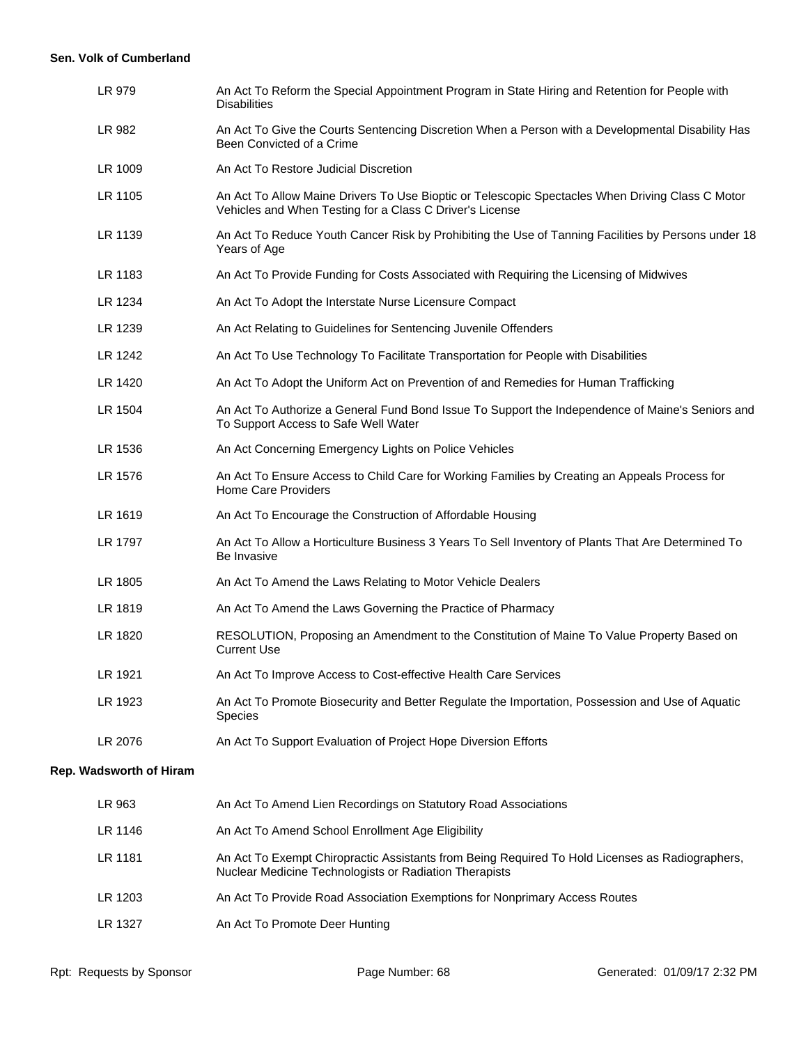**Sen. Volk of Cumberland**

| | |
|---|---|
| LR 979 | An Act To Reform the Special Appointment Program in State Hiring and Retention for People with Disabilities |
| LR 982 | An Act To Give the Courts Sentencing Discretion When a Person with a Developmental Disability Has Been Convicted of a Crime |
| LR 1009 | An Act To Restore Judicial Discretion |
| LR 1105 | An Act To Allow Maine Drivers To Use Bioptic or Telescopic Spectacles When Driving Class C Motor Vehicles and When Testing for a Class C Driver's License |
| LR 1139 | An Act To Reduce Youth Cancer Risk by Prohibiting the Use of Tanning Facilities by Persons under 18 Years of Age |
| LR 1183 | An Act To Provide Funding for Costs Associated with Requiring the Licensing of Midwives |
| LR 1234 | An Act To Adopt the Interstate Nurse Licensure Compact |
| LR 1239 | An Act Relating to Guidelines for Sentencing Juvenile Offenders |
| LR 1242 | An Act To Use Technology To Facilitate Transportation for People with Disabilities |
| LR 1420 | An Act To Adopt the Uniform Act on Prevention of and Remedies for Human Trafficking |
| LR 1504 | An Act To Authorize a General Fund Bond Issue To Support the Independence of Maine's Seniors and To Support Access to Safe Well Water |
| LR 1536 | An Act Concerning Emergency Lights on Police Vehicles |
| LR 1576 | An Act To Ensure Access to Child Care for Working Families by Creating an Appeals Process for Home Care Providers |
| LR 1619 | An Act To Encourage the Construction of Affordable Housing |
| LR 1797 | An Act To Allow a Horticulture Business 3 Years To Sell Inventory of Plants That Are Determined To Be Invasive |
| LR 1805 | An Act To Amend the Laws Relating to Motor Vehicle Dealers |
| LR 1819 | An Act To Amend the Laws Governing the Practice of Pharmacy |
| LR 1820 | RESOLUTION, Proposing an Amendment to the Constitution of Maine To Value Property Based on Current Use |
| LR 1921 | An Act To Improve Access to Cost-effective Health Care Services |
| LR 1923 | An Act To Promote Biosecurity and Better Regulate the Importation, Possession and Use of Aquatic Species |
| LR 2076 | An Act To Support Evaluation of Project Hope Diversion Efforts |

**Rep. Wadsworth of Hiram**

| | |
|---|---|
| LR 963 | An Act To Amend Lien Recordings on Statutory Road Associations |
| LR 1146 | An Act To Amend School Enrollment Age Eligibility |
| LR 1181 | An Act To Exempt Chiropractic Assistants from Being Required To Hold Licenses as Radiographers, Nuclear Medicine Technologists or Radiation Therapists |
| LR 1203 | An Act To Provide Road Association Exemptions for Nonprimary Access Routes |
| LR 1327 | An Act To Promote Deer Hunting |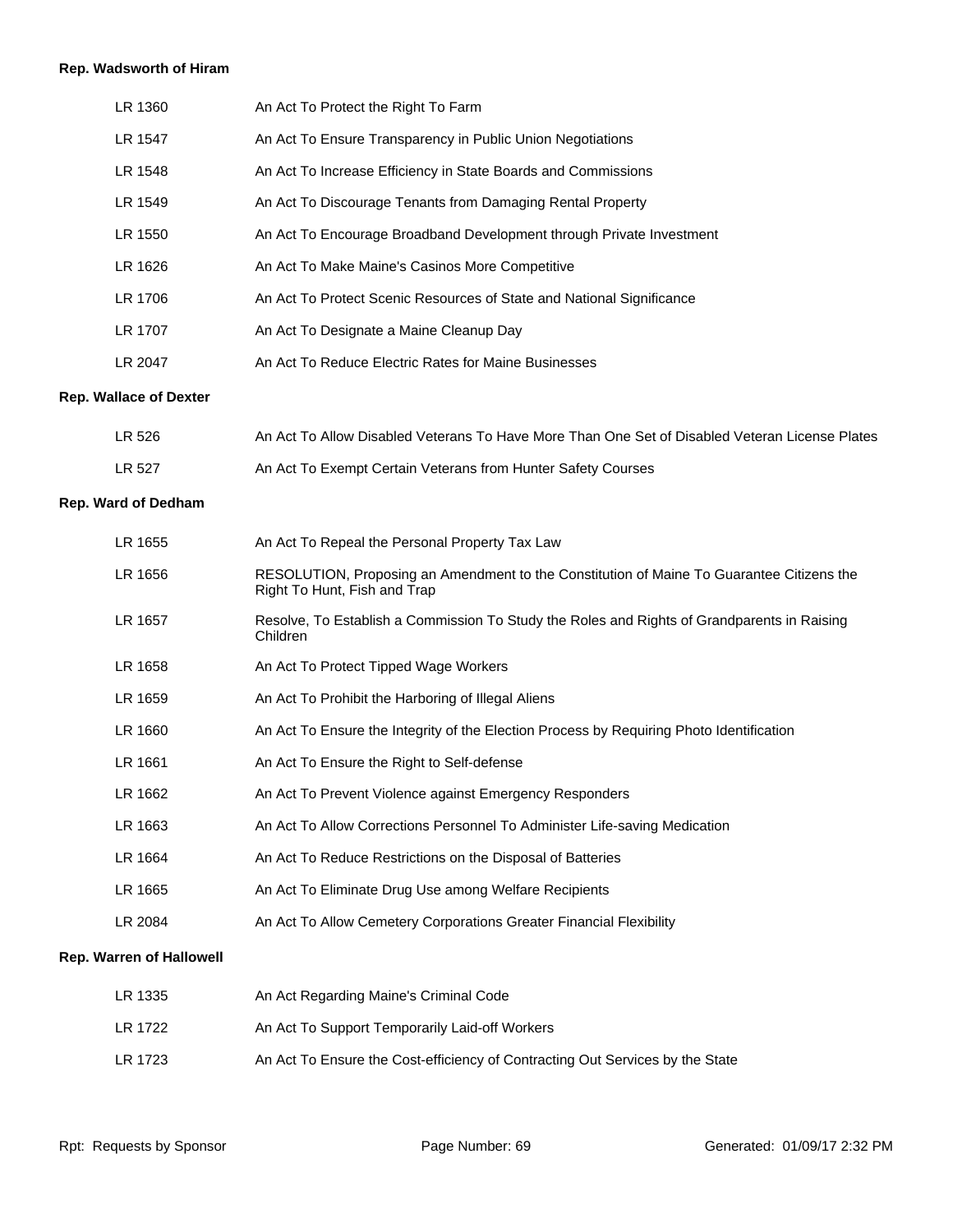**Rep. Wadsworth of Hiram**

| | |
|---|---|
| LR 1360 | An Act To Protect the Right To Farm |
| LR 1547 | An Act To Ensure Transparency in Public Union Negotiations |
| LR 1548 | An Act To Increase Efficiency in State Boards and Commissions |
| LR 1549 | An Act To Discourage Tenants from Damaging Rental Property |
| LR 1550 | An Act To Encourage Broadband Development through Private Investment |
| LR 1626 | An Act To Make Maine's Casinos More Competitive |
| LR 1706 | An Act To Protect Scenic Resources of State and National Significance |
| LR 1707 | An Act To Designate a Maine Cleanup Day |
| LR 2047 | An Act To Reduce Electric Rates for Maine Businesses |

**Rep. Wallace of Dexter**

| | |
|---|---|
| LR 526 | An Act To Allow Disabled Veterans To Have More Than One Set of Disabled Veteran License Plates |
| LR 527 | An Act To Exempt Certain Veterans from Hunter Safety Courses |

**Rep. Ward of Dedham**

| | |
|---|---|
| LR 1655 | An Act To Repeal the Personal Property Tax Law |
| LR 1656 | RESOLUTION, Proposing an Amendment to the Constitution of Maine To Guarantee Citizens the Right To Hunt, Fish and Trap |
| LR 1657 | Resolve, To Establish a Commission To Study the Roles and Rights of Grandparents in Raising Children |
| LR 1658 | An Act To Protect Tipped Wage Workers |
| LR 1659 | An Act To Prohibit the Harboring of Illegal Aliens |
| LR 1660 | An Act To Ensure the Integrity of the Election Process by Requiring Photo Identification |
| LR 1661 | An Act To Ensure the Right to Self-defense |
| LR 1662 | An Act To Prevent Violence against Emergency Responders |
| LR 1663 | An Act To Allow Corrections Personnel To Administer Life-saving Medication |
| LR 1664 | An Act To Reduce Restrictions on the Disposal of Batteries |
| LR 1665 | An Act To Eliminate Drug Use among Welfare Recipients |
| LR 2084 | An Act To Allow Cemetery Corporations Greater Financial Flexibility |

**Rep. Warren of Hallowell**

| | |
|---|---|
| LR 1335 | An Act Regarding Maine's Criminal Code |
| LR 1722 | An Act To Support Temporarily Laid-off Workers |
| LR 1723 | An Act To Ensure the Cost-efficiency of Contracting Out Services by the State |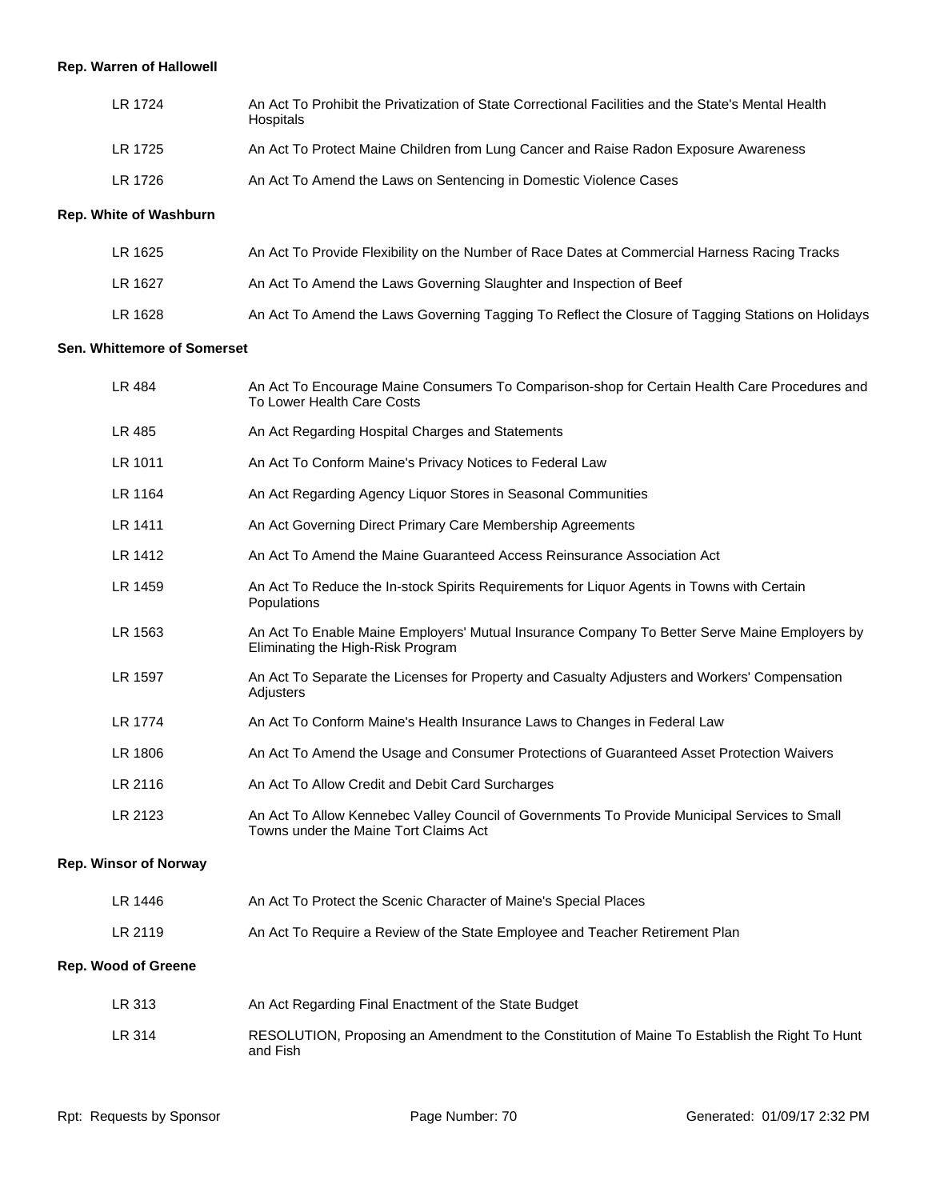**Rep. Warren of Hallowell**

| | |
|---|---|
| LR 1724 | An Act To Prohibit the Privatization of State Correctional Facilities and the State's Mental Health Hospitals |
| LR 1725 | An Act To Protect Maine Children from Lung Cancer and Raise Radon Exposure Awareness |
| LR 1726 | An Act To Amend the Laws on Sentencing in Domestic Violence Cases |

**Rep. White of Washburn**

| | |
|---|---|
| LR 1625 | An Act To Provide Flexibility on the Number of Race Dates at Commercial Harness Racing Tracks |
| LR 1627 | An Act To Amend the Laws Governing Slaughter and Inspection of Beef |
| LR 1628 | An Act To Amend the Laws Governing Tagging To Reflect the Closure of Tagging Stations on Holidays |

**Sen. Whittemore of Somerset**

| | |
|---|---|
| LR 484 | An Act To Encourage Maine Consumers To Comparison-shop for Certain Health Care Procedures and To Lower Health Care Costs |
| LR 485 | An Act Regarding Hospital Charges and Statements |
| LR 1011 | An Act To Conform Maine's Privacy Notices to Federal Law |
| LR 1164 | An Act Regarding Agency Liquor Stores in Seasonal Communities |
| LR 1411 | An Act Governing Direct Primary Care Membership Agreements |
| LR 1412 | An Act To Amend the Maine Guaranteed Access Reinsurance Association Act |
| LR 1459 | An Act To Reduce the In-stock Spirits Requirements for Liquor Agents in Towns with Certain Populations |
| LR 1563 | An Act To Enable Maine Employers' Mutual Insurance Company To Better Serve Maine Employers by Eliminating the High-Risk Program |
| LR 1597 | An Act To Separate the Licenses for Property and Casualty Adjusters and Workers' Compensation Adjusters |
| LR 1774 | An Act To Conform Maine's Health Insurance Laws to Changes in Federal Law |
| LR 1806 | An Act To Amend the Usage and Consumer Protections of Guaranteed Asset Protection Waivers |
| LR 2116 | An Act To Allow Credit and Debit Card Surcharges |
| LR 2123 | An Act To Allow Kennebec Valley Council of Governments To Provide Municipal Services to Small Towns under the Maine Tort Claims Act |

**Rep. Winsor of Norway**

| | |
|---|---|
| LR 1446 | An Act To Protect the Scenic Character of Maine's Special Places |
| LR 2119 | An Act To Require a Review of the State Employee and Teacher Retirement Plan |

**Rep. Wood of Greene**

| | |
|---|---|
| LR 313 | An Act Regarding Final Enactment of the State Budget |
| LR 314 | RESOLUTION, Proposing an Amendment to the Constitution of Maine To Establish the Right To Hunt and Fish |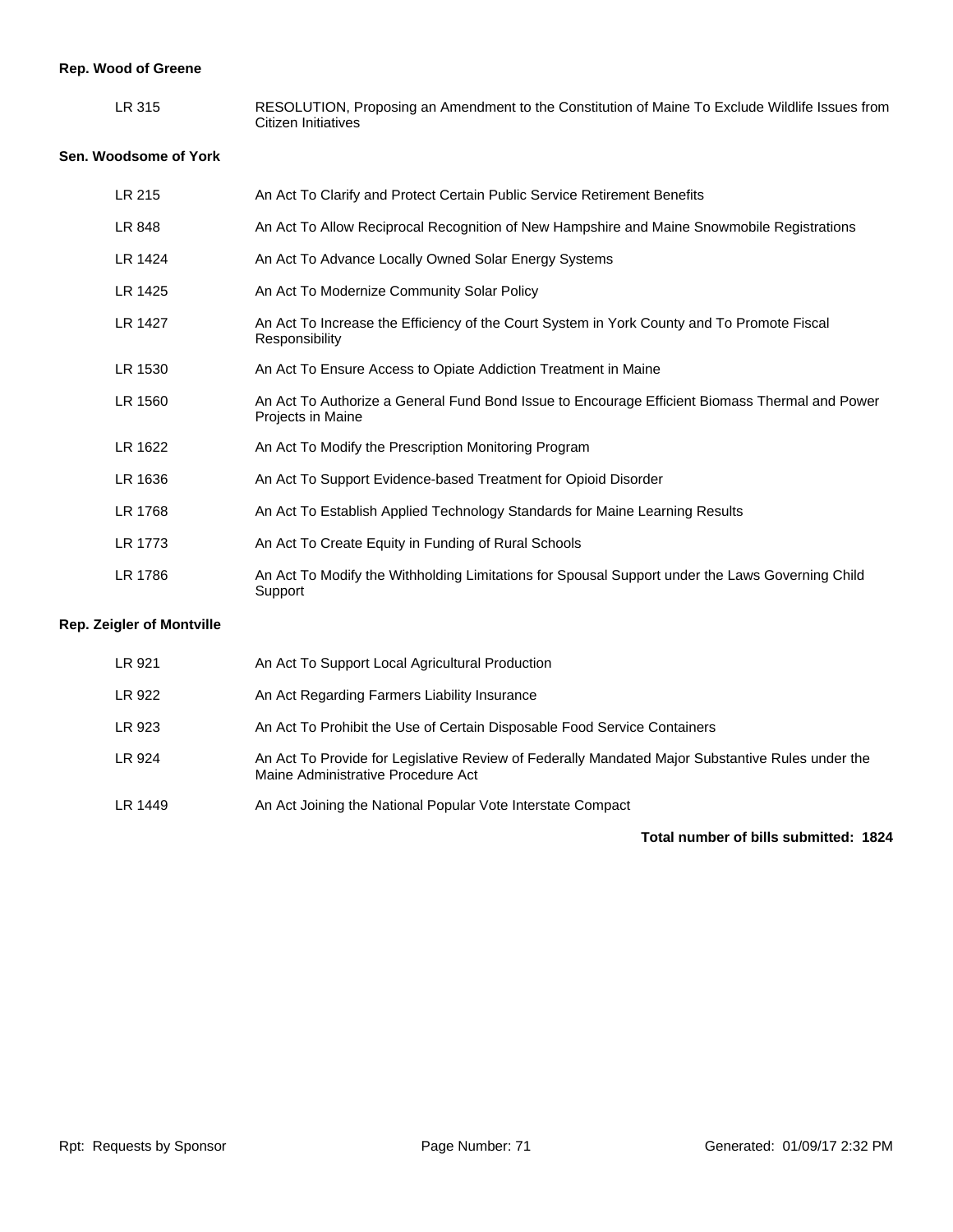**Rep. Wood of Greene**

| | |
|---|---|
| LR 315 | RESOLUTION, Proposing an Amendment to the Constitution of Maine To Exclude Wildlife Issues from Citizen Initiatives |

**Sen. Woodsome of York**

| | |
|---|---|
| LR 215 | An Act To Clarify and Protect Certain Public Service Retirement Benefits |
| LR 848 | An Act To Allow Reciprocal Recognition of New Hampshire and Maine Snowmobile Registrations |
| LR 1424 | An Act To Advance Locally Owned Solar Energy Systems |
| LR 1425 | An Act To Modernize Community Solar Policy |
| LR 1427 | An Act To Increase the Efficiency of the Court System in York County and To Promote Fiscal Responsibility |
| LR 1530 | An Act To Ensure Access to Opiate Addiction Treatment in Maine |
| LR 1560 | An Act To Authorize a General Fund Bond Issue to Encourage Efficient Biomass Thermal and Power Projects in Maine |
| LR 1622 | An Act To Modify the Prescription Monitoring Program |
| LR 1636 | An Act To Support Evidence-based Treatment for Opioid Disorder |
| LR 1768 | An Act To Establish Applied Technology Standards for Maine Learning Results |
| LR 1773 | An Act To Create Equity in Funding of Rural Schools |
| LR 1786 | An Act To Modify the Withholding Limitations for Spousal Support under the Laws Governing Child Support |

**Rep. Zeigler of Montville**

| | |
|---|---|
| LR 921 | An Act To Support Local Agricultural Production |
| LR 922 | An Act Regarding Farmers Liability Insurance |
| LR 923 | An Act To Prohibit the Use of Certain Disposable Food Service Containers |
| LR 924 | An Act To Provide for Legislative Review of Federally Mandated Major Substantive Rules under the Maine Administrative Procedure Act |
| LR 1449 | An Act Joining the National Popular Vote Interstate Compact |

**Total number of bills submitted: 1824**